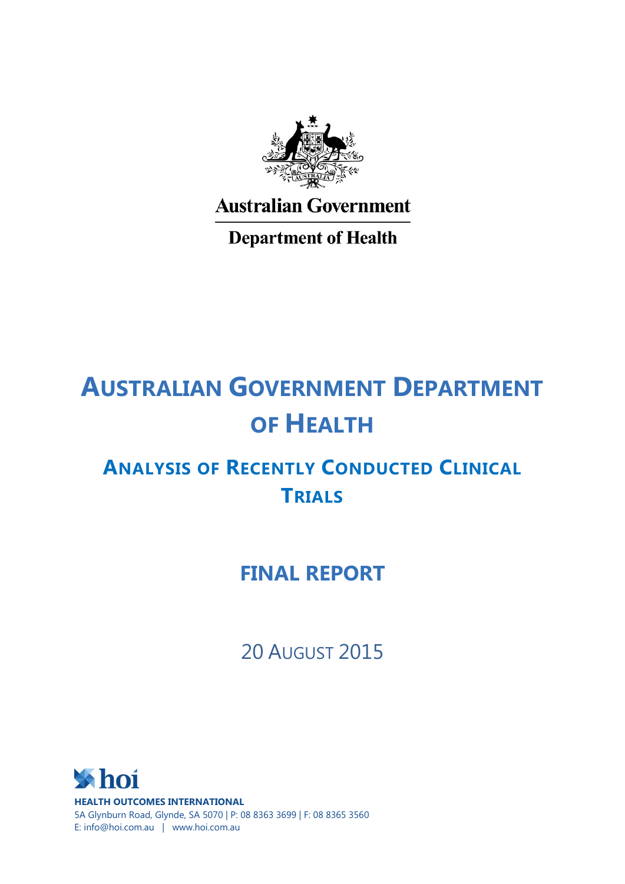Australian Government

Department of Health

# Australian Government Department of Health

## Analysis of Recently Conducted Clinical Trials

## FINAL REPORT

20 August 2015

hoi

**HEALTH OUTCOMES INTERNATIONAL**

5A Glynburn Road, Glynde, SA 5070 | P: 08 8363 3699 | F: 08 8365 3560

E: info@hoi.com.au | www.hoi.com.au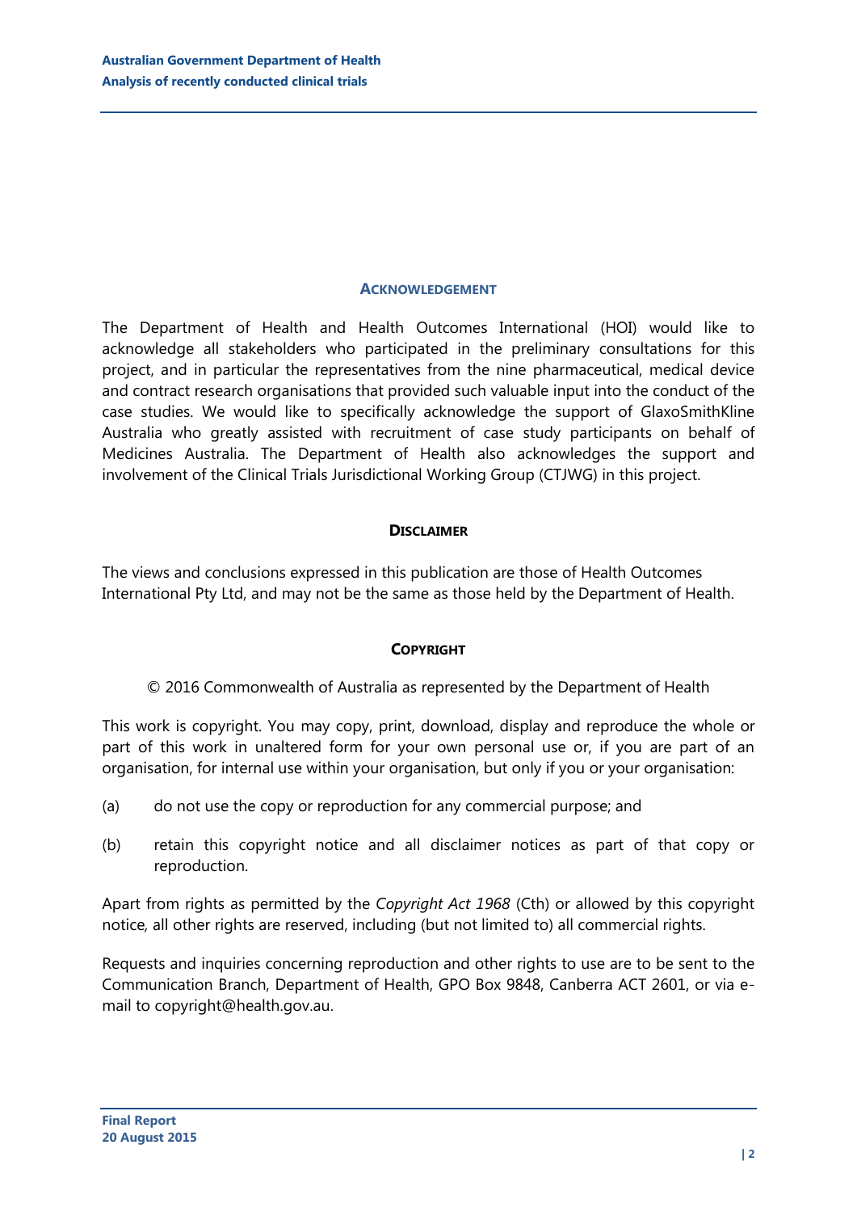## Acknowledgement

The Department of Health and Health Outcomes International (HOI) would like to acknowledge all stakeholders who participated in the preliminary consultations for this project, and in particular the representatives from the nine pharmaceutical, medical device and contract research organisations that provided such valuable input into the conduct of the case studies. We would like to specifically acknowledge the support of GlaxoSmithKline Australia who greatly assisted with recruitment of case study participants on behalf of Medicines Australia. The Department of Health also acknowledges the support and involvement of the Clinical Trials Jurisdictional Working Group (CTJWG) in this project.

## Disclaimer

The views and conclusions expressed in this publication are those of Health Outcomes International Pty Ltd, and may not be the same as those held by the Department of Health.

## Copyright

© 2016 Commonwealth of Australia as represented by the Department of Health

This work is copyright. You may copy, print, download, display and reproduce the whole or part of this work in unaltered form for your own personal use or, if you are part of an organisation, for internal use within your organisation, but only if you or your organisation:

(a) do not use the copy or reproduction for any commercial purpose; and

(b) retain this copyright notice and all disclaimer notices as part of that copy or reproduction.

Apart from rights as permitted by the *Copyright Act 1968* (Cth) or allowed by this copyright notice, all other rights are reserved, including (but not limited to) all commercial rights.

Requests and inquiries concerning reproduction and other rights to use are to be sent to the Communication Branch, Department of Health, GPO Box 9848, Canberra ACT 2601, or via e-mail to copyright@health.gov.au.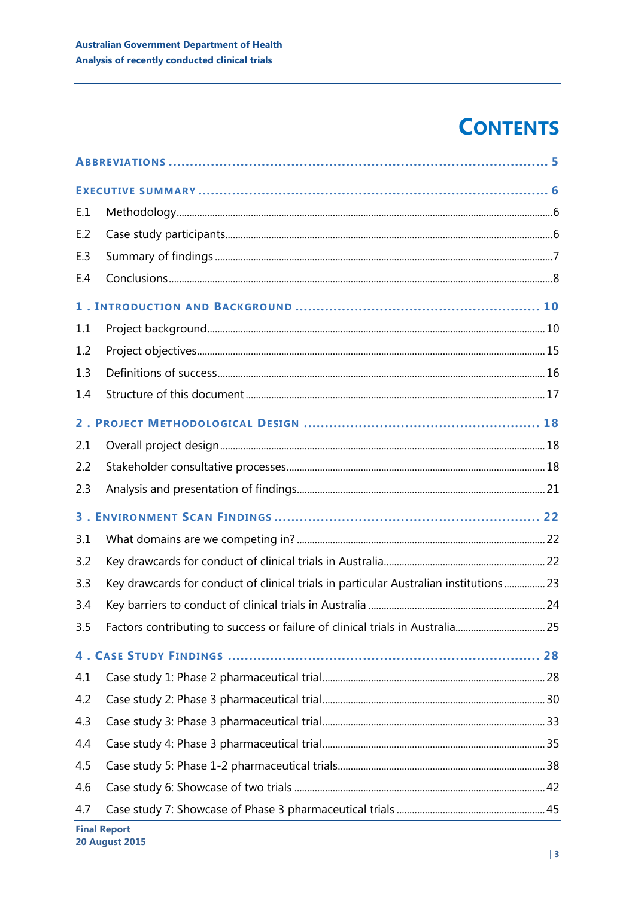# CONTENTS

**ABBREVIATIONS ..................................................................................... 5**

**EXECUTIVE SUMMARY ............................................................................ 6**

E.1 Methodology..........................................................................................6

E.2 Case study participants........................................................................6

E.3 Summary of findings ............................................................................7

E.4 Conclusions............................................................................................8

**1 . INTRODUCTION AND BACKGROUND ................................................. 10**

1.1 Project background..............................................................................10

1.2 Project objectives..................................................................................15

1.3 Definitions of success..........................................................................16

1.4 Structure of this document ..................................................................17

**2 . PROJECT METHODOLOGICAL DESIGN ............................................... 18**

2.1 Overall project design..........................................................................18

2.2 Stakeholder consultative processes....................................................18

2.3 Analysis and presentation of findings.................................................21

**3 . ENVIRONMENT SCAN FINDINGS ........................................................ 22**

3.1 What domains are we competing in? ..................................................22

3.2 Key drawcards for conduct of clinical trials in Australia....................22

3.3 Key drawcards for conduct of clinical trials in particular Australian institutions ................23

3.4 Key barriers to conduct of clinical trials in Australia .........................24

3.5 Factors contributing to success or failure of clinical trials in Australia...................25

**4 . CASE STUDY FINDINGS ...................................................................... 28**

4.1 Case study 1: Phase 2 pharmaceutical trial ........................................28

4.2 Case study 2: Phase 3 pharmaceutical trial ........................................30

4.3 Case study 3: Phase 3 pharmaceutical trial ........................................33

4.4 Case study 4: Phase 3 pharmaceutical trial ........................................35

4.5 Case study 5: Phase 1-2 pharmaceutical trials....................................38

4.6 Case study 6: Showcase of two trials ..................................................42

4.7 Case study 7: Showcase of Phase 3 pharmaceutical trials ..................45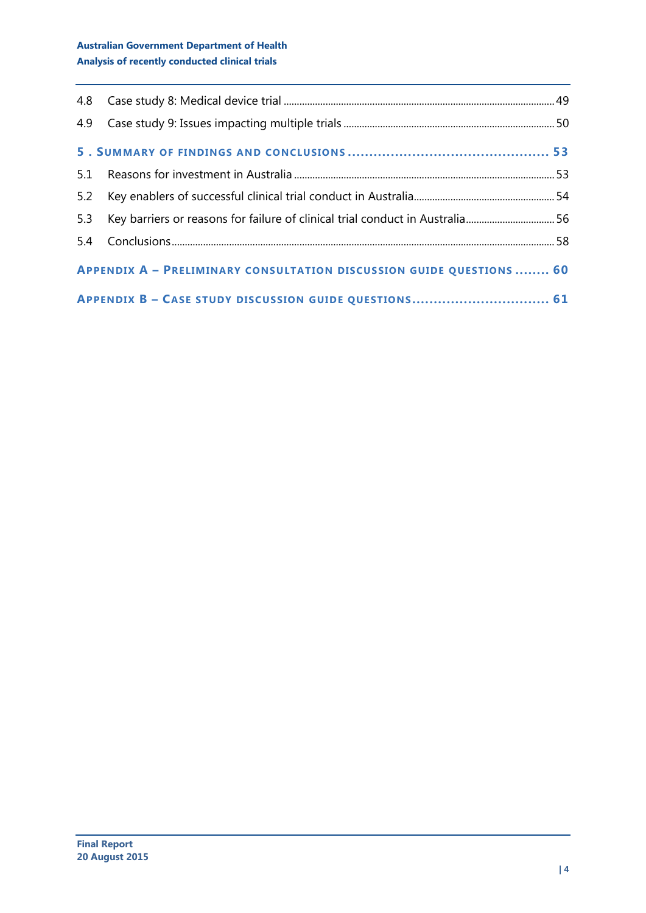4.8 Case study 8: Medical device trial ........................................................................................................ 49

4.9 Case study 9: Issues impacting multiple trials ................................................................................ 50

**5 . SUMMARY OF FINDINGS AND CONCLUSIONS ............................................... 53**

5.1 Reasons for investment in Australia ................................................................................................... 53

5.2 Key enablers of successful clinical trial conduct in Australia...................................................... 54

5.3 Key barriers or reasons for failure of clinical trial conduct in Australia.................................. 56

5.4 Conclusions................................................................................................................................................... 58

**APPENDIX A – PRELIMINARY CONSULTATION DISCUSSION GUIDE QUESTIONS ........ 60**

**APPENDIX B – CASE STUDY DISCUSSION GUIDE QUESTIONS................................ 61**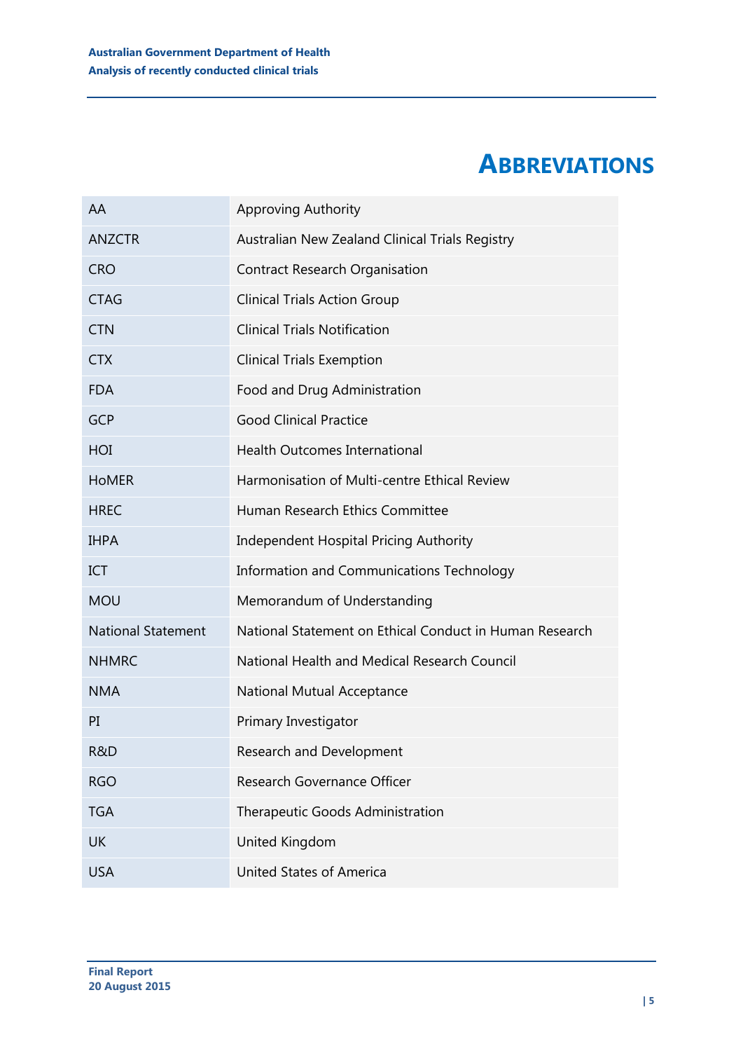# ABBREVIATIONS

| Abbreviation | Definition |
|---|---|
| AA | Approving Authority |
| ANZCTR | Australian New Zealand Clinical Trials Registry |
| CRO | Contract Research Organisation |
| CTAG | Clinical Trials Action Group |
| CTN | Clinical Trials Notification |
| CTX | Clinical Trials Exemption |
| FDA | Food and Drug Administration |
| GCP | Good Clinical Practice |
| HOI | Health Outcomes International |
| HoMER | Harmonisation of Multi-centre Ethical Review |
| HREC | Human Research Ethics Committee |
| IHPA | Independent Hospital Pricing Authority |
| ICT | Information and Communications Technology |
| MOU | Memorandum of Understanding |
| National Statement | National Statement on Ethical Conduct in Human Research |
| NHMRC | National Health and Medical Research Council |
| NMA | National Mutual Acceptance |
| PI | Primary Investigator |
| R&D | Research and Development |
| RGO | Research Governance Officer |
| TGA | Therapeutic Goods Administration |
| UK | United Kingdom |
| USA | United States of America |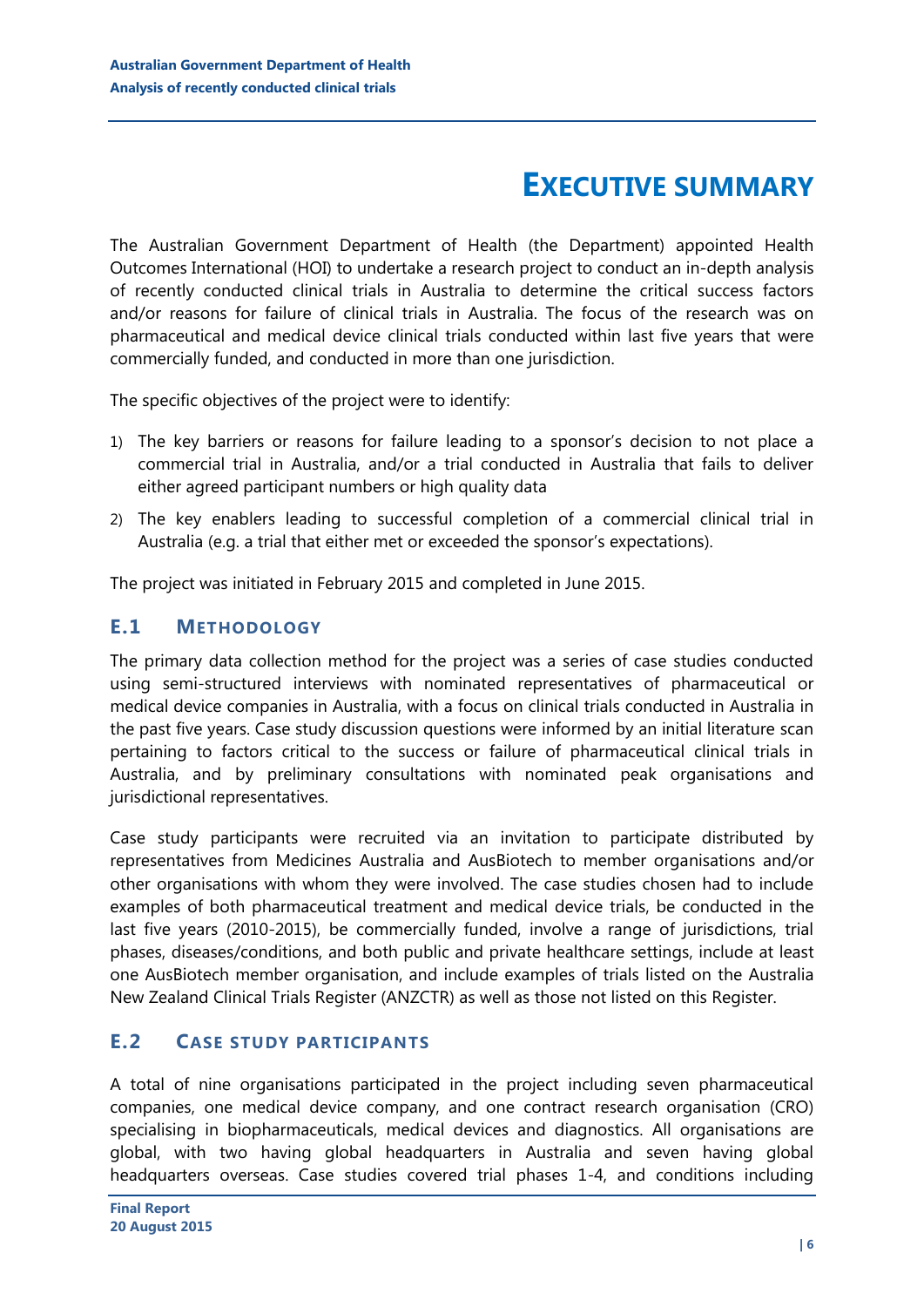# EXECUTIVE SUMMARY

The Australian Government Department of Health (the Department) appointed Health Outcomes International (HOI) to undertake a research project to conduct an in-depth analysis of recently conducted clinical trials in Australia to determine the critical success factors and/or reasons for failure of clinical trials in Australia. The focus of the research was on pharmaceutical and medical device clinical trials conducted within last five years that were commercially funded, and conducted in more than one jurisdiction.

The specific objectives of the project were to identify:

1) The key barriers or reasons for failure leading to a sponsor's decision to not place a commercial trial in Australia, and/or a trial conducted in Australia that fails to deliver either agreed participant numbers or high quality data
2) The key enablers leading to successful completion of a commercial clinical trial in Australia (e.g. a trial that either met or exceeded the sponsor's expectations).

The project was initiated in February 2015 and completed in June 2015.

## E.1 METHODOLOGY

The primary data collection method for the project was a series of case studies conducted using semi-structured interviews with nominated representatives of pharmaceutical or medical device companies in Australia, with a focus on clinical trials conducted in Australia in the past five years. Case study discussion questions were informed by an initial literature scan pertaining to factors critical to the success or failure of pharmaceutical clinical trials in Australia, and by preliminary consultations with nominated peak organisations and jurisdictional representatives.

Case study participants were recruited via an invitation to participate distributed by representatives from Medicines Australia and AusBiotech to member organisations and/or other organisations with whom they were involved. The case studies chosen had to include examples of both pharmaceutical treatment and medical device trials, be conducted in the last five years (2010-2015), be commercially funded, involve a range of jurisdictions, trial phases, diseases/conditions, and both public and private healthcare settings, include at least one AusBiotech member organisation, and include examples of trials listed on the Australia New Zealand Clinical Trials Register (ANZCTR) as well as those not listed on this Register.

## E.2 CASE STUDY PARTICIPANTS

A total of nine organisations participated in the project including seven pharmaceutical companies, one medical device company, and one contract research organisation (CRO) specialising in biopharmaceuticals, medical devices and diagnostics. All organisations are global, with two having global headquarters in Australia and seven having global headquarters overseas. Case studies covered trial phases 1-4, and conditions including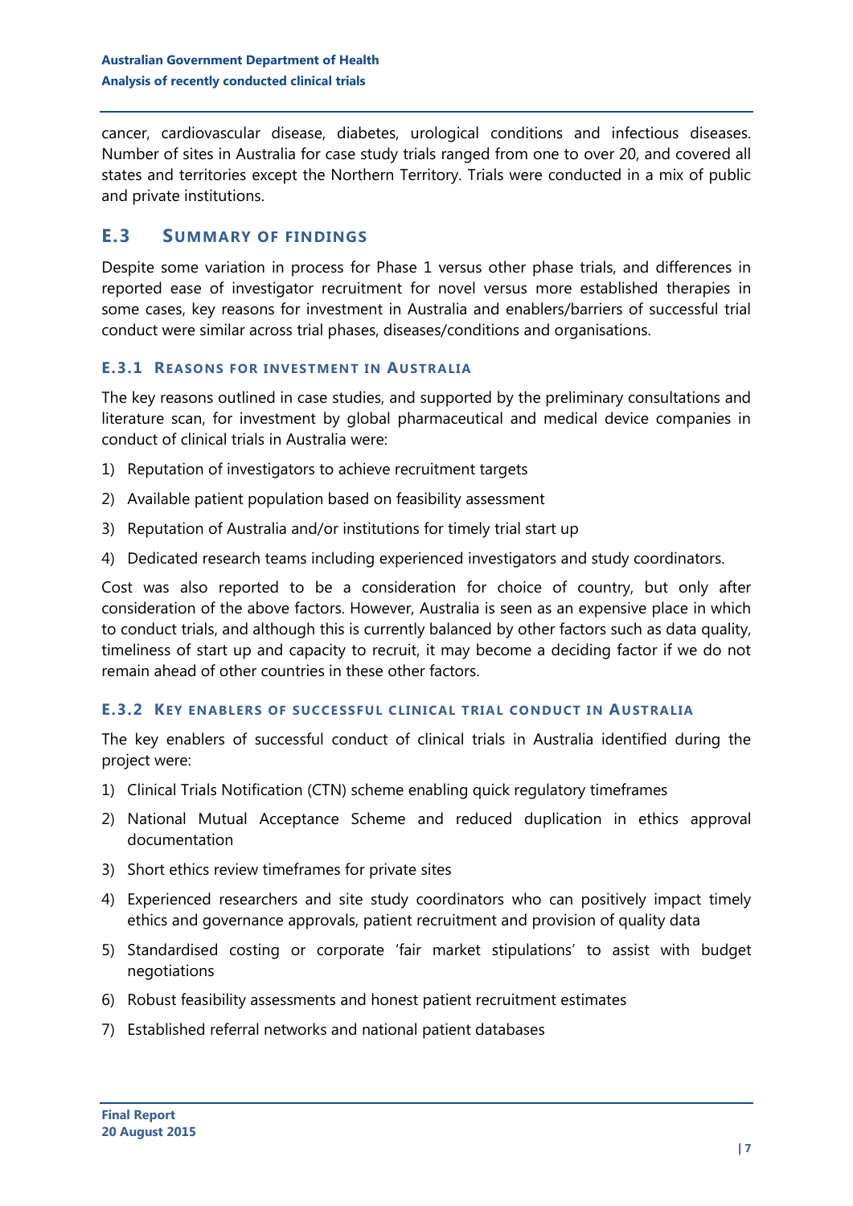cancer, cardiovascular disease, diabetes, urological conditions and infectious diseases. Number of sites in Australia for case study trials ranged from one to over 20, and covered all states and territories except the Northern Territory. Trials were conducted in a mix of public and private institutions.

## E.3 Summary of findings

Despite some variation in process for Phase 1 versus other phase trials, and differences in reported ease of investigator recruitment for novel versus more established therapies in some cases, key reasons for investment in Australia and enablers/barriers of successful trial conduct were similar across trial phases, diseases/conditions and organisations.

### E.3.1 Reasons for investment in Australia

The key reasons outlined in case studies, and supported by the preliminary consultations and literature scan, for investment by global pharmaceutical and medical device companies in conduct of clinical trials in Australia were:

1) Reputation of investigators to achieve recruitment targets
2) Available patient population based on feasibility assessment
3) Reputation of Australia and/or institutions for timely trial start up
4) Dedicated research teams including experienced investigators and study coordinators.

Cost was also reported to be a consideration for choice of country, but only after consideration of the above factors. However, Australia is seen as an expensive place in which to conduct trials, and although this is currently balanced by other factors such as data quality, timeliness of start up and capacity to recruit, it may become a deciding factor if we do not remain ahead of other countries in these other factors.

### E.3.2 Key enablers of successful clinical trial conduct in Australia

The key enablers of successful conduct of clinical trials in Australia identified during the project were:

1) Clinical Trials Notification (CTN) scheme enabling quick regulatory timeframes
2) National Mutual Acceptance Scheme and reduced duplication in ethics approval documentation
3) Short ethics review timeframes for private sites
4) Experienced researchers and site study coordinators who can positively impact timely ethics and governance approvals, patient recruitment and provision of quality data
5) Standardised costing or corporate 'fair market stipulations' to assist with budget negotiations
6) Robust feasibility assessments and honest patient recruitment estimates
7) Established referral networks and national patient databases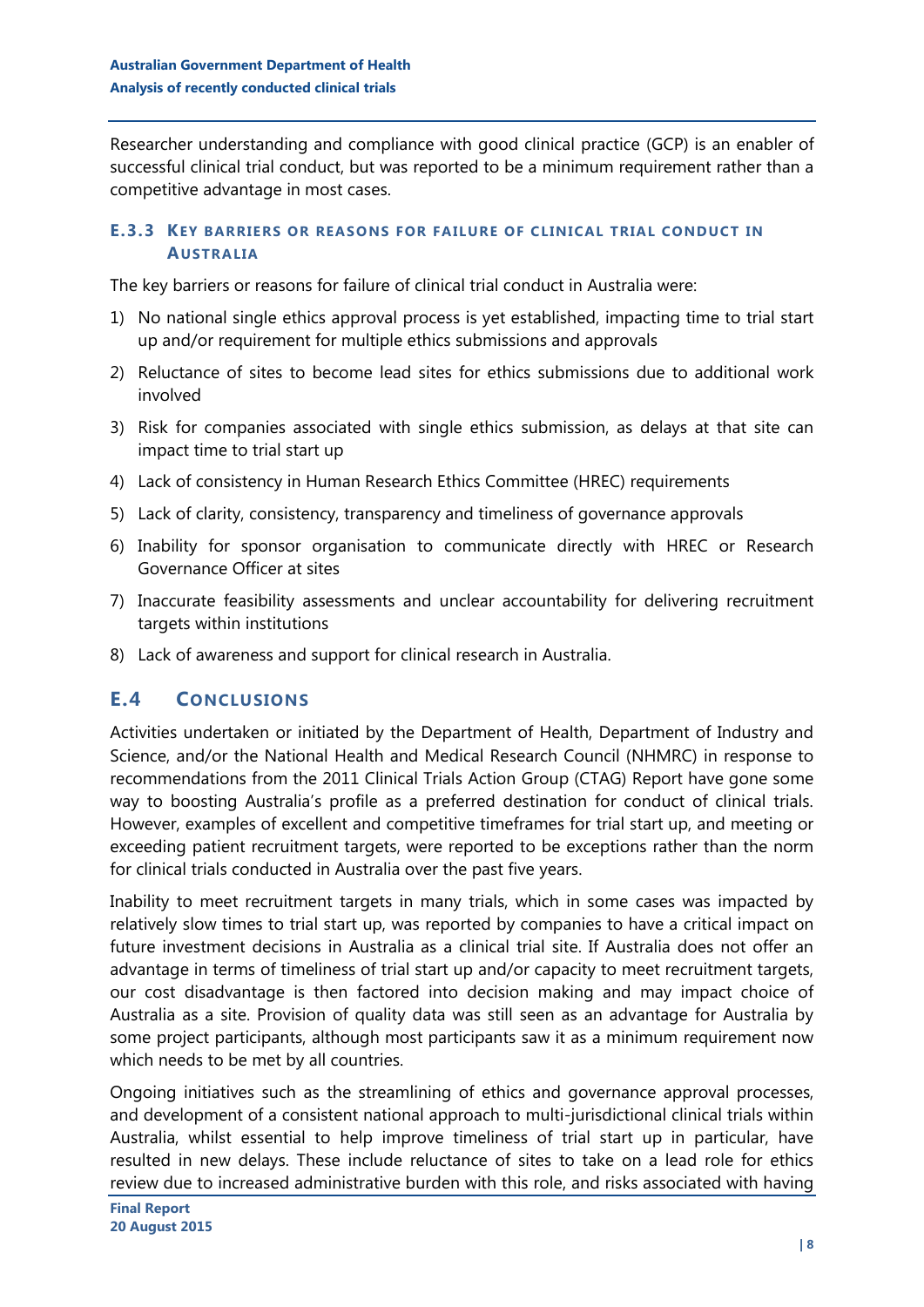Researcher understanding and compliance with good clinical practice (GCP) is an enabler of successful clinical trial conduct, but was reported to be a minimum requirement rather than a competitive advantage in most cases.

### E.3.3 Key barriers or reasons for failure of clinical trial conduct in Australia

The key barriers or reasons for failure of clinical trial conduct in Australia were:

1) No national single ethics approval process is yet established, impacting time to trial start up and/or requirement for multiple ethics submissions and approvals
2) Reluctance of sites to become lead sites for ethics submissions due to additional work involved
3) Risk for companies associated with single ethics submission, as delays at that site can impact time to trial start up
4) Lack of consistency in Human Research Ethics Committee (HREC) requirements
5) Lack of clarity, consistency, transparency and timeliness of governance approvals
6) Inability for sponsor organisation to communicate directly with HREC or Research Governance Officer at sites
7) Inaccurate feasibility assessments and unclear accountability for delivering recruitment targets within institutions
8) Lack of awareness and support for clinical research in Australia.

## E.4 Conclusions

Activities undertaken or initiated by the Department of Health, Department of Industry and Science, and/or the National Health and Medical Research Council (NHMRC) in response to recommendations from the 2011 Clinical Trials Action Group (CTAG) Report have gone some way to boosting Australia's profile as a preferred destination for conduct of clinical trials. However, examples of excellent and competitive timeframes for trial start up, and meeting or exceeding patient recruitment targets, were reported to be exceptions rather than the norm for clinical trials conducted in Australia over the past five years.

Inability to meet recruitment targets in many trials, which in some cases was impacted by relatively slow times to trial start up, was reported by companies to have a critical impact on future investment decisions in Australia as a clinical trial site. If Australia does not offer an advantage in terms of timeliness of trial start up and/or capacity to meet recruitment targets, our cost disadvantage is then factored into decision making and may impact choice of Australia as a site. Provision of quality data was still seen as an advantage for Australia by some project participants, although most participants saw it as a minimum requirement now which needs to be met by all countries.

Ongoing initiatives such as the streamlining of ethics and governance approval processes, and development of a consistent national approach to multi-jurisdictional clinical trials within Australia, whilst essential to help improve timeliness of trial start up in particular, have resulted in new delays. These include reluctance of sites to take on a lead role for ethics review due to increased administrative burden with this role, and risks associated with having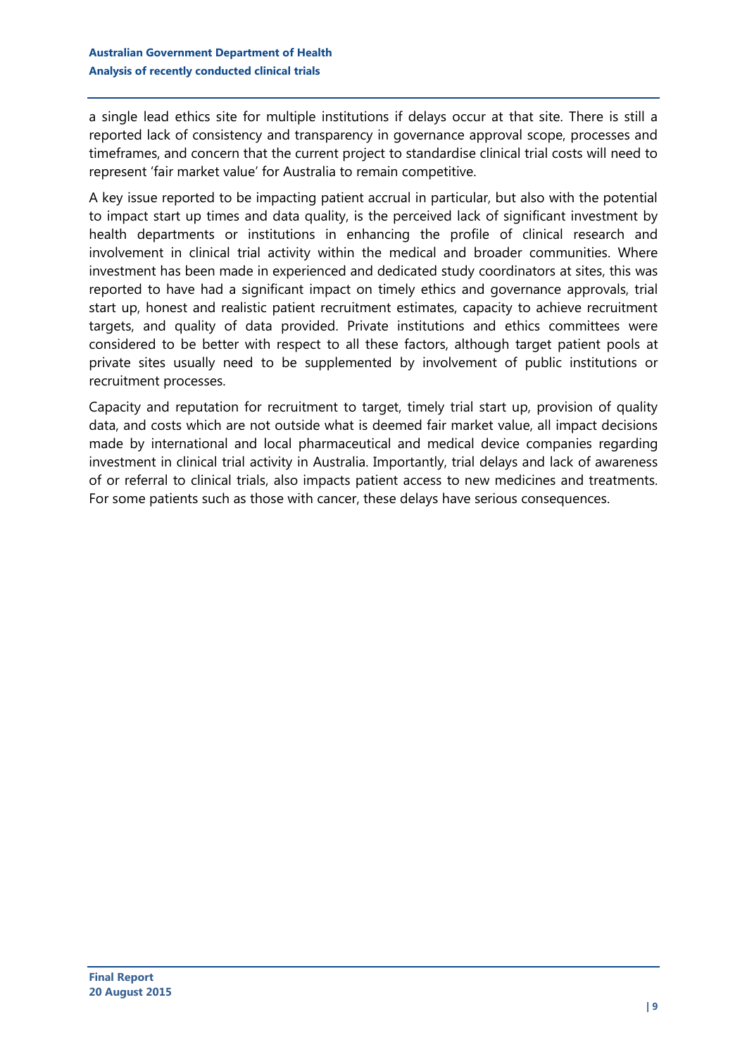a single lead ethics site for multiple institutions if delays occur at that site. There is still a reported lack of consistency and transparency in governance approval scope, processes and timeframes, and concern that the current project to standardise clinical trial costs will need to represent 'fair market value' for Australia to remain competitive.

A key issue reported to be impacting patient accrual in particular, but also with the potential to impact start up times and data quality, is the perceived lack of significant investment by health departments or institutions in enhancing the profile of clinical research and involvement in clinical trial activity within the medical and broader communities. Where investment has been made in experienced and dedicated study coordinators at sites, this was reported to have had a significant impact on timely ethics and governance approvals, trial start up, honest and realistic patient recruitment estimates, capacity to achieve recruitment targets, and quality of data provided. Private institutions and ethics committees were considered to be better with respect to all these factors, although target patient pools at private sites usually need to be supplemented by involvement of public institutions or recruitment processes.

Capacity and reputation for recruitment to target, timely trial start up, provision of quality data, and costs which are not outside what is deemed fair market value, all impact decisions made by international and local pharmaceutical and medical device companies regarding investment in clinical trial activity in Australia. Importantly, trial delays and lack of awareness of or referral to clinical trials, also impacts patient access to new medicines and treatments. For some patients such as those with cancer, these delays have serious consequences.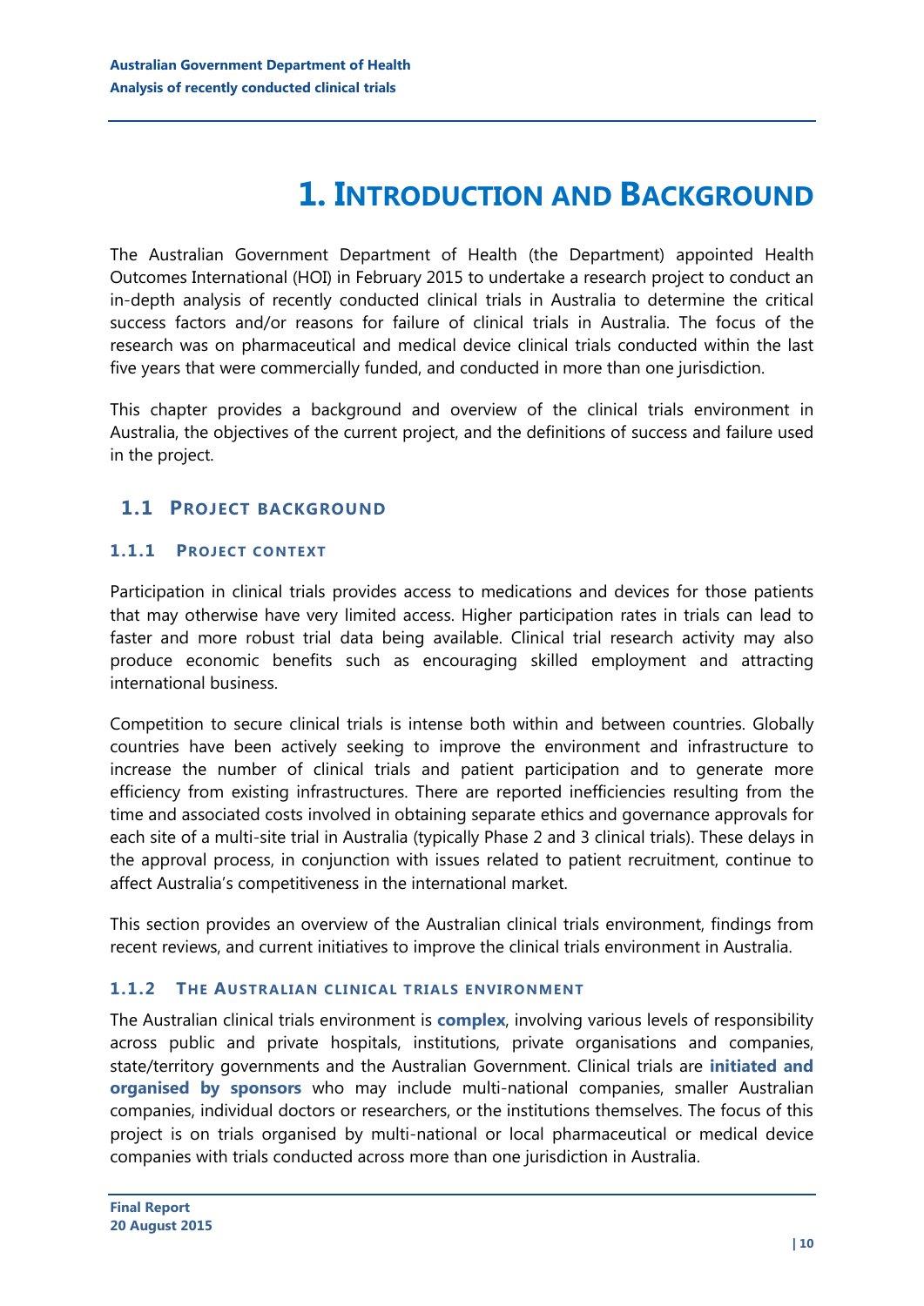# 1. Introduction and Background

The Australian Government Department of Health (the Department) appointed Health Outcomes International (HOI) in February 2015 to undertake a research project to conduct an in-depth analysis of recently conducted clinical trials in Australia to determine the critical success factors and/or reasons for failure of clinical trials in Australia. The focus of the research was on pharmaceutical and medical device clinical trials conducted within the last five years that were commercially funded, and conducted in more than one jurisdiction.

This chapter provides a background and overview of the clinical trials environment in Australia, the objectives of the current project, and the definitions of success and failure used in the project.

## 1.1 Project background

### 1.1.1 Project context

Participation in clinical trials provides access to medications and devices for those patients that may otherwise have very limited access. Higher participation rates in trials can lead to faster and more robust trial data being available. Clinical trial research activity may also produce economic benefits such as encouraging skilled employment and attracting international business.

Competition to secure clinical trials is intense both within and between countries. Globally countries have been actively seeking to improve the environment and infrastructure to increase the number of clinical trials and patient participation and to generate more efficiency from existing infrastructures. There are reported inefficiencies resulting from the time and associated costs involved in obtaining separate ethics and governance approvals for each site of a multi-site trial in Australia (typically Phase 2 and 3 clinical trials). These delays in the approval process, in conjunction with issues related to patient recruitment, continue to affect Australia's competitiveness in the international market.

This section provides an overview of the Australian clinical trials environment, findings from recent reviews, and current initiatives to improve the clinical trials environment in Australia.

### 1.1.2 The Australian clinical trials environment

The Australian clinical trials environment is **complex**, involving various levels of responsibility across public and private hospitals, institutions, private organisations and companies, state/territory governments and the Australian Government. Clinical trials are **initiated and organised by sponsors** who may include multi-national companies, smaller Australian companies, individual doctors or researchers, or the institutions themselves. The focus of this project is on trials organised by multi-national or local pharmaceutical or medical device companies with trials conducted across more than one jurisdiction in Australia.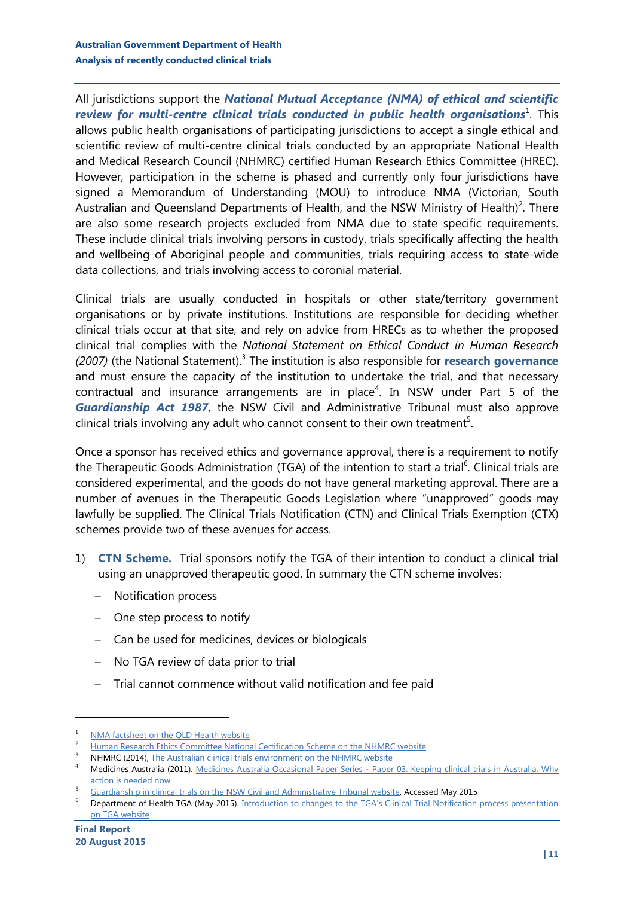All jurisdictions support the ***National Mutual Acceptance (NMA) of ethical and scientific review for multi-centre clinical trials conducted in public health organisations***[1]. This allows public health organisations of participating jurisdictions to accept a single ethical and scientific review of multi-centre clinical trials conducted by an appropriate National Health and Medical Research Council (NHMRC) certified Human Research Ethics Committee (HREC). However, participation in the scheme is phased and currently only four jurisdictions have signed a Memorandum of Understanding (MOU) to introduce NMA (Victorian, South Australian and Queensland Departments of Health, and the NSW Ministry of Health)[2]. There are also some research projects excluded from NMA due to state specific requirements. These include clinical trials involving persons in custody, trials specifically affecting the health and wellbeing of Aboriginal people and communities, trials requiring access to state-wide data collections, and trials involving access to coronial material.

Clinical trials are usually conducted in hospitals or other state/territory government organisations or by private institutions. Institutions are responsible for deciding whether clinical trials occur at that site, and rely on advice from HRECs as to whether the proposed clinical trial complies with the *National Statement on Ethical Conduct in Human Research (2007)* (the National Statement).[3] The institution is also responsible for **research governance** and must ensure the capacity of the institution to undertake the trial, and that necessary contractual and insurance arrangements are in place[4]. In NSW under Part 5 of the ***Guardianship Act 1987***, the NSW Civil and Administrative Tribunal must also approve clinical trials involving any adult who cannot consent to their own treatment[5].

Once a sponsor has received ethics and governance approval, there is a requirement to notify the Therapeutic Goods Administration (TGA) of the intention to start a trial[6]. Clinical trials are considered experimental, and the goods do not have general marketing approval. There are a number of avenues in the Therapeutic Goods Legislation where "unapproved" goods may lawfully be supplied. The Clinical Trials Notification (CTN) and Clinical Trials Exemption (CTX) schemes provide two of these avenues for access.

1) **CTN Scheme.** Trial sponsors notify the TGA of their intention to conduct a clinical trial using an unapproved therapeutic good. In summary the CTN scheme involves:
   - Notification process
   - One step process to notify
   - Can be used for medicines, devices or biologicals
   - No TGA review of data prior to trial
   - Trial cannot commence without valid notification and fee paid

---

1. NMA factsheet on the QLD Health website
2. Human Research Ethics Committee National Certification Scheme on the NHMRC website
3. NHMRC (2014), The Australian clinical trials environment on the NHMRC website
4. Medicines Australia (2011). Medicines Australia Occasional Paper Series - Paper 03. Keeping clinical trials in Australia: Why action is needed now.
5. Guardianship in clinical trials on the NSW Civil and Administrative Tribunal website, Accessed May 2015
6. Department of Health TGA (May 2015). Introduction to changes to the TGA's Clinical Trial Notification process presentation on TGA website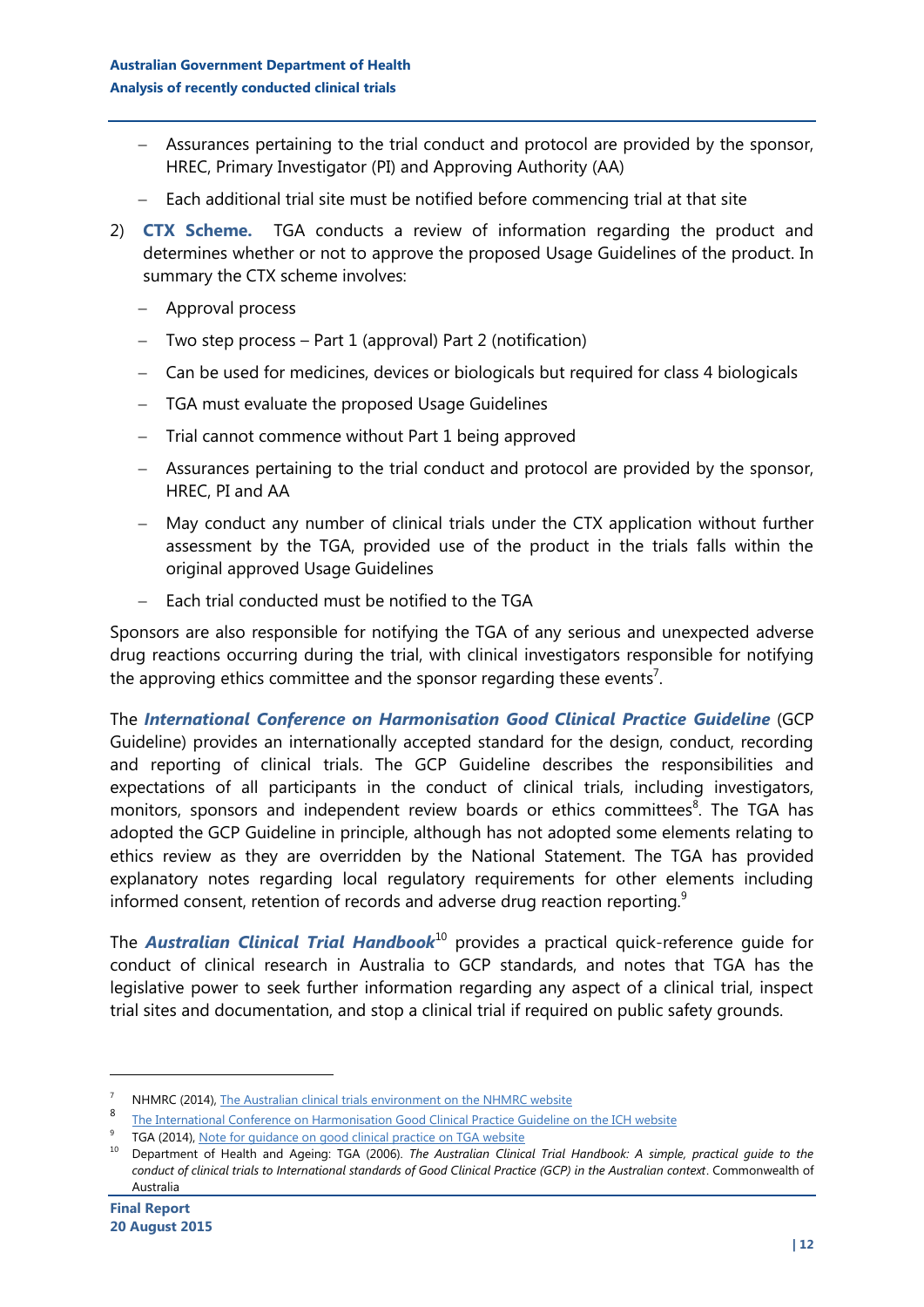- Assurances pertaining to the trial conduct and protocol are provided by the sponsor, HREC, Primary Investigator (PI) and Approving Authority (AA)
- Each additional trial site must be notified before commencing trial at that site

2) **CTX Scheme.** TGA conducts a review of information regarding the product and determines whether or not to approve the proposed Usage Guidelines of the product. In summary the CTX scheme involves:
   - Approval process
   - Two step process – Part 1 (approval) Part 2 (notification)
   - Can be used for medicines, devices or biologicals but required for class 4 biologicals
   - TGA must evaluate the proposed Usage Guidelines
   - Trial cannot commence without Part 1 being approved
   - Assurances pertaining to the trial conduct and protocol are provided by the sponsor, HREC, PI and AA
   - May conduct any number of clinical trials under the CTX application without further assessment by the TGA, provided use of the product in the trials falls within the original approved Usage Guidelines
   - Each trial conducted must be notified to the TGA

Sponsors are also responsible for notifying the TGA of any serious and unexpected adverse drug reactions occurring during the trial, with clinical investigators responsible for notifying the approving ethics committee and the sponsor regarding these events[7].

The ***International Conference on Harmonisation Good Clinical Practice Guideline*** (GCP Guideline) provides an internationally accepted standard for the design, conduct, recording and reporting of clinical trials. The GCP Guideline describes the responsibilities and expectations of all participants in the conduct of clinical trials, including investigators, monitors, sponsors and independent review boards or ethics committees[8]. The TGA has adopted the GCP Guideline in principle, although has not adopted some elements relating to ethics review as they are overridden by the National Statement. The TGA has provided explanatory notes regarding local regulatory requirements for other elements including informed consent, retention of records and adverse drug reaction reporting.[9]

The ***Australian Clinical Trial Handbook***[10] provides a practical quick-reference guide for conduct of clinical research in Australia to GCP standards, and notes that TGA has the legislative power to seek further information regarding any aspect of a clinical trial, inspect trial sites and documentation, and stop a clinical trial if required on public safety grounds.

---

[7] NHMRC (2014), The Australian clinical trials environment on the NHMRC website

[8] The International Conference on Harmonisation Good Clinical Practice Guideline on the ICH website

[9] TGA (2014), Note for guidance on good clinical practice on TGA website

[10] Department of Health and Ageing: TGA (2006). *The Australian Clinical Trial Handbook: A simple, practical guide to the conduct of clinical trials to International standards of Good Clinical Practice (GCP) in the Australian context*. Commonwealth of Australia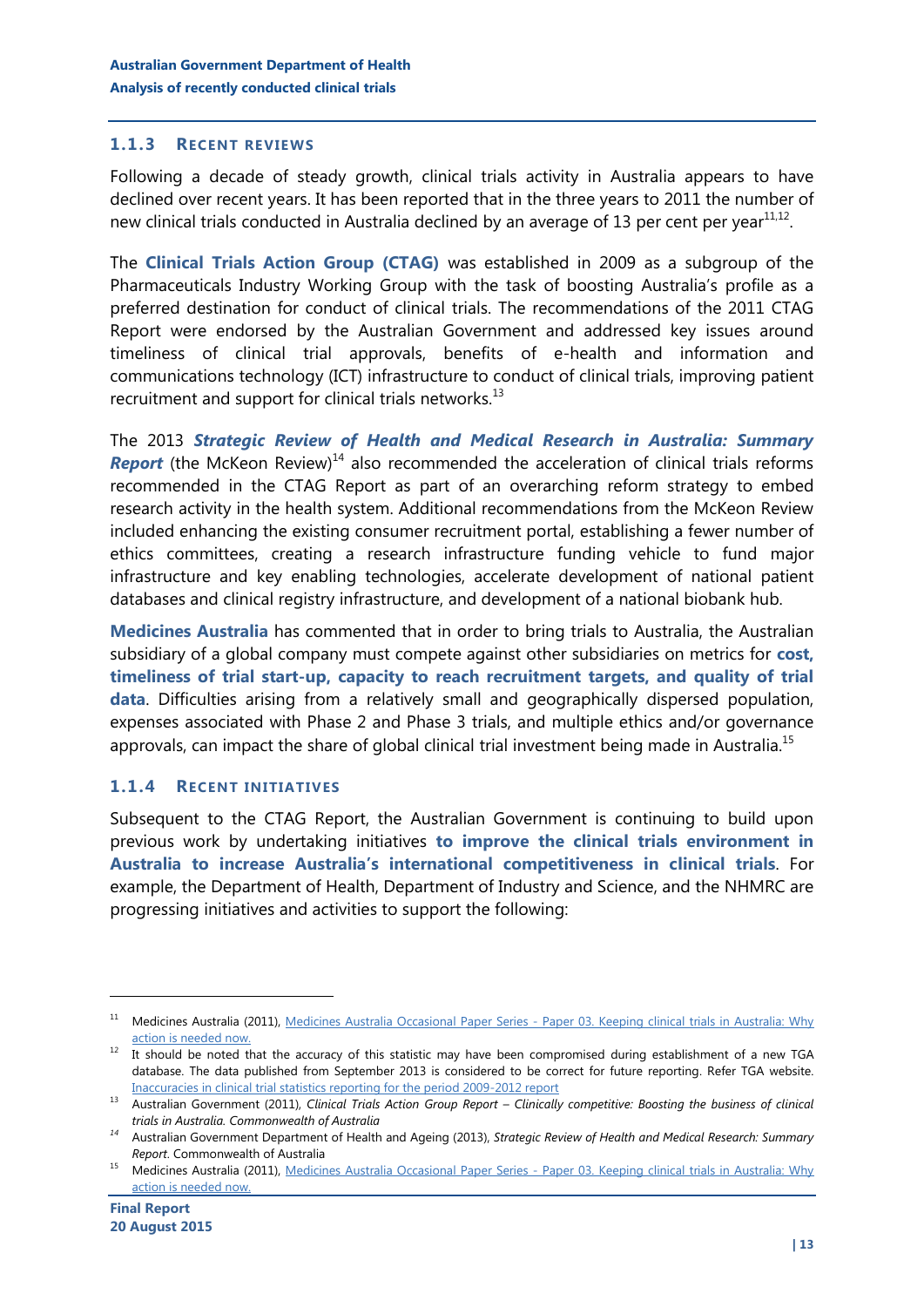### 1.1.3 Recent reviews

Following a decade of steady growth, clinical trials activity in Australia appears to have declined over recent years. It has been reported that in the three years to 2011 the number of new clinical trials conducted in Australia declined by an average of 13 per cent per year[11,12].

The **Clinical Trials Action Group (CTAG)** was established in 2009 as a subgroup of the Pharmaceuticals Industry Working Group with the task of boosting Australia's profile as a preferred destination for conduct of clinical trials. The recommendations of the 2011 CTAG Report were endorsed by the Australian Government and addressed key issues around timeliness of clinical trial approvals, benefits of e-health and information and communications technology (ICT) infrastructure to conduct of clinical trials, improving patient recruitment and support for clinical trials networks.[13]

The 2013 ***Strategic Review of Health and Medical Research in Australia: Summary Report*** (the McKeon Review)[14] also recommended the acceleration of clinical trials reforms recommended in the CTAG Report as part of an overarching reform strategy to embed research activity in the health system. Additional recommendations from the McKeon Review included enhancing the existing consumer recruitment portal, establishing a fewer number of ethics committees, creating a research infrastructure funding vehicle to fund major infrastructure and key enabling technologies, accelerate development of national patient databases and clinical registry infrastructure, and development of a national biobank hub.

**Medicines Australia** has commented that in order to bring trials to Australia, the Australian subsidiary of a global company must compete against other subsidiaries on metrics for **cost, timeliness of trial start-up, capacity to reach recruitment targets, and quality of trial data**. Difficulties arising from a relatively small and geographically dispersed population, expenses associated with Phase 2 and Phase 3 trials, and multiple ethics and/or governance approvals, can impact the share of global clinical trial investment being made in Australia.[15]

### 1.1.4 Recent initiatives

Subsequent to the CTAG Report, the Australian Government is continuing to build upon previous work by undertaking initiatives **to improve the clinical trials environment in Australia to increase Australia's international competitiveness in clinical trials**. For example, the Department of Health, Department of Industry and Science, and the NHMRC are progressing initiatives and activities to support the following:

---

[11] Medicines Australia (2011), Medicines Australia Occasional Paper Series - Paper 03. Keeping clinical trials in Australia: Why action is needed now.

[12] It should be noted that the accuracy of this statistic may have been compromised during establishment of a new TGA database. The data published from September 2013 is considered to be correct for future reporting. Refer TGA website. Inaccuracies in clinical trial statistics reporting for the period 2009-2012 report

[13] Australian Government (2011), *Clinical Trials Action Group Report – Clinically competitive: Boosting the business of clinical trials in Australia. Commonwealth of Australia*

[14] Australian Government Department of Health and Ageing (2013), *Strategic Review of Health and Medical Research: Summary Report*. Commonwealth of Australia

[15] Medicines Australia (2011), Medicines Australia Occasional Paper Series - Paper 03. Keeping clinical trials in Australia: Why action is needed now.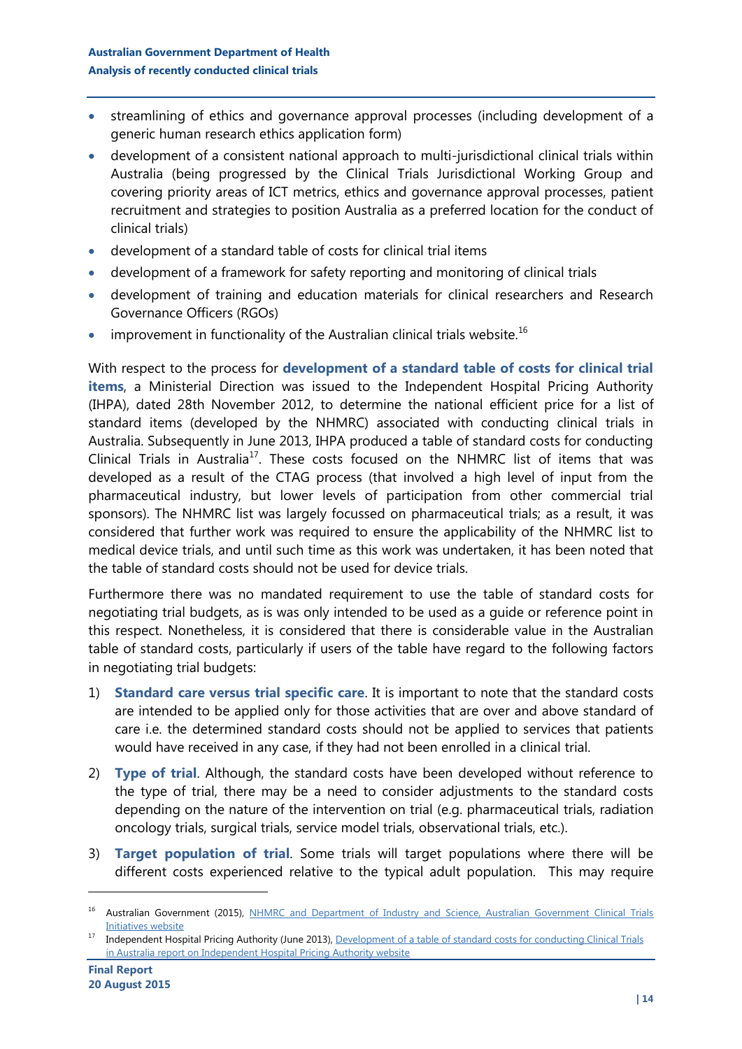- streamlining of ethics and governance approval processes (including development of a generic human research ethics application form)
- development of a consistent national approach to multi-jurisdictional clinical trials within Australia (being progressed by the Clinical Trials Jurisdictional Working Group and covering priority areas of ICT metrics, ethics and governance approval processes, patient recruitment and strategies to position Australia as a preferred location for the conduct of clinical trials)
- development of a standard table of costs for clinical trial items
- development of a framework for safety reporting and monitoring of clinical trials
- development of training and education materials for clinical researchers and Research Governance Officers (RGOs)
- improvement in functionality of the Australian clinical trials website.[16]

With respect to the process for **development of a standard table of costs for clinical trial items**, a Ministerial Direction was issued to the Independent Hospital Pricing Authority (IHPA), dated 28th November 2012, to determine the national efficient price for a list of standard items (developed by the NHMRC) associated with conducting clinical trials in Australia. Subsequently in June 2013, IHPA produced a table of standard costs for conducting Clinical Trials in Australia[17]. These costs focused on the NHMRC list of items that was developed as a result of the CTAG process (that involved a high level of input from the pharmaceutical industry, but lower levels of participation from other commercial trial sponsors). The NHMRC list was largely focussed on pharmaceutical trials; as a result, it was considered that further work was required to ensure the applicability of the NHMRC list to medical device trials, and until such time as this work was undertaken, it has been noted that the table of standard costs should not be used for device trials.

Furthermore there was no mandated requirement to use the table of standard costs for negotiating trial budgets, as is was only intended to be used as a guide or reference point in this respect. Nonetheless, it is considered that there is considerable value in the Australian table of standard costs, particularly if users of the table have regard to the following factors in negotiating trial budgets:

1) **Standard care versus trial specific care**. It is important to note that the standard costs are intended to be applied only for those activities that are over and above standard of care i.e. the determined standard costs should not be applied to services that patients would have received in any case, if they had not been enrolled in a clinical trial.
2) **Type of trial**. Although, the standard costs have been developed without reference to the type of trial, there may be a need to consider adjustments to the standard costs depending on the nature of the intervention on trial (e.g. pharmaceutical trials, radiation oncology trials, surgical trials, service model trials, observational trials, etc.).
3) **Target population of trial**. Some trials will target populations where there will be different costs experienced relative to the typical adult population. This may require

---

[16] Australian Government (2015), NHMRC and Department of Industry and Science, Australian Government Clinical Trials Initiatives website

[17] Independent Hospital Pricing Authority (June 2013), Development of a table of standard costs for conducting Clinical Trials in Australia report on Independent Hospital Pricing Authority website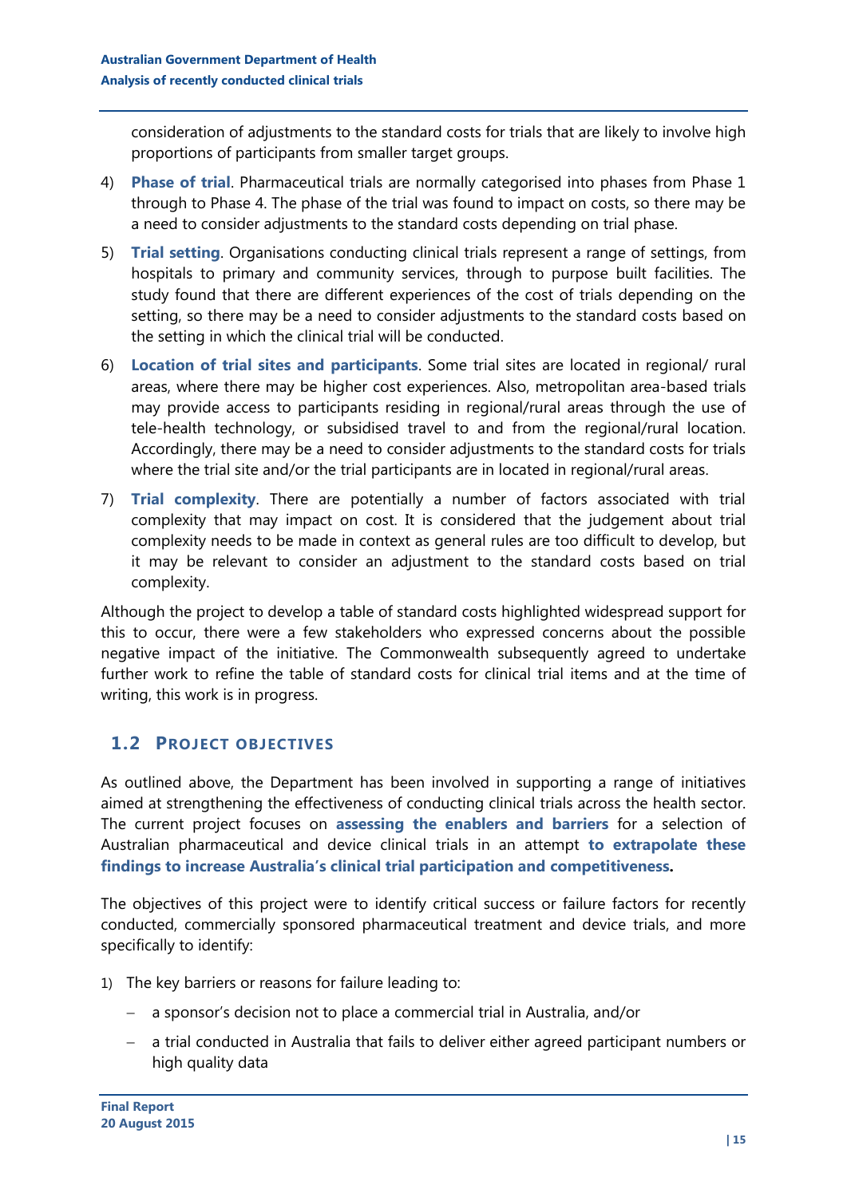consideration of adjustments to the standard costs for trials that are likely to involve high proportions of participants from smaller target groups.

4) **Phase of trial**. Pharmaceutical trials are normally categorised into phases from Phase 1 through to Phase 4. The phase of the trial was found to impact on costs, so there may be a need to consider adjustments to the standard costs depending on trial phase.

5) **Trial setting**. Organisations conducting clinical trials represent a range of settings, from hospitals to primary and community services, through to purpose built facilities. The study found that there are different experiences of the cost of trials depending on the setting, so there may be a need to consider adjustments to the standard costs based on the setting in which the clinical trial will be conducted.

6) **Location of trial sites and participants**. Some trial sites are located in regional/ rural areas, where there may be higher cost experiences. Also, metropolitan area-based trials may provide access to participants residing in regional/rural areas through the use of tele-health technology, or subsidised travel to and from the regional/rural location. Accordingly, there may be a need to consider adjustments to the standard costs for trials where the trial site and/or the trial participants are in located in regional/rural areas.

7) **Trial complexity**. There are potentially a number of factors associated with trial complexity that may impact on cost. It is considered that the judgement about trial complexity needs to be made in context as general rules are too difficult to develop, but it may be relevant to consider an adjustment to the standard costs based on trial complexity.

Although the project to develop a table of standard costs highlighted widespread support for this to occur, there were a few stakeholders who expressed concerns about the possible negative impact of the initiative. The Commonwealth subsequently agreed to undertake further work to refine the table of standard costs for clinical trial items and at the time of writing, this work is in progress.

## 1.2 Project objectives

As outlined above, the Department has been involved in supporting a range of initiatives aimed at strengthening the effectiveness of conducting clinical trials across the health sector. The current project focuses on **assessing the enablers and barriers** for a selection of Australian pharmaceutical and device clinical trials in an attempt **to extrapolate these findings to increase Australia's clinical trial participation and competitiveness.**

The objectives of this project were to identify critical success or failure factors for recently conducted, commercially sponsored pharmaceutical treatment and device trials, and more specifically to identify:

1) The key barriers or reasons for failure leading to:
   - a sponsor's decision not to place a commercial trial in Australia, and/or
   - a trial conducted in Australia that fails to deliver either agreed participant numbers or high quality data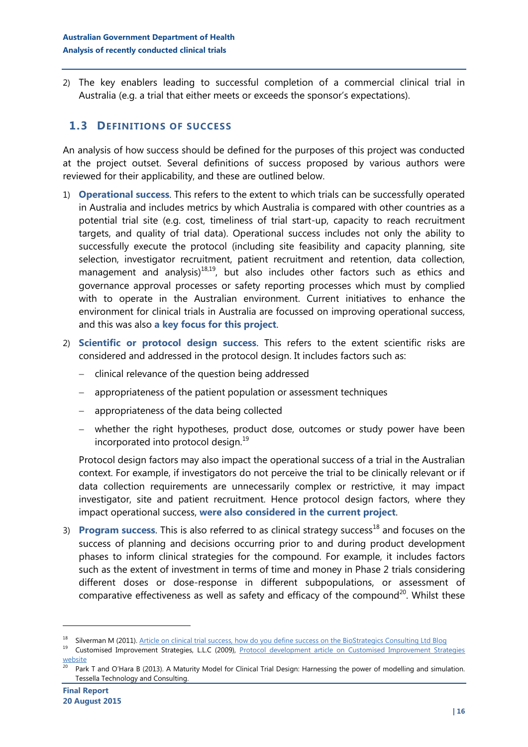2) The key enablers leading to successful completion of a commercial clinical trial in Australia (e.g. a trial that either meets or exceeds the sponsor's expectations).

## 1.3 Definitions of success

An analysis of how success should be defined for the purposes of this project was conducted at the project outset. Several definitions of success proposed by various authors were reviewed for their applicability, and these are outlined below.

1) **Operational success**. This refers to the extent to which trials can be successfully operated in Australia and includes metrics by which Australia is compared with other countries as a potential trial site (e.g. cost, timeliness of trial start-up, capacity to reach recruitment targets, and quality of trial data). Operational success includes not only the ability to successfully execute the protocol (including site feasibility and capacity planning, site selection, investigator recruitment, patient recruitment and retention, data collection, management and analysis)[18,19], but also includes other factors such as ethics and governance approval processes or safety reporting processes which must by complied with to operate in the Australian environment. Current initiatives to enhance the environment for clinical trials in Australia are focussed on improving operational success, and this was also **a key focus for this project**.

2) **Scientific or protocol design success**. This refers to the extent scientific risks are considered and addressed in the protocol design. It includes factors such as:
   - clinical relevance of the question being addressed
   - appropriateness of the patient population or assessment techniques
   - appropriateness of the data being collected
   - whether the right hypotheses, product dose, outcomes or study power have been incorporated into protocol design.[19]

   Protocol design factors may also impact the operational success of a trial in the Australian context. For example, if investigators do not perceive the trial to be clinically relevant or if data collection requirements are unnecessarily complex or restrictive, it may impact investigator, site and patient recruitment. Hence protocol design factors, where they impact operational success, **were also considered in the current project**.

3) **Program success**. This is also referred to as clinical strategy success[18] and focuses on the success of planning and decisions occurring prior to and during product development phases to inform clinical strategies for the compound. For example, it includes factors such as the extent of investment in terms of time and money in Phase 2 trials considering different doses or dose-response in different subpopulations, or assessment of comparative effectiveness as well as safety and efficacy of the compound[20]. Whilst these

---

[18] Silverman M (2011). Article on clinical trial success, how do you define success on the BioStrategics Consulting Ltd Blog

[19] Customised Improvement Strategies, L.L.C (2009), Protocol development article on Customised Improvement Strategies website

[20] Park T and O'Hara B (2013). A Maturity Model for Clinical Trial Design: Harnessing the power of modelling and simulation. Tessella Technology and Consulting.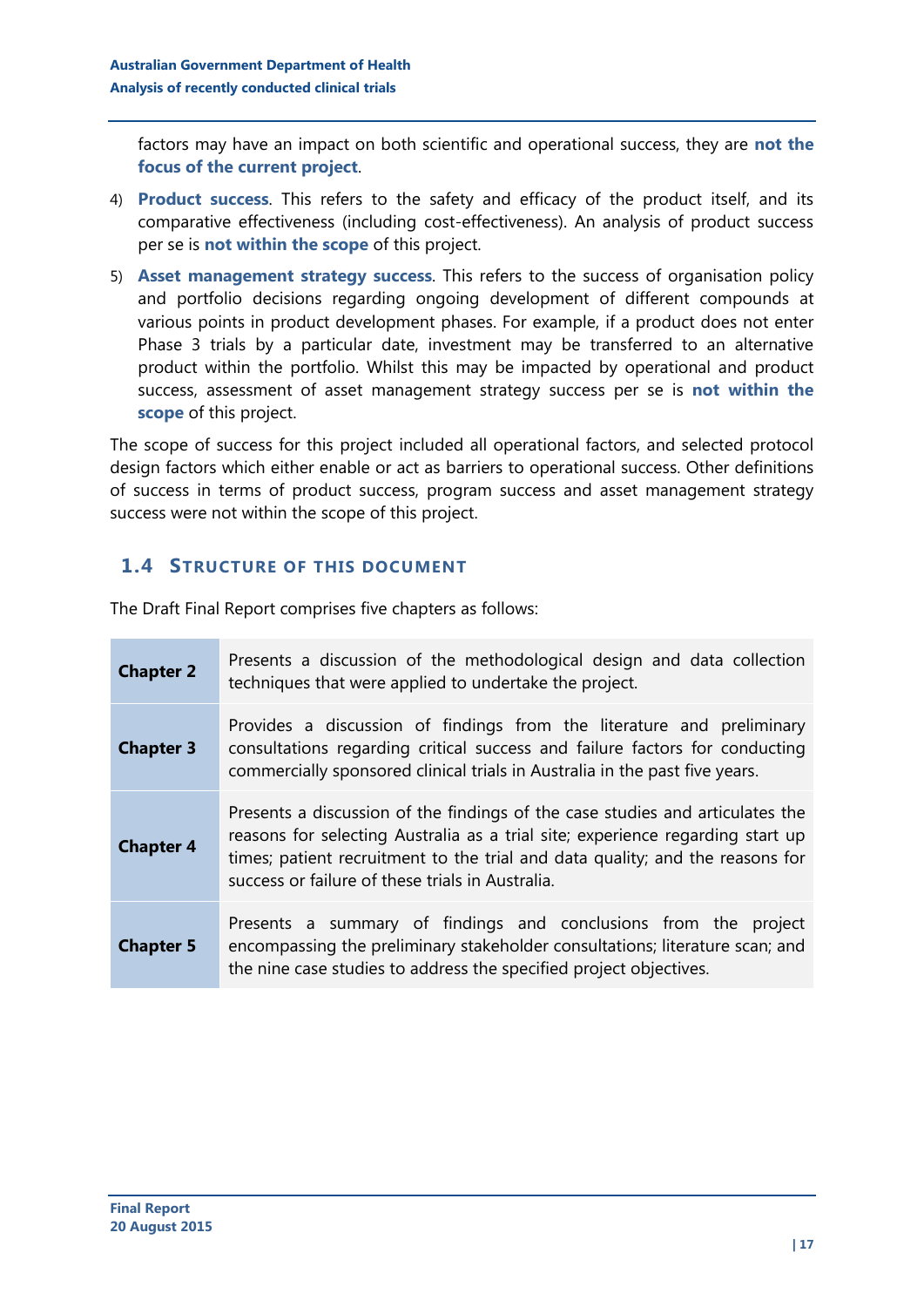factors may have an impact on both scientific and operational success, they are **not the focus of the current project**.

4) **Product success**. This refers to the safety and efficacy of the product itself, and its comparative effectiveness (including cost-effectiveness). An analysis of product success per se is **not within the scope** of this project.

5) **Asset management strategy success**. This refers to the success of organisation policy and portfolio decisions regarding ongoing development of different compounds at various points in product development phases. For example, if a product does not enter Phase 3 trials by a particular date, investment may be transferred to an alternative product within the portfolio. Whilst this may be impacted by operational and product success, assessment of asset management strategy success per se is **not within the scope** of this project.

The scope of success for this project included all operational factors, and selected protocol design factors which either enable or act as barriers to operational success. Other definitions of success in terms of product success, program success and asset management strategy success were not within the scope of this project.

## 1.4 Structure of this document

The Draft Final Report comprises five chapters as follows:

| | |
|---|---|
| **Chapter 2** | Presents a discussion of the methodological design and data collection techniques that were applied to undertake the project. |
| **Chapter 3** | Provides a discussion of findings from the literature and preliminary consultations regarding critical success and failure factors for conducting commercially sponsored clinical trials in Australia in the past five years. |
| **Chapter 4** | Presents a discussion of the findings of the case studies and articulates the reasons for selecting Australia as a trial site; experience regarding start up times; patient recruitment to the trial and data quality; and the reasons for success or failure of these trials in Australia. |
| **Chapter 5** | Presents a summary of findings and conclusions from the project encompassing the preliminary stakeholder consultations; literature scan; and the nine case studies to address the specified project objectives. |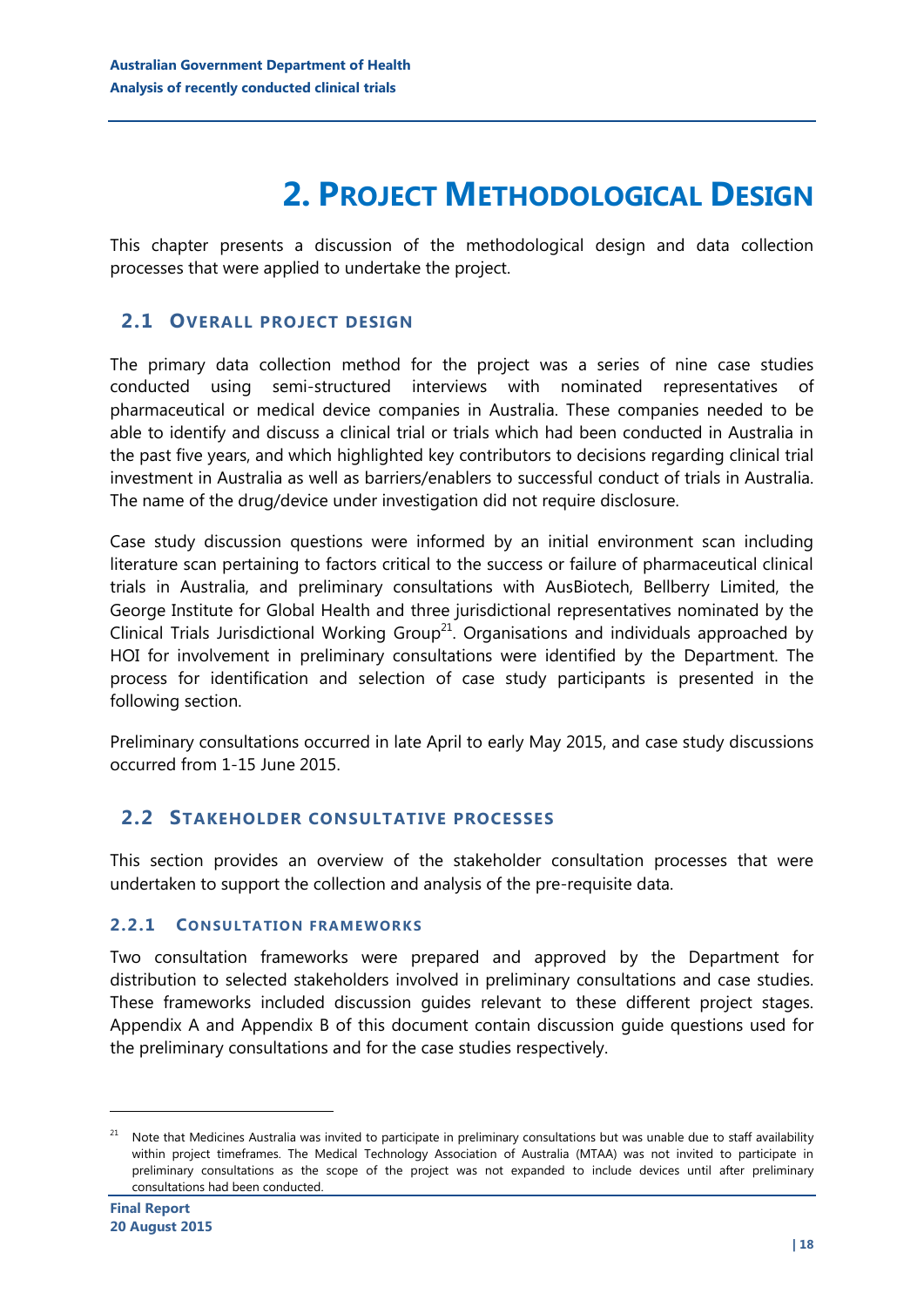# 2. PROJECT METHODOLOGICAL DESIGN

This chapter presents a discussion of the methodological design and data collection processes that were applied to undertake the project.

## 2.1 OVERALL PROJECT DESIGN

The primary data collection method for the project was a series of nine case studies conducted using semi-structured interviews with nominated representatives of pharmaceutical or medical device companies in Australia. These companies needed to be able to identify and discuss a clinical trial or trials which had been conducted in Australia in the past five years, and which highlighted key contributors to decisions regarding clinical trial investment in Australia as well as barriers/enablers to successful conduct of trials in Australia. The name of the drug/device under investigation did not require disclosure.

Case study discussion questions were informed by an initial environment scan including literature scan pertaining to factors critical to the success or failure of pharmaceutical clinical trials in Australia, and preliminary consultations with AusBiotech, Bellberry Limited, the George Institute for Global Health and three jurisdictional representatives nominated by the Clinical Trials Jurisdictional Working Group[21]. Organisations and individuals approached by HOI for involvement in preliminary consultations were identified by the Department. The process for identification and selection of case study participants is presented in the following section.

Preliminary consultations occurred in late April to early May 2015, and case study discussions occurred from 1-15 June 2015.

## 2.2 STAKEHOLDER CONSULTATIVE PROCESSES

This section provides an overview of the stakeholder consultation processes that were undertaken to support the collection and analysis of the pre-requisite data.

### 2.2.1 CONSULTATION FRAMEWORKS

Two consultation frameworks were prepared and approved by the Department for distribution to selected stakeholders involved in preliminary consultations and case studies. These frameworks included discussion guides relevant to these different project stages. Appendix A and Appendix B of this document contain discussion guide questions used for the preliminary consultations and for the case studies respectively.

---

[21] Note that Medicines Australia was invited to participate in preliminary consultations but was unable due to staff availability within project timeframes. The Medical Technology Association of Australia (MTAA) was not invited to participate in preliminary consultations as the scope of the project was not expanded to include devices until after preliminary consultations had been conducted.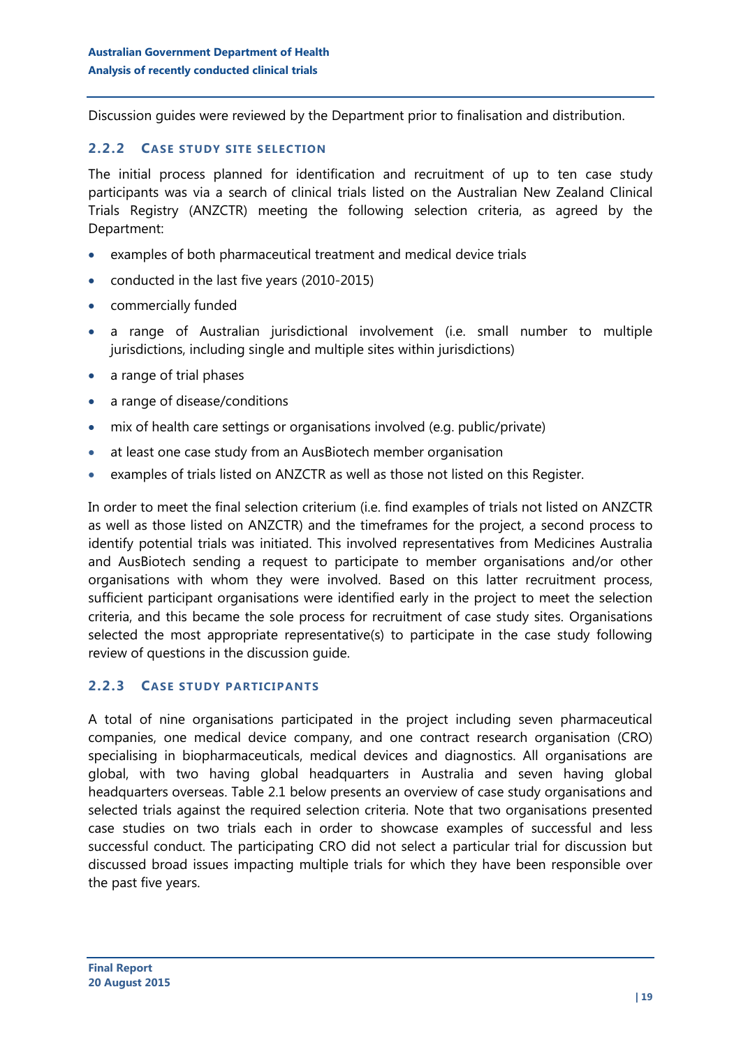Discussion guides were reviewed by the Department prior to finalisation and distribution.

### 2.2.2 Case study site selection

The initial process planned for identification and recruitment of up to ten case study participants was via a search of clinical trials listed on the Australian New Zealand Clinical Trials Registry (ANZCTR) meeting the following selection criteria, as agreed by the Department:

- examples of both pharmaceutical treatment and medical device trials
- conducted in the last five years (2010-2015)
- commercially funded
- a range of Australian jurisdictional involvement (i.e. small number to multiple jurisdictions, including single and multiple sites within jurisdictions)
- a range of trial phases
- a range of disease/conditions
- mix of health care settings or organisations involved (e.g. public/private)
- at least one case study from an AusBiotech member organisation
- examples of trials listed on ANZCTR as well as those not listed on this Register.

In order to meet the final selection criterium (i.e. find examples of trials not listed on ANZCTR as well as those listed on ANZCTR) and the timeframes for the project, a second process to identify potential trials was initiated. This involved representatives from Medicines Australia and AusBiotech sending a request to participate to member organisations and/or other organisations with whom they were involved. Based on this latter recruitment process, sufficient participant organisations were identified early in the project to meet the selection criteria, and this became the sole process for recruitment of case study sites. Organisations selected the most appropriate representative(s) to participate in the case study following review of questions in the discussion guide.

### 2.2.3 Case study participants

A total of nine organisations participated in the project including seven pharmaceutical companies, one medical device company, and one contract research organisation (CRO) specialising in biopharmaceuticals, medical devices and diagnostics. All organisations are global, with two having global headquarters in Australia and seven having global headquarters overseas. Table 2.1 below presents an overview of case study organisations and selected trials against the required selection criteria. Note that two organisations presented case studies on two trials each in order to showcase examples of successful and less successful conduct. The participating CRO did not select a particular trial for discussion but discussed broad issues impacting multiple trials for which they have been responsible over the past five years.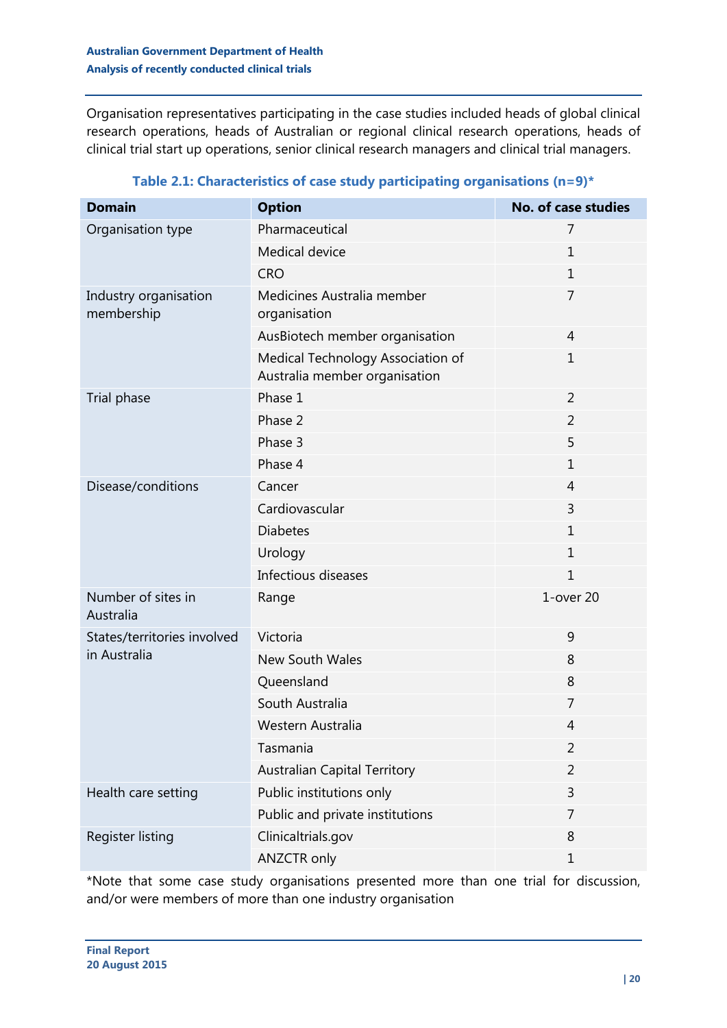Organisation representatives participating in the case studies included heads of global clinical research operations, heads of Australian or regional clinical research operations, heads of clinical trial start up operations, senior clinical research managers and clinical trial managers.

**Table 2.1: Characteristics of case study participating organisations (n=9)***

| Domain | Option | No. of case studies |
|---|---|---|
| Organisation type | Pharmaceutical | 7 |
| | Medical device | 1 |
| | CRO | 1 |
| Industry organisation membership | Medicines Australia member organisation | 7 |
| | AusBiotech member organisation | 4 |
| | Medical Technology Association of Australia member organisation | 1 |
| Trial phase | Phase 1 | 2 |
| | Phase 2 | 2 |
| | Phase 3 | 5 |
| | Phase 4 | 1 |
| Disease/conditions | Cancer | 4 |
| | Cardiovascular | 3 |
| | Diabetes | 1 |
| | Urology | 1 |
| | Infectious diseases | 1 |
| Number of sites in Australia | Range | 1-over 20 |
| States/territories involved in Australia | Victoria | 9 |
| | New South Wales | 8 |
| | Queensland | 8 |
| | South Australia | 7 |
| | Western Australia | 4 |
| | Tasmania | 2 |
| | Australian Capital Territory | 2 |
| Health care setting | Public institutions only | 3 |
| | Public and private institutions | 7 |
| Register listing | Clinicaltrials.gov | 8 |
| | ANZCTR only | 1 |

*Note that some case study organisations presented more than one trial for discussion, and/or were members of more than one industry organisation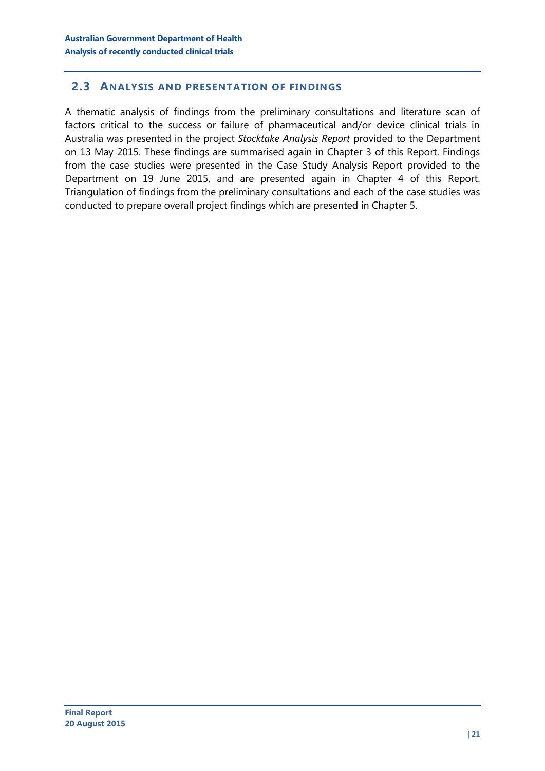## 2.3 ANALYSIS AND PRESENTATION OF FINDINGS

A thematic analysis of findings from the preliminary consultations and literature scan of factors critical to the success or failure of pharmaceutical and/or device clinical trials in Australia was presented in the project *Stocktake Analysis Report* provided to the Department on 13 May 2015. These findings are summarised again in Chapter 3 of this Report. Findings from the case studies were presented in the Case Study Analysis Report provided to the Department on 19 June 2015, and are presented again in Chapter 4 of this Report. Triangulation of findings from the preliminary consultations and each of the case studies was conducted to prepare overall project findings which are presented in Chapter 5.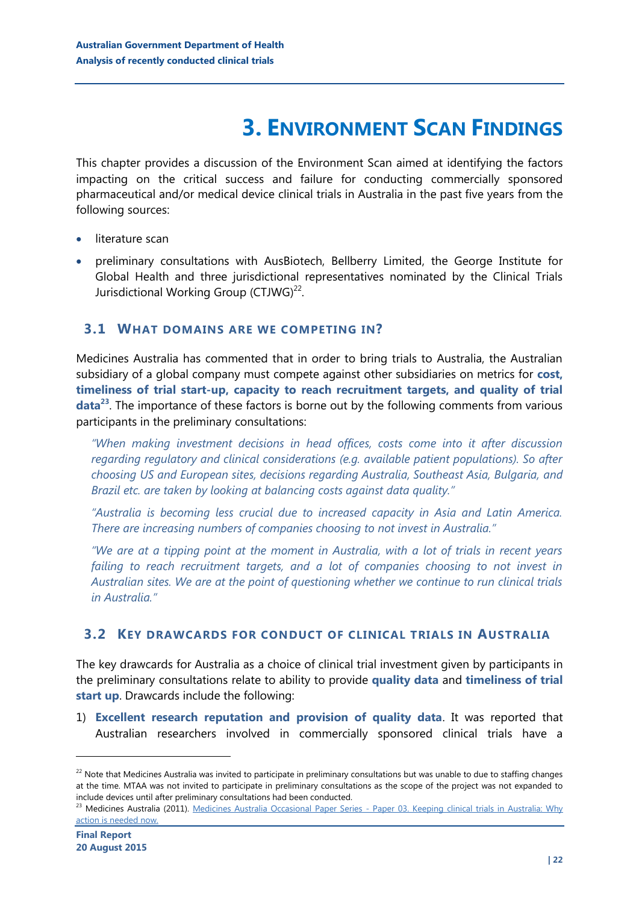# 3. Environment Scan Findings

This chapter provides a discussion of the Environment Scan aimed at identifying the factors impacting on the critical success and failure for conducting commercially sponsored pharmaceutical and/or medical device clinical trials in Australia in the past five years from the following sources:

- literature scan
- preliminary consultations with AusBiotech, Bellberry Limited, the George Institute for Global Health and three jurisdictional representatives nominated by the Clinical Trials Jurisdictional Working Group (CTJWG)[22].

## 3.1 What domains are we competing in?

Medicines Australia has commented that in order to bring trials to Australia, the Australian subsidiary of a global company must compete against other subsidiaries on metrics for **cost, timeliness of trial start-up, capacity to reach recruitment targets, and quality of trial data**[23]. The importance of these factors is borne out by the following comments from various participants in the preliminary consultations:

> *"When making investment decisions in head offices, costs come into it after discussion regarding regulatory and clinical considerations (e.g. available patient populations). So after choosing US and European sites, decisions regarding Australia, Southeast Asia, Bulgaria, and Brazil etc. are taken by looking at balancing costs against data quality."*
>
> *"Australia is becoming less crucial due to increased capacity in Asia and Latin America. There are increasing numbers of companies choosing to not invest in Australia."*
>
> *"We are at a tipping point at the moment in Australia, with a lot of trials in recent years failing to reach recruitment targets, and a lot of companies choosing to not invest in Australian sites. We are at the point of questioning whether we continue to run clinical trials in Australia."*

## 3.2 Key drawcards for conduct of clinical trials in Australia

The key drawcards for Australia as a choice of clinical trial investment given by participants in the preliminary consultations relate to ability to provide **quality data** and **timeliness of trial start up**. Drawcards include the following:

1) **Excellent research reputation and provision of quality data**. It was reported that Australian researchers involved in commercially sponsored clinical trials have a

---

[22] Note that Medicines Australia was invited to participate in preliminary consultations but was unable to due to staffing changes at the time. MTAA was not invited to participate in preliminary consultations as the scope of the project was not expanded to include devices until after preliminary consultations had been conducted.

[23] Medicines Australia (2011). Medicines Australia Occasional Paper Series - Paper 03. Keeping clinical trials in Australia: Why action is needed now.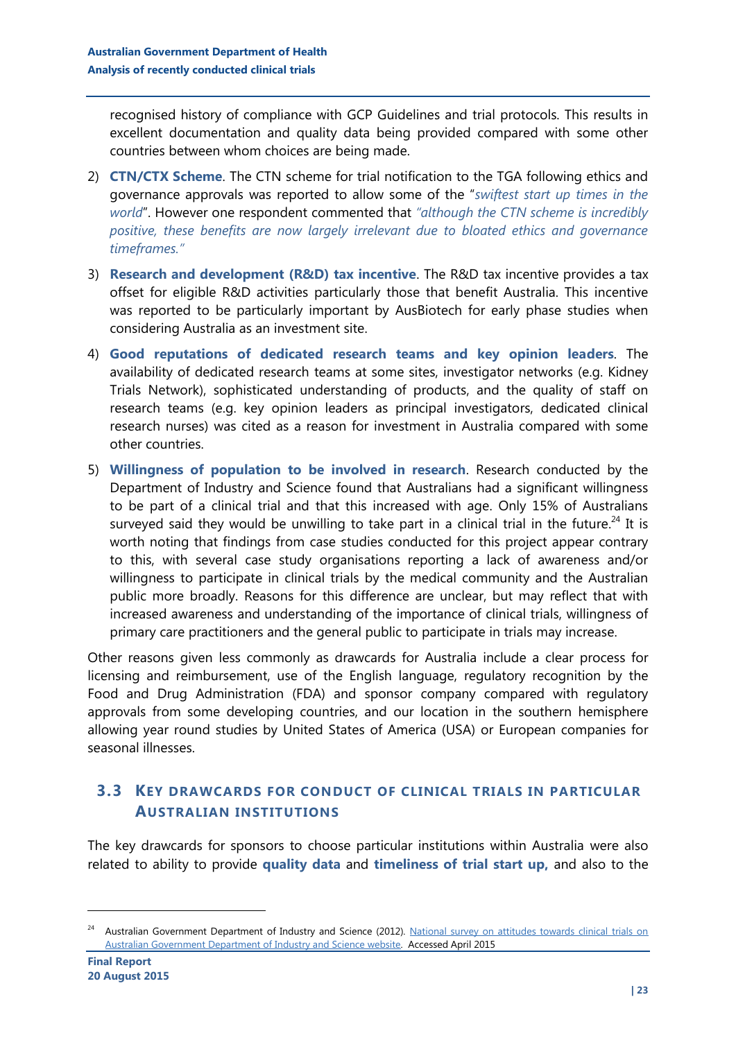recognised history of compliance with GCP Guidelines and trial protocols. This results in excellent documentation and quality data being provided compared with some other countries between whom choices are being made.

2) **CTN/CTX Scheme**. The CTN scheme for trial notification to the TGA following ethics and governance approvals was reported to allow some of the "*swiftest start up times in the world*". However one respondent commented that *"although the CTN scheme is incredibly positive, these benefits are now largely irrelevant due to bloated ethics and governance timeframes."*

3) **Research and development (R&D) tax incentive**. The R&D tax incentive provides a tax offset for eligible R&D activities particularly those that benefit Australia. This incentive was reported to be particularly important by AusBiotech for early phase studies when considering Australia as an investment site.

4) **Good reputations of dedicated research teams and key opinion leaders**. The availability of dedicated research teams at some sites, investigator networks (e.g. Kidney Trials Network), sophisticated understanding of products, and the quality of staff on research teams (e.g. key opinion leaders as principal investigators, dedicated clinical research nurses) was cited as a reason for investment in Australia compared with some other countries.

5) **Willingness of population to be involved in research**. Research conducted by the Department of Industry and Science found that Australians had a significant willingness to be part of a clinical trial and that this increased with age. Only 15% of Australians surveyed said they would be unwilling to take part in a clinical trial in the future.[24] It is worth noting that findings from case studies conducted for this project appear contrary to this, with several case study organisations reporting a lack of awareness and/or willingness to participate in clinical trials by the medical community and the Australian public more broadly. Reasons for this difference are unclear, but may reflect that with increased awareness and understanding of the importance of clinical trials, willingness of primary care practitioners and the general public to participate in trials may increase.

Other reasons given less commonly as drawcards for Australia include a clear process for licensing and reimbursement, use of the English language, regulatory recognition by the Food and Drug Administration (FDA) and sponsor company compared with regulatory approvals from some developing countries, and our location in the southern hemisphere allowing year round studies by United States of America (USA) or European companies for seasonal illnesses.

## 3.3 Key drawcards for conduct of clinical trials in particular Australian institutions

The key drawcards for sponsors to choose particular institutions within Australia were also related to ability to provide **quality data** and **timeliness of trial start up,** and also to the

---

[24] Australian Government Department of Industry and Science (2012). National survey on attitudes towards clinical trials on Australian Government Department of Industry and Science website. Accessed April 2015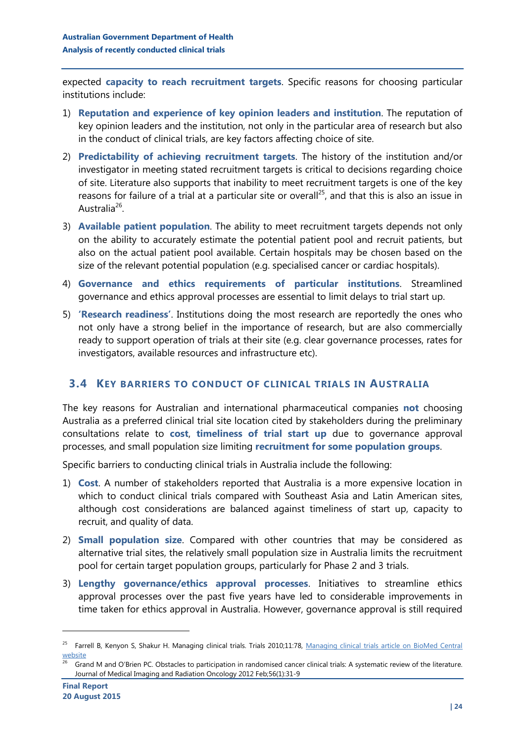expected **capacity to reach recruitment targets**. Specific reasons for choosing particular institutions include:

1) **Reputation and experience of key opinion leaders and institution**. The reputation of key opinion leaders and the institution, not only in the particular area of research but also in the conduct of clinical trials, are key factors affecting choice of site.
2) **Predictability of achieving recruitment targets**. The history of the institution and/or investigator in meeting stated recruitment targets is critical to decisions regarding choice of site. Literature also supports that inability to meet recruitment targets is one of the key reasons for failure of a trial at a particular site or overall[25], and that this is also an issue in Australia[26].
3) **Available patient population**. The ability to meet recruitment targets depends not only on the ability to accurately estimate the potential patient pool and recruit patients, but also on the actual patient pool available. Certain hospitals may be chosen based on the size of the relevant potential population (e.g. specialised cancer or cardiac hospitals).
4) **Governance and ethics requirements of particular institutions**. Streamlined governance and ethics approval processes are essential to limit delays to trial start up.
5) **'Research readiness'**. Institutions doing the most research are reportedly the ones who not only have a strong belief in the importance of research, but are also commercially ready to support operation of trials at their site (e.g. clear governance processes, rates for investigators, available resources and infrastructure etc).

## 3.4 Key barriers to conduct of clinical trials in Australia

The key reasons for Australian and international pharmaceutical companies **not** choosing Australia as a preferred clinical trial site location cited by stakeholders during the preliminary consultations relate to **cost**, **timeliness of trial start up** due to governance approval processes, and small population size limiting **recruitment for some population groups**.

Specific barriers to conducting clinical trials in Australia include the following:

1) **Cost**. A number of stakeholders reported that Australia is a more expensive location in which to conduct clinical trials compared with Southeast Asia and Latin American sites, although cost considerations are balanced against timeliness of start up, capacity to recruit, and quality of data.
2) **Small population size**. Compared with other countries that may be considered as alternative trial sites, the relatively small population size in Australia limits the recruitment pool for certain target population groups, particularly for Phase 2 and 3 trials.
3) **Lengthy governance/ethics approval processes**. Initiatives to streamline ethics approval processes over the past five years have led to considerable improvements in time taken for ethics approval in Australia. However, governance approval is still required

---

[25] Farrell B, Kenyon S, Shakur H. Managing clinical trials. Trials 2010;11:78, Managing clinical trials article on BioMed Central website

[26] Grand M and O'Brien PC. Obstacles to participation in randomised cancer clinical trials: A systematic review of the literature. Journal of Medical Imaging and Radiation Oncology 2012 Feb;56(1):31-9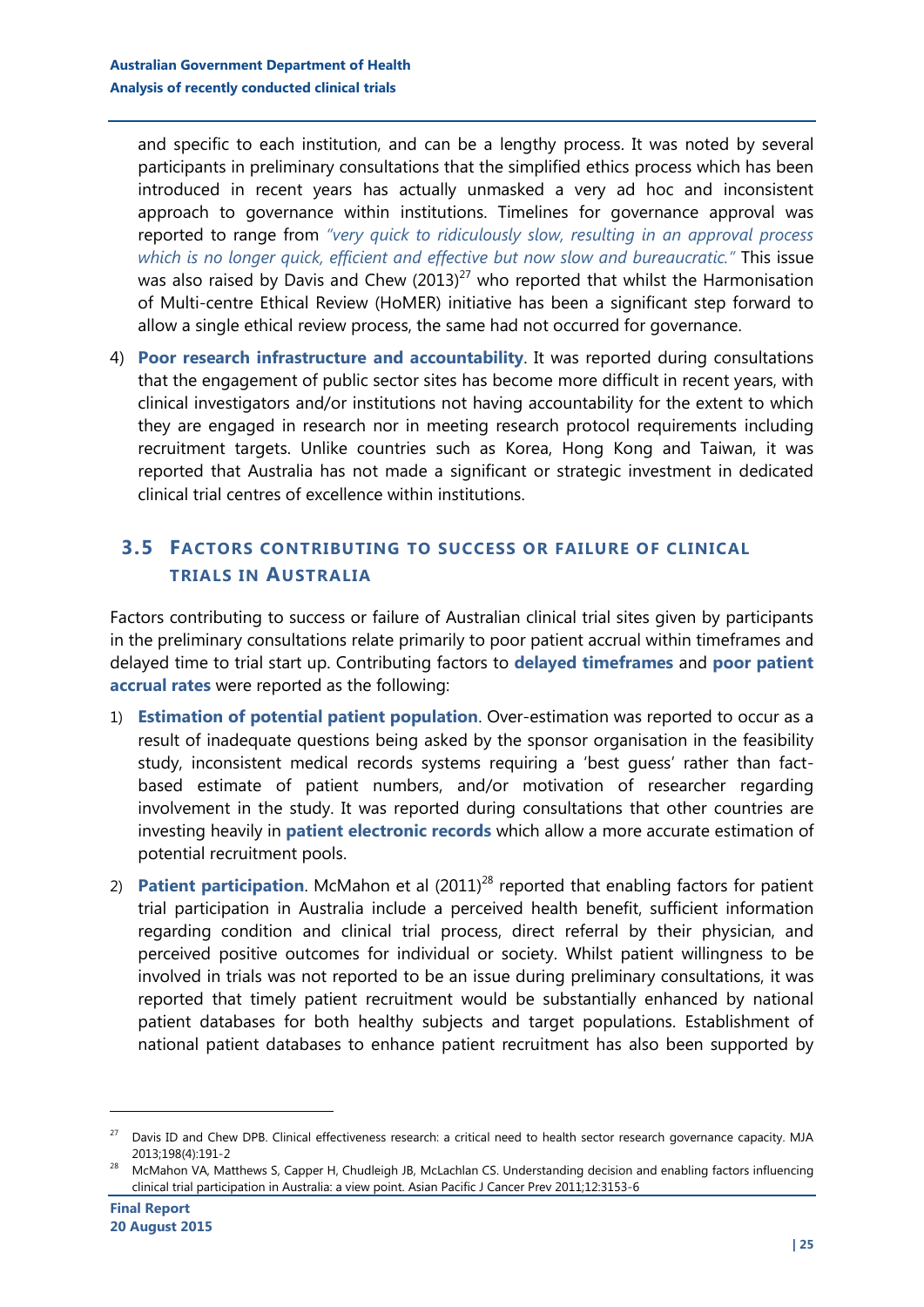and specific to each institution, and can be a lengthy process. It was noted by several participants in preliminary consultations that the simplified ethics process which has been introduced in recent years has actually unmasked a very ad hoc and inconsistent approach to governance within institutions. Timelines for governance approval was reported to range from *"very quick to ridiculously slow, resulting in an approval process which is no longer quick, efficient and effective but now slow and bureaucratic."* This issue was also raised by Davis and Chew (2013)[27] who reported that whilst the Harmonisation of Multi-centre Ethical Review (HoMER) initiative has been a significant step forward to allow a single ethical review process, the same had not occurred for governance.

4) **Poor research infrastructure and accountability**. It was reported during consultations that the engagement of public sector sites has become more difficult in recent years, with clinical investigators and/or institutions not having accountability for the extent to which they are engaged in research nor in meeting research protocol requirements including recruitment targets. Unlike countries such as Korea, Hong Kong and Taiwan, it was reported that Australia has not made a significant or strategic investment in dedicated clinical trial centres of excellence within institutions.

## 3.5 Factors contributing to success or failure of clinical trials in Australia

Factors contributing to success or failure of Australian clinical trial sites given by participants in the preliminary consultations relate primarily to poor patient accrual within timeframes and delayed time to trial start up. Contributing factors to **delayed timeframes** and **poor patient accrual rates** were reported as the following:

1) **Estimation of potential patient population**. Over-estimation was reported to occur as a result of inadequate questions being asked by the sponsor organisation in the feasibility study, inconsistent medical records systems requiring a 'best guess' rather than fact-based estimate of patient numbers, and/or motivation of researcher regarding involvement in the study. It was reported during consultations that other countries are investing heavily in **patient electronic records** which allow a more accurate estimation of potential recruitment pools.

2) **Patient participation**. McMahon et al (2011)[28] reported that enabling factors for patient trial participation in Australia include a perceived health benefit, sufficient information regarding condition and clinical trial process, direct referral by their physician, and perceived positive outcomes for individual or society. Whilst patient willingness to be involved in trials was not reported to be an issue during preliminary consultations, it was reported that timely patient recruitment would be substantially enhanced by national patient databases for both healthy subjects and target populations. Establishment of national patient databases to enhance patient recruitment has also been supported by

---

[27] Davis ID and Chew DPB. Clinical effectiveness research: a critical need to health sector research governance capacity. MJA 2013;198(4):191-2

[28] McMahon VA, Matthews S, Capper H, Chudleigh JB, McLachlan CS. Understanding decision and enabling factors influencing clinical trial participation in Australia: a view point. Asian Pacific J Cancer Prev 2011;12:3153-6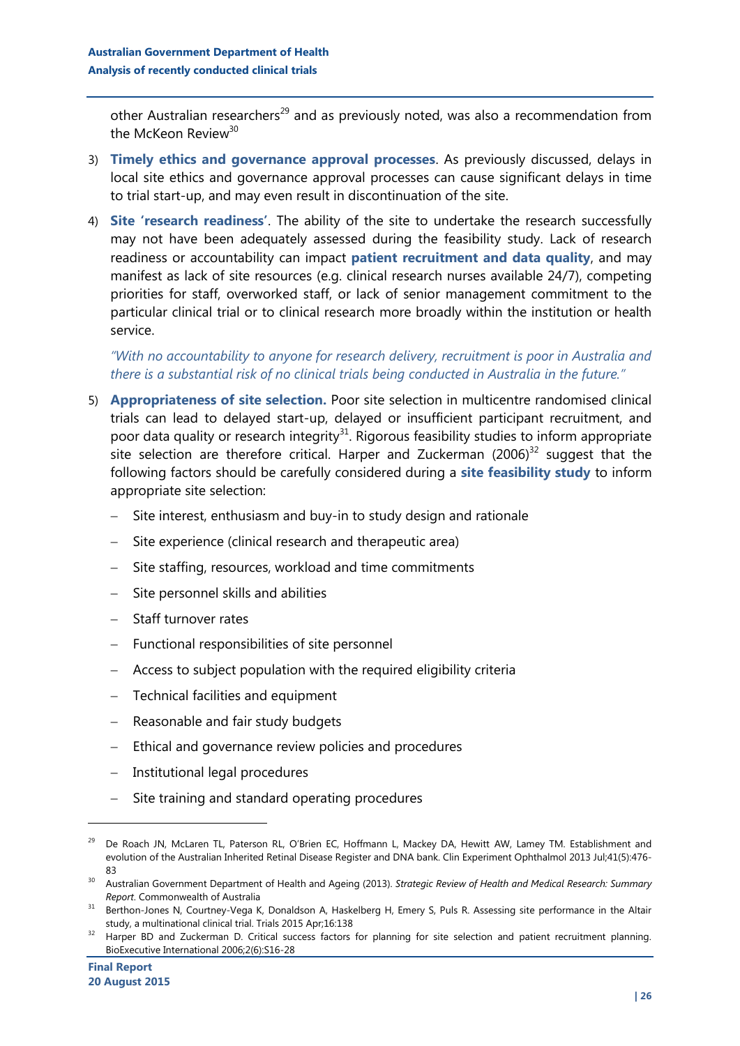other Australian researchers[29] and as previously noted, was also a recommendation from the McKeon Review[30]

3) **Timely ethics and governance approval processes**. As previously discussed, delays in local site ethics and governance approval processes can cause significant delays in time to trial start-up, and may even result in discontinuation of the site.

4) **Site 'research readiness'**. The ability of the site to undertake the research successfully may not have been adequately assessed during the feasibility study. Lack of research readiness or accountability can impact **patient recruitment and data quality**, and may manifest as lack of site resources (e.g. clinical research nurses available 24/7), competing priorities for staff, overworked staff, or lack of senior management commitment to the particular clinical trial or to clinical research more broadly within the institution or health service.

   *"With no accountability to anyone for research delivery, recruitment is poor in Australia and there is a substantial risk of no clinical trials being conducted in Australia in the future."*

5) **Appropriateness of site selection.** Poor site selection in multicentre randomised clinical trials can lead to delayed start-up, delayed or insufficient participant recruitment, and poor data quality or research integrity[31]. Rigorous feasibility studies to inform appropriate site selection are therefore critical. Harper and Zuckerman (2006)[32] suggest that the following factors should be carefully considered during a **site feasibility study** to inform appropriate site selection:

   - Site interest, enthusiasm and buy-in to study design and rationale
   - Site experience (clinical research and therapeutic area)
   - Site staffing, resources, workload and time commitments
   - Site personnel skills and abilities
   - Staff turnover rates
   - Functional responsibilities of site personnel
   - Access to subject population with the required eligibility criteria
   - Technical facilities and equipment
   - Reasonable and fair study budgets
   - Ethical and governance review policies and procedures
   - Institutional legal procedures
   - Site training and standard operating procedures

---

[29] De Roach JN, McLaren TL, Paterson RL, O'Brien EC, Hoffmann L, Mackey DA, Hewitt AW, Lamey TM. Establishment and evolution of the Australian Inherited Retinal Disease Register and DNA bank. Clin Experiment Ophthalmol 2013 Jul;41(5):476-83

[30] Australian Government Department of Health and Ageing (2013). *Strategic Review of Health and Medical Research: Summary Report*. Commonwealth of Australia

[31] Berthon-Jones N, Courtney-Vega K, Donaldson A, Haskelberg H, Emery S, Puls R. Assessing site performance in the Altair study, a multinational clinical trial. Trials 2015 Apr;16:138

[32] Harper BD and Zuckerman D. Critical success factors for planning for site selection and patient recruitment planning. BioExecutive International 2006;2(6):S16-28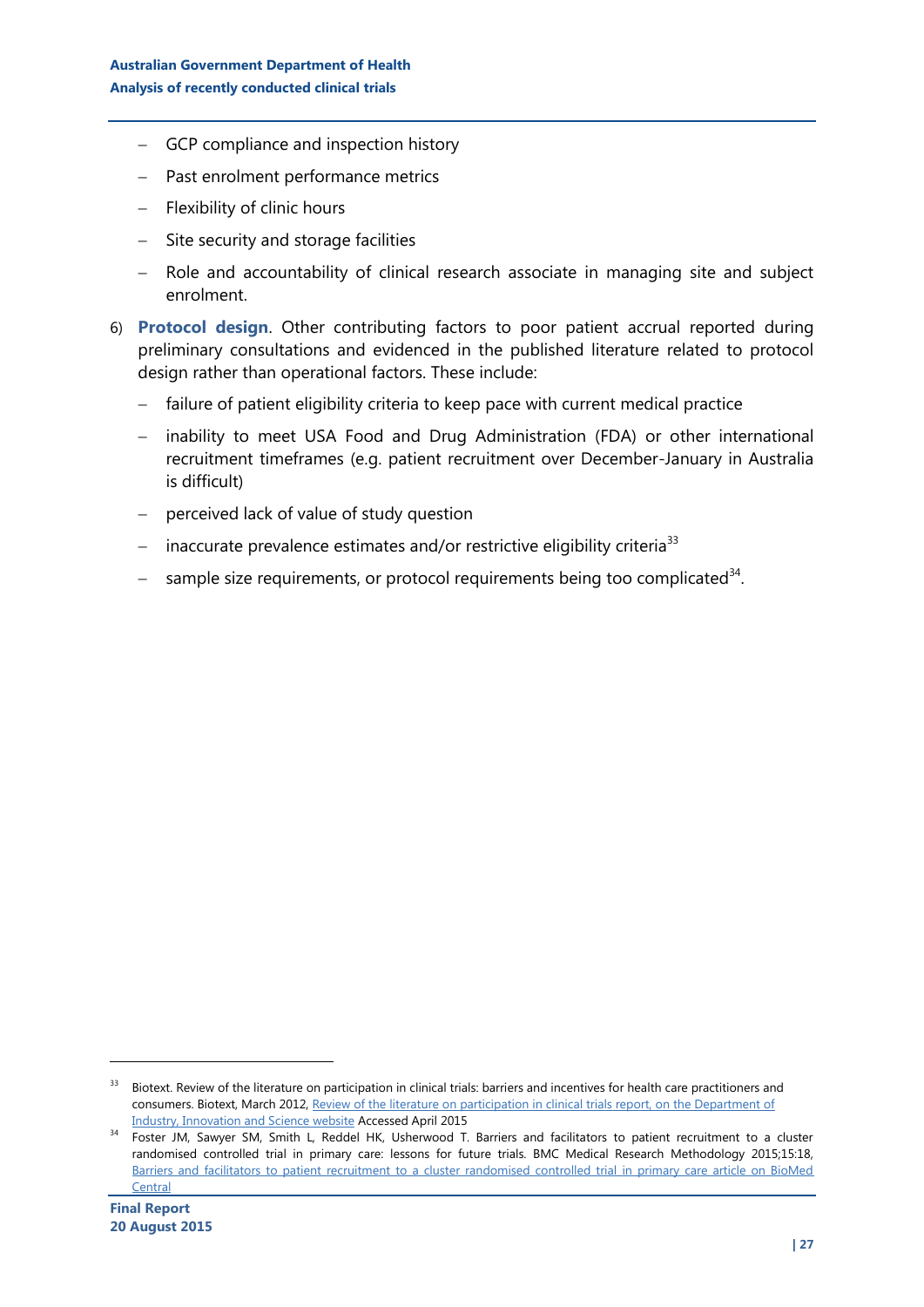- GCP compliance and inspection history
- Past enrolment performance metrics
- Flexibility of clinic hours
- Site security and storage facilities
- Role and accountability of clinical research associate in managing site and subject enrolment.

6) **Protocol design**. Other contributing factors to poor patient accrual reported during preliminary consultations and evidenced in the published literature related to protocol design rather than operational factors. These include:
   - failure of patient eligibility criteria to keep pace with current medical practice
   - inability to meet USA Food and Drug Administration (FDA) or other international recruitment timeframes (e.g. patient recruitment over December-January in Australia is difficult)
   - perceived lack of value of study question
   - inaccurate prevalence estimates and/or restrictive eligibility criteria[33]
   - sample size requirements, or protocol requirements being too complicated[34].

---

[33] Biotext. Review of the literature on participation in clinical trials: barriers and incentives for health care practitioners and consumers. Biotext, March 2012, Review of the literature on participation in clinical trials report, on the Department of Industry, Innovation and Science website Accessed April 2015

[34] Foster JM, Sawyer SM, Smith L, Reddel HK, Usherwood T. Barriers and facilitators to patient recruitment to a cluster randomised controlled trial in primary care: lessons for future trials. BMC Medical Research Methodology 2015;15:18, Barriers and facilitators to patient recruitment to a cluster randomised controlled trial in primary care article on BioMed Central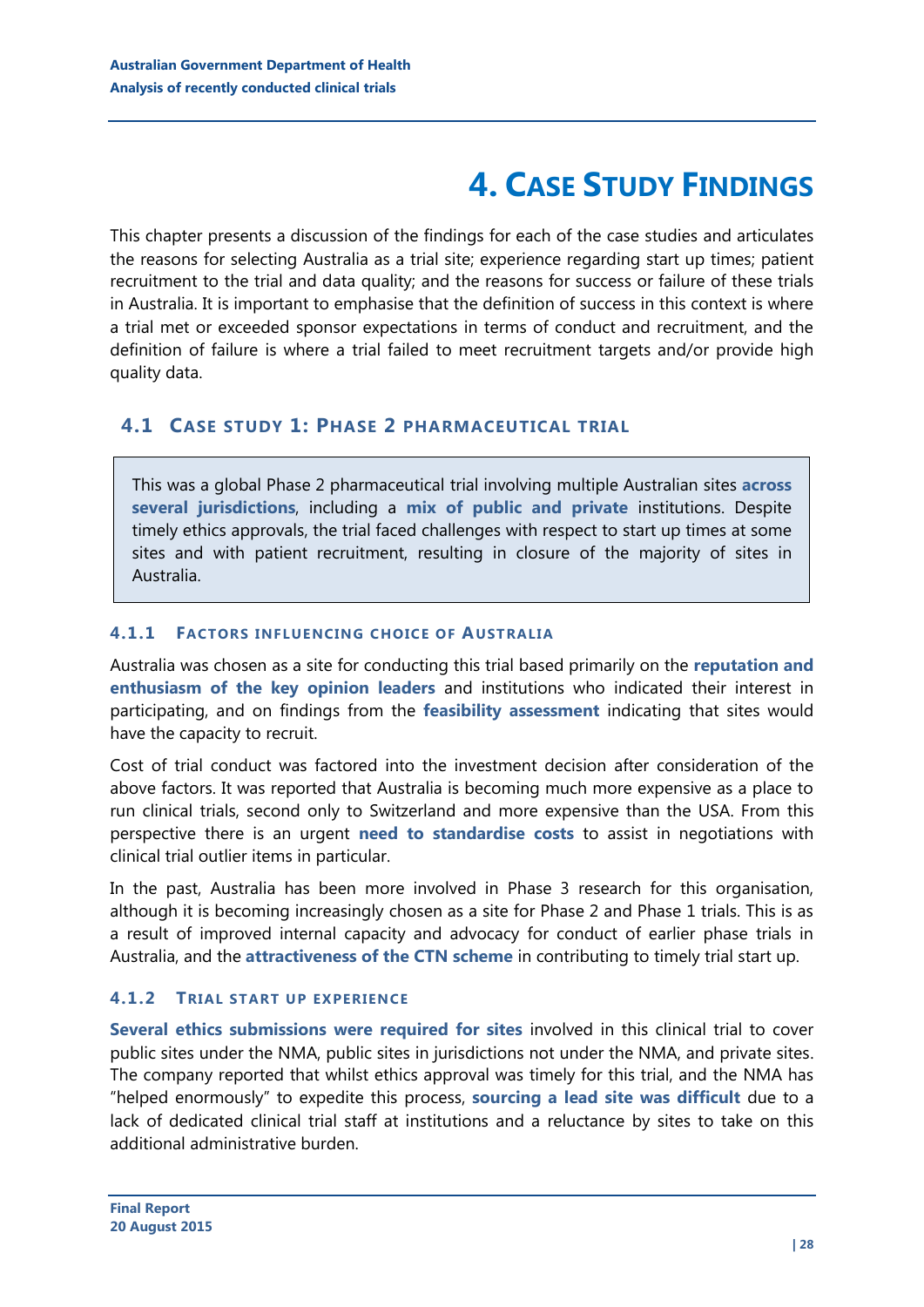# 4. Case Study Findings

This chapter presents a discussion of the findings for each of the case studies and articulates the reasons for selecting Australia as a trial site; experience regarding start up times; patient recruitment to the trial and data quality; and the reasons for success or failure of these trials in Australia. It is important to emphasise that the definition of success in this context is where a trial met or exceeded sponsor expectations in terms of conduct and recruitment, and the definition of failure is where a trial failed to meet recruitment targets and/or provide high quality data.

## 4.1 Case study 1: Phase 2 pharmaceutical trial

> This was a global Phase 2 pharmaceutical trial involving multiple Australian sites **across several jurisdictions**, including a **mix of public and private** institutions. Despite timely ethics approvals, the trial faced challenges with respect to start up times at some sites and with patient recruitment, resulting in closure of the majority of sites in Australia.

### 4.1.1 Factors influencing choice of Australia

Australia was chosen as a site for conducting this trial based primarily on the **reputation and enthusiasm of the key opinion leaders** and institutions who indicated their interest in participating, and on findings from the **feasibility assessment** indicating that sites would have the capacity to recruit.

Cost of trial conduct was factored into the investment decision after consideration of the above factors. It was reported that Australia is becoming much more expensive as a place to run clinical trials, second only to Switzerland and more expensive than the USA. From this perspective there is an urgent **need to standardise costs** to assist in negotiations with clinical trial outlier items in particular.

In the past, Australia has been more involved in Phase 3 research for this organisation, although it is becoming increasingly chosen as a site for Phase 2 and Phase 1 trials. This is as a result of improved internal capacity and advocacy for conduct of earlier phase trials in Australia, and the **attractiveness of the CTN scheme** in contributing to timely trial start up.

### 4.1.2 Trial start up experience

**Several ethics submissions were required for sites** involved in this clinical trial to cover public sites under the NMA, public sites in jurisdictions not under the NMA, and private sites. The company reported that whilst ethics approval was timely for this trial, and the NMA has "helped enormously" to expedite this process, **sourcing a lead site was difficult** due to a lack of dedicated clinical trial staff at institutions and a reluctance by sites to take on this additional administrative burden.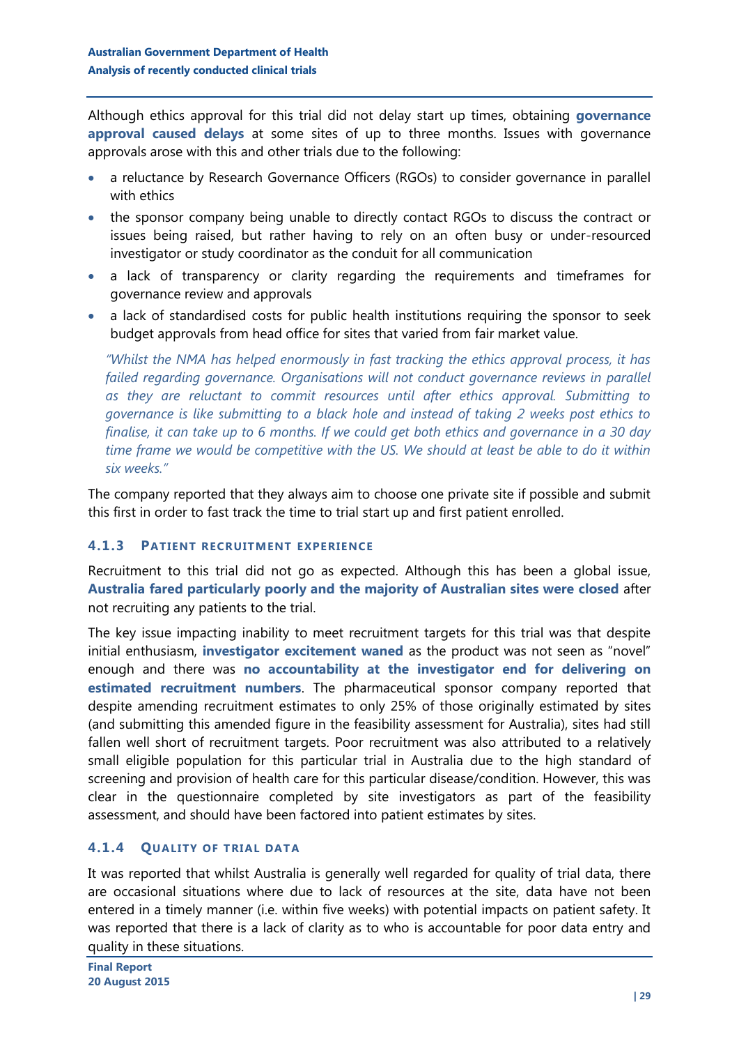Although ethics approval for this trial did not delay start up times, obtaining **governance approval caused delays** at some sites of up to three months. Issues with governance approvals arose with this and other trials due to the following:

- a reluctance by Research Governance Officers (RGOs) to consider governance in parallel with ethics
- the sponsor company being unable to directly contact RGOs to discuss the contract or issues being raised, but rather having to rely on an often busy or under-resourced investigator or study coordinator as the conduit for all communication
- a lack of transparency or clarity regarding the requirements and timeframes for governance review and approvals
- a lack of standardised costs for public health institutions requiring the sponsor to seek budget approvals from head office for sites that varied from fair market value.

*"Whilst the NMA has helped enormously in fast tracking the ethics approval process, it has failed regarding governance. Organisations will not conduct governance reviews in parallel as they are reluctant to commit resources until after ethics approval. Submitting to governance is like submitting to a black hole and instead of taking 2 weeks post ethics to finalise, it can take up to 6 months. If we could get both ethics and governance in a 30 day time frame we would be competitive with the US. We should at least be able to do it within six weeks."*

The company reported that they always aim to choose one private site if possible and submit this first in order to fast track the time to trial start up and first patient enrolled.

### 4.1.3 Patient recruitment experience

Recruitment to this trial did not go as expected. Although this has been a global issue, **Australia fared particularly poorly and the majority of Australian sites were closed** after not recruiting any patients to the trial.

The key issue impacting inability to meet recruitment targets for this trial was that despite initial enthusiasm, **investigator excitement waned** as the product was not seen as "novel" enough and there was **no accountability at the investigator end for delivering on estimated recruitment numbers**. The pharmaceutical sponsor company reported that despite amending recruitment estimates to only 25% of those originally estimated by sites (and submitting this amended figure in the feasibility assessment for Australia), sites had still fallen well short of recruitment targets. Poor recruitment was also attributed to a relatively small eligible population for this particular trial in Australia due to the high standard of screening and provision of health care for this particular disease/condition. However, this was clear in the questionnaire completed by site investigators as part of the feasibility assessment, and should have been factored into patient estimates by sites.

### 4.1.4 Quality of trial data

It was reported that whilst Australia is generally well regarded for quality of trial data, there are occasional situations where due to lack of resources at the site, data have not been entered in a timely manner (i.e. within five weeks) with potential impacts on patient safety. It was reported that there is a lack of clarity as to who is accountable for poor data entry and quality in these situations.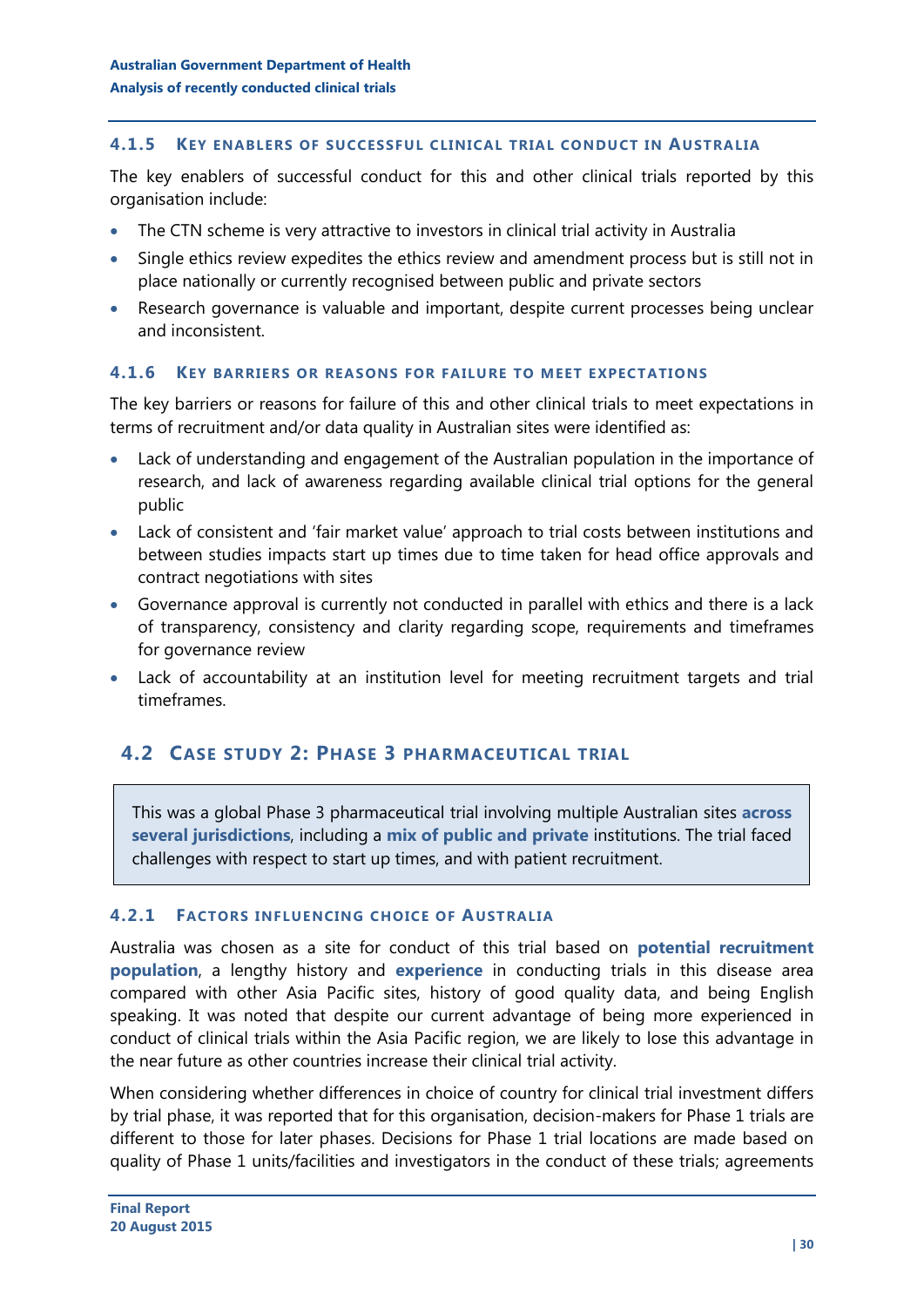#### 4.1.5 Key enablers of successful clinical trial conduct in Australia

The key enablers of successful conduct for this and other clinical trials reported by this organisation include:

- The CTN scheme is very attractive to investors in clinical trial activity in Australia
- Single ethics review expedites the ethics review and amendment process but is still not in place nationally or currently recognised between public and private sectors
- Research governance is valuable and important, despite current processes being unclear and inconsistent.

#### 4.1.6 Key barriers or reasons for failure to meet expectations

The key barriers or reasons for failure of this and other clinical trials to meet expectations in terms of recruitment and/or data quality in Australian sites were identified as:

- Lack of understanding and engagement of the Australian population in the importance of research, and lack of awareness regarding available clinical trial options for the general public
- Lack of consistent and 'fair market value' approach to trial costs between institutions and between studies impacts start up times due to time taken for head office approvals and contract negotiations with sites
- Governance approval is currently not conducted in parallel with ethics and there is a lack of transparency, consistency and clarity regarding scope, requirements and timeframes for governance review
- Lack of accountability at an institution level for meeting recruitment targets and trial timeframes.

### 4.2 Case study 2: Phase 3 pharmaceutical trial

> This was a global Phase 3 pharmaceutical trial involving multiple Australian sites **across several jurisdictions**, including a **mix of public and private** institutions. The trial faced challenges with respect to start up times, and with patient recruitment.

#### 4.2.1 Factors influencing choice of Australia

Australia was chosen as a site for conduct of this trial based on **potential recruitment population**, a lengthy history and **experience** in conducting trials in this disease area compared with other Asia Pacific sites, history of good quality data, and being English speaking. It was noted that despite our current advantage of being more experienced in conduct of clinical trials within the Asia Pacific region, we are likely to lose this advantage in the near future as other countries increase their clinical trial activity.

When considering whether differences in choice of country for clinical trial investment differs by trial phase, it was reported that for this organisation, decision-makers for Phase 1 trials are different to those for later phases. Decisions for Phase 1 trial locations are made based on quality of Phase 1 units/facilities and investigators in the conduct of these trials; agreements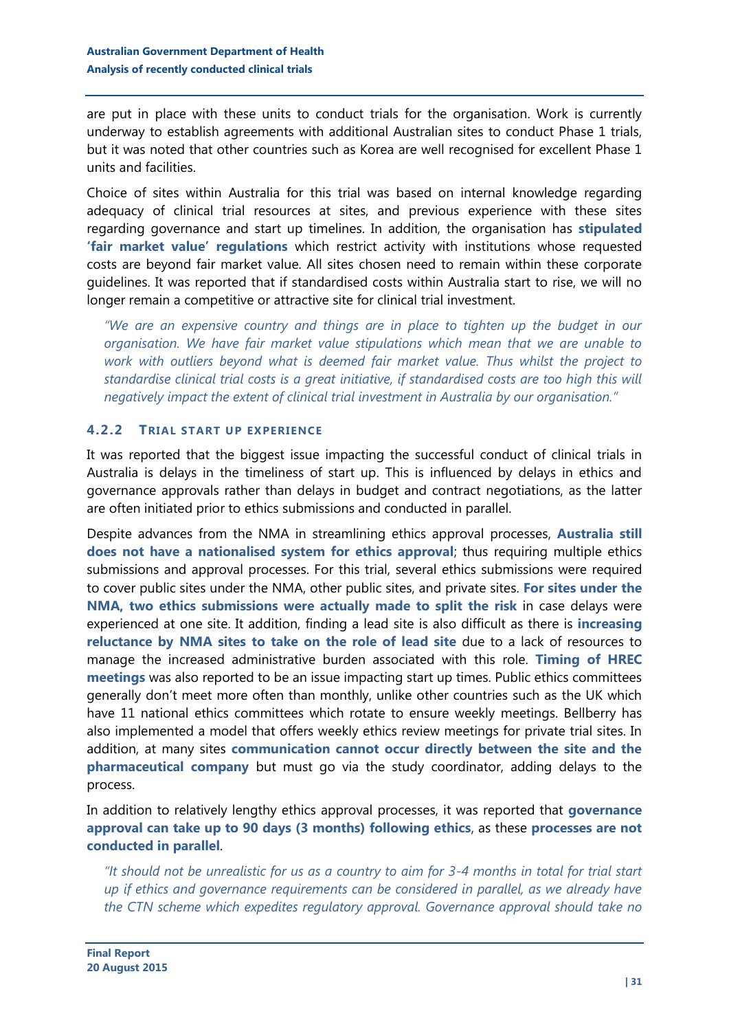are put in place with these units to conduct trials for the organisation. Work is currently underway to establish agreements with additional Australian sites to conduct Phase 1 trials, but it was noted that other countries such as Korea are well recognised for excellent Phase 1 units and facilities.

Choice of sites within Australia for this trial was based on internal knowledge regarding adequacy of clinical trial resources at sites, and previous experience with these sites regarding governance and start up timelines. In addition, the organisation has **stipulated 'fair market value' regulations** which restrict activity with institutions whose requested costs are beyond fair market value. All sites chosen need to remain within these corporate guidelines. It was reported that if standardised costs within Australia start to rise, we will no longer remain a competitive or attractive site for clinical trial investment.

> *"We are an expensive country and things are in place to tighten up the budget in our organisation. We have fair market value stipulations which mean that we are unable to work with outliers beyond what is deemed fair market value. Thus whilst the project to standardise clinical trial costs is a great initiative, if standardised costs are too high this will negatively impact the extent of clinical trial investment in Australia by our organisation."*

### 4.2.2 Trial start up experience

It was reported that the biggest issue impacting the successful conduct of clinical trials in Australia is delays in the timeliness of start up. This is influenced by delays in ethics and governance approvals rather than delays in budget and contract negotiations, as the latter are often initiated prior to ethics submissions and conducted in parallel.

Despite advances from the NMA in streamlining ethics approval processes, **Australia still does not have a nationalised system for ethics approval**; thus requiring multiple ethics submissions and approval processes. For this trial, several ethics submissions were required to cover public sites under the NMA, other public sites, and private sites. **For sites under the NMA, two ethics submissions were actually made to split the risk** in case delays were experienced at one site. It addition, finding a lead site is also difficult as there is **increasing reluctance by NMA sites to take on the role of lead site** due to a lack of resources to manage the increased administrative burden associated with this role. **Timing of HREC meetings** was also reported to be an issue impacting start up times. Public ethics committees generally don't meet more often than monthly, unlike other countries such as the UK which have 11 national ethics committees which rotate to ensure weekly meetings. Bellberry has also implemented a model that offers weekly ethics review meetings for private trial sites. In addition, at many sites **communication cannot occur directly between the site and the pharmaceutical company** but must go via the study coordinator, adding delays to the process.

In addition to relatively lengthy ethics approval processes, it was reported that **governance approval can take up to 90 days (3 months) following ethics**, as these **processes are not conducted in parallel**.

> *"It should not be unrealistic for us as a country to aim for 3-4 months in total for trial start up if ethics and governance requirements can be considered in parallel, as we already have the CTN scheme which expedites regulatory approval. Governance approval should take no*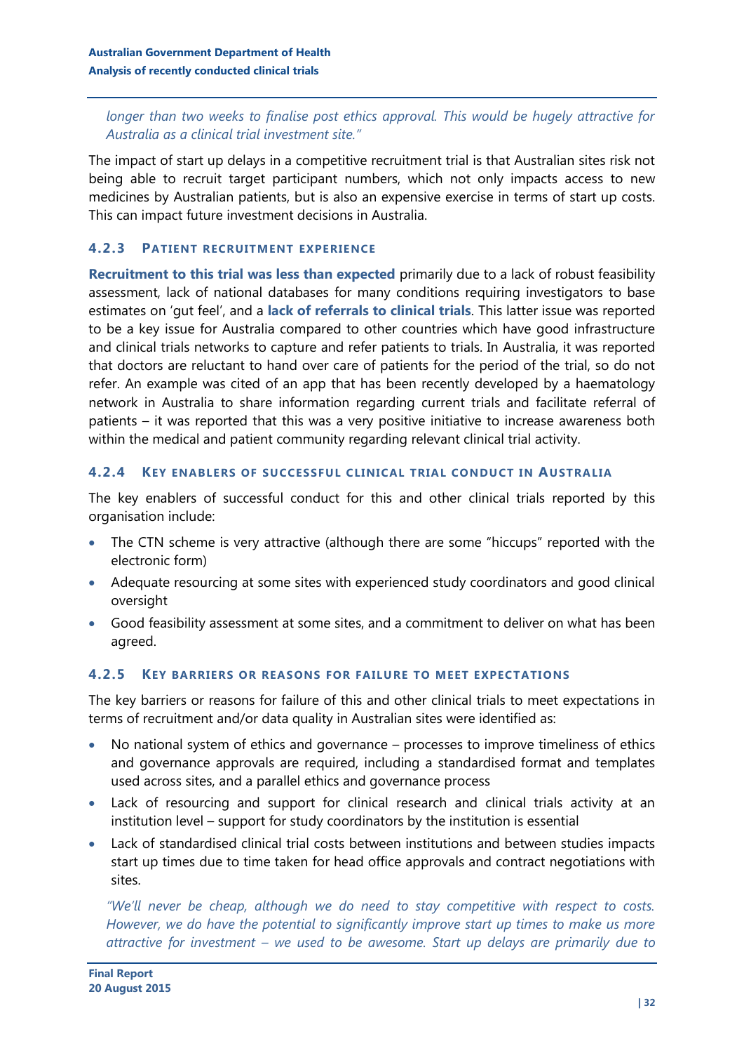*longer than two weeks to finalise post ethics approval. This would be hugely attractive for Australia as a clinical trial investment site."*

The impact of start up delays in a competitive recruitment trial is that Australian sites risk not being able to recruit target participant numbers, which not only impacts access to new medicines by Australian patients, but is also an expensive exercise in terms of start up costs. This can impact future investment decisions in Australia.

### 4.2.3 Patient recruitment experience

**Recruitment to this trial was less than expected** primarily due to a lack of robust feasibility assessment, lack of national databases for many conditions requiring investigators to base estimates on 'gut feel', and a **lack of referrals to clinical trials**. This latter issue was reported to be a key issue for Australia compared to other countries which have good infrastructure and clinical trials networks to capture and refer patients to trials. In Australia, it was reported that doctors are reluctant to hand over care of patients for the period of the trial, so do not refer. An example was cited of an app that has been recently developed by a haematology network in Australia to share information regarding current trials and facilitate referral of patients – it was reported that this was a very positive initiative to increase awareness both within the medical and patient community regarding relevant clinical trial activity.

### 4.2.4 Key enablers of successful clinical trial conduct in Australia

The key enablers of successful conduct for this and other clinical trials reported by this organisation include:

- The CTN scheme is very attractive (although there are some "hiccups" reported with the electronic form)
- Adequate resourcing at some sites with experienced study coordinators and good clinical oversight
- Good feasibility assessment at some sites, and a commitment to deliver on what has been agreed.

### 4.2.5 Key barriers or reasons for failure to meet expectations

The key barriers or reasons for failure of this and other clinical trials to meet expectations in terms of recruitment and/or data quality in Australian sites were identified as:

- No national system of ethics and governance – processes to improve timeliness of ethics and governance approvals are required, including a standardised format and templates used across sites, and a parallel ethics and governance process
- Lack of resourcing and support for clinical research and clinical trials activity at an institution level – support for study coordinators by the institution is essential
- Lack of standardised clinical trial costs between institutions and between studies impacts start up times due to time taken for head office approvals and contract negotiations with sites.

*"We'll never be cheap, although we do need to stay competitive with respect to costs. However, we do have the potential to significantly improve start up times to make us more attractive for investment – we used to be awesome. Start up delays are primarily due to*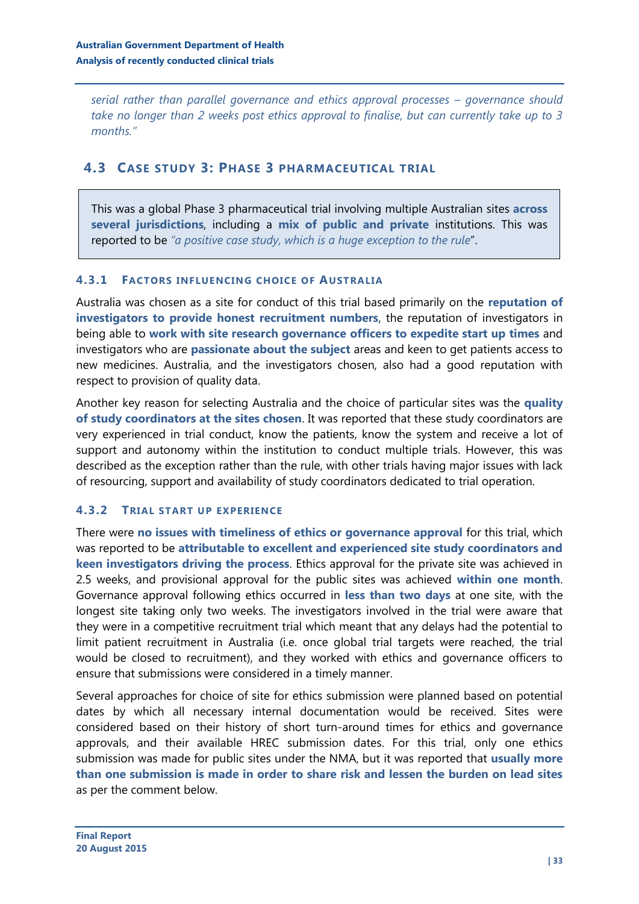*serial rather than parallel governance and ethics approval processes – governance should take no longer than 2 weeks post ethics approval to finalise, but can currently take up to 3 months."*

## 4.3 Case study 3: Phase 3 pharmaceutical trial

This was a global Phase 3 pharmaceutical trial involving multiple Australian sites **across several jurisdictions**, including a **mix of public and private** institutions. This was reported to be *"a positive case study, which is a huge exception to the rule*".

### 4.3.1 Factors influencing choice of Australia

Australia was chosen as a site for conduct of this trial based primarily on the **reputation of investigators to provide honest recruitment numbers**, the reputation of investigators in being able to **work with site research governance officers to expedite start up times** and investigators who are **passionate about the subject** areas and keen to get patients access to new medicines. Australia, and the investigators chosen, also had a good reputation with respect to provision of quality data.

Another key reason for selecting Australia and the choice of particular sites was the **quality of study coordinators at the sites chosen**. It was reported that these study coordinators are very experienced in trial conduct, know the patients, know the system and receive a lot of support and autonomy within the institution to conduct multiple trials. However, this was described as the exception rather than the rule, with other trials having major issues with lack of resourcing, support and availability of study coordinators dedicated to trial operation.

### 4.3.2 Trial start up experience

There were **no issues with timeliness of ethics or governance approval** for this trial, which was reported to be **attributable to excellent and experienced site study coordinators and keen investigators driving the process**. Ethics approval for the private site was achieved in 2.5 weeks, and provisional approval for the public sites was achieved **within one month**. Governance approval following ethics occurred in **less than two days** at one site, with the longest site taking only two weeks. The investigators involved in the trial were aware that they were in a competitive recruitment trial which meant that any delays had the potential to limit patient recruitment in Australia (i.e. once global trial targets were reached, the trial would be closed to recruitment), and they worked with ethics and governance officers to ensure that submissions were considered in a timely manner.

Several approaches for choice of site for ethics submission were planned based on potential dates by which all necessary internal documentation would be received. Sites were considered based on their history of short turn-around times for ethics and governance approvals, and their available HREC submission dates. For this trial, only one ethics submission was made for public sites under the NMA, but it was reported that **usually more than one submission is made in order to share risk and lessen the burden on lead sites** as per the comment below.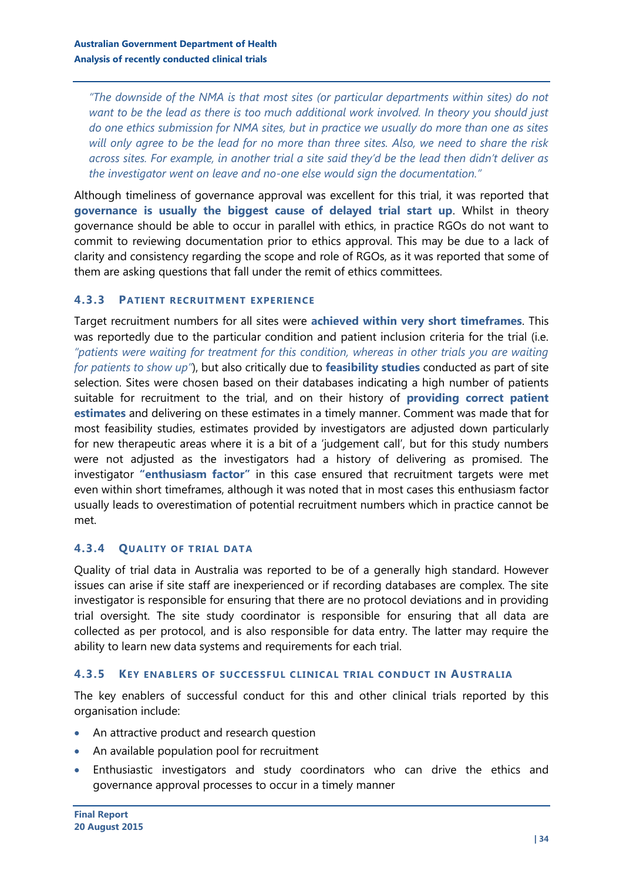*"The downside of the NMA is that most sites (or particular departments within sites) do not want to be the lead as there is too much additional work involved. In theory you should just do one ethics submission for NMA sites, but in practice we usually do more than one as sites will only agree to be the lead for no more than three sites. Also, we need to share the risk across sites. For example, in another trial a site said they'd be the lead then didn't deliver as the investigator went on leave and no-one else would sign the documentation."*

Although timeliness of governance approval was excellent for this trial, it was reported that **governance is usually the biggest cause of delayed trial start up**. Whilst in theory governance should be able to occur in parallel with ethics, in practice RGOs do not want to commit to reviewing documentation prior to ethics approval. This may be due to a lack of clarity and consistency regarding the scope and role of RGOs, as it was reported that some of them are asking questions that fall under the remit of ethics committees.

### 4.3.3 Patient recruitment experience

Target recruitment numbers for all sites were **achieved within very short timeframes**. This was reportedly due to the particular condition and patient inclusion criteria for the trial (i.e. *"patients were waiting for treatment for this condition, whereas in other trials you are waiting for patients to show up"*), but also critically due to **feasibility studies** conducted as part of site selection. Sites were chosen based on their databases indicating a high number of patients suitable for recruitment to the trial, and on their history of **providing correct patient estimates** and delivering on these estimates in a timely manner. Comment was made that for most feasibility studies, estimates provided by investigators are adjusted down particularly for new therapeutic areas where it is a bit of a 'judgement call', but for this study numbers were not adjusted as the investigators had a history of delivering as promised. The investigator **"enthusiasm factor"** in this case ensured that recruitment targets were met even within short timeframes, although it was noted that in most cases this enthusiasm factor usually leads to overestimation of potential recruitment numbers which in practice cannot be met.

### 4.3.4 Quality of trial data

Quality of trial data in Australia was reported to be of a generally high standard. However issues can arise if site staff are inexperienced or if recording databases are complex. The site investigator is responsible for ensuring that there are no protocol deviations and in providing trial oversight. The site study coordinator is responsible for ensuring that all data are collected as per protocol, and is also responsible for data entry. The latter may require the ability to learn new data systems and requirements for each trial.

### 4.3.5 Key enablers of successful clinical trial conduct in Australia

The key enablers of successful conduct for this and other clinical trials reported by this organisation include:

- An attractive product and research question
- An available population pool for recruitment
- Enthusiastic investigators and study coordinators who can drive the ethics and governance approval processes to occur in a timely manner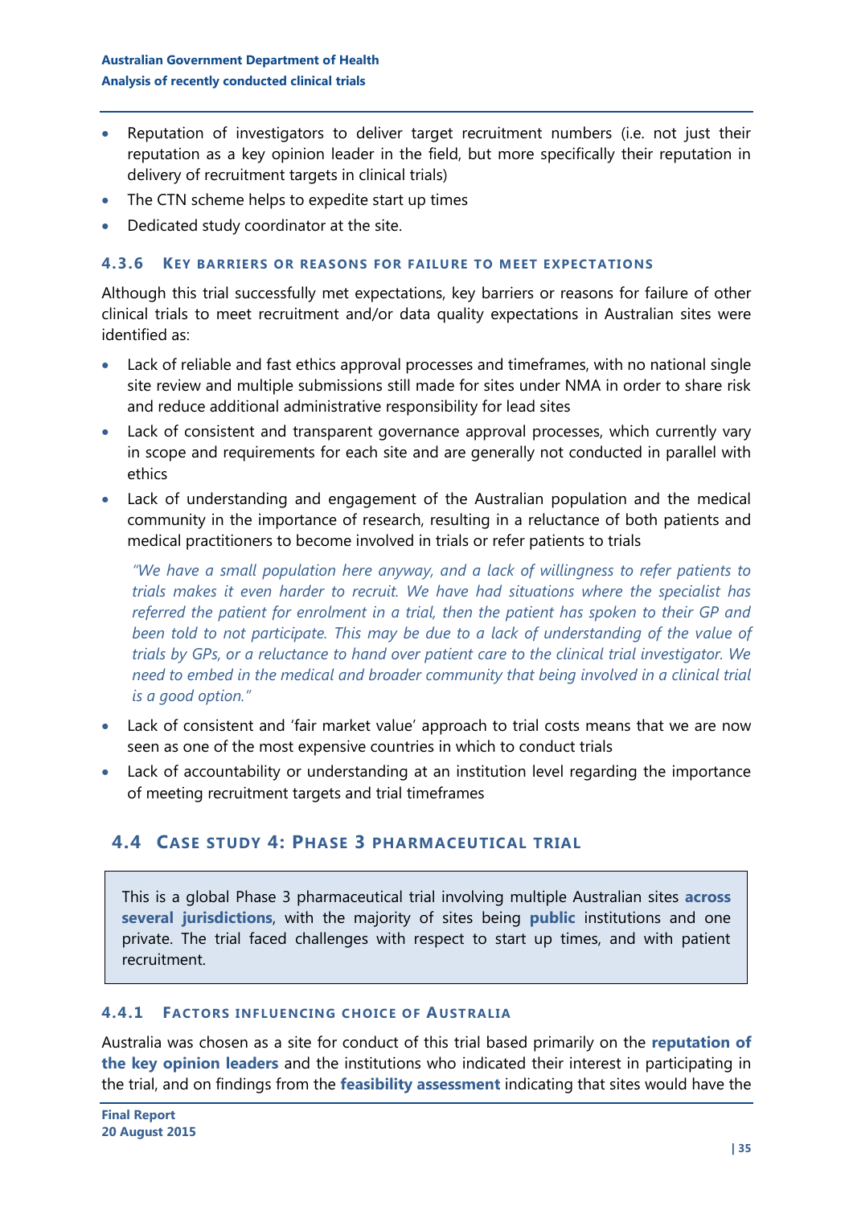- Reputation of investigators to deliver target recruitment numbers (i.e. not just their reputation as a key opinion leader in the field, but more specifically their reputation in delivery of recruitment targets in clinical trials)
- The CTN scheme helps to expedite start up times
- Dedicated study coordinator at the site.

### 4.3.6 Key barriers or reasons for failure to meet expectations

Although this trial successfully met expectations, key barriers or reasons for failure of other clinical trials to meet recruitment and/or data quality expectations in Australian sites were identified as:

- Lack of reliable and fast ethics approval processes and timeframes, with no national single site review and multiple submissions still made for sites under NMA in order to share risk and reduce additional administrative responsibility for lead sites
- Lack of consistent and transparent governance approval processes, which currently vary in scope and requirements for each site and are generally not conducted in parallel with ethics
- Lack of understanding and engagement of the Australian population and the medical community in the importance of research, resulting in a reluctance of both patients and medical practitioners to become involved in trials or refer patients to trials

  *"We have a small population here anyway, and a lack of willingness to refer patients to trials makes it even harder to recruit. We have had situations where the specialist has referred the patient for enrolment in a trial, then the patient has spoken to their GP and been told to not participate. This may be due to a lack of understanding of the value of trials by GPs, or a reluctance to hand over patient care to the clinical trial investigator. We need to embed in the medical and broader community that being involved in a clinical trial is a good option."*

- Lack of consistent and 'fair market value' approach to trial costs means that we are now seen as one of the most expensive countries in which to conduct trials
- Lack of accountability or understanding at an institution level regarding the importance of meeting recruitment targets and trial timeframes

## 4.4 Case study 4: Phase 3 pharmaceutical trial

This is a global Phase 3 pharmaceutical trial involving multiple Australian sites **across several jurisdictions**, with the majority of sites being **public** institutions and one private. The trial faced challenges with respect to start up times, and with patient recruitment.

### 4.4.1 Factors influencing choice of Australia

Australia was chosen as a site for conduct of this trial based primarily on the **reputation of the key opinion leaders** and the institutions who indicated their interest in participating in the trial, and on findings from the **feasibility assessment** indicating that sites would have the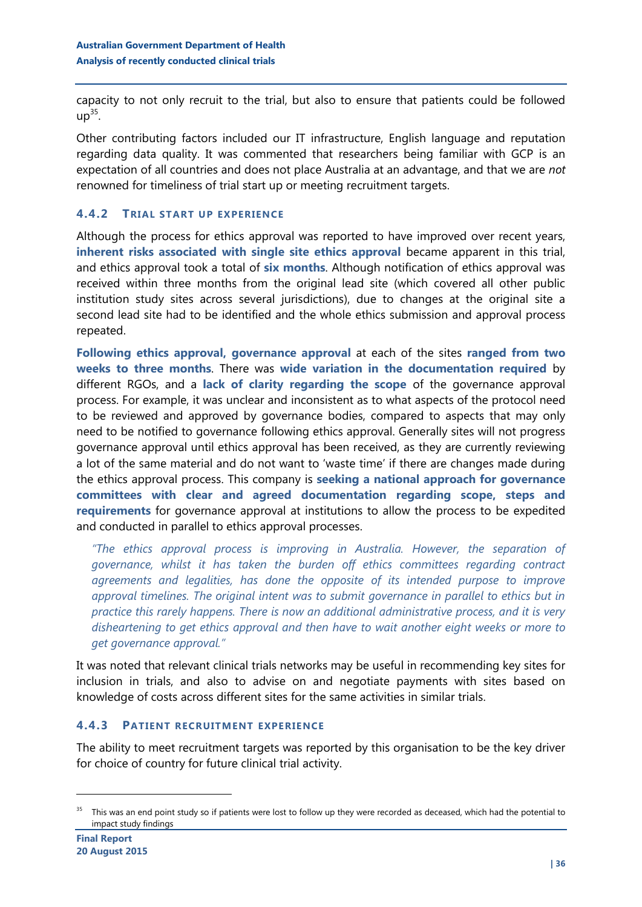capacity to not only recruit to the trial, but also to ensure that patients could be followed up[35].

Other contributing factors included our IT infrastructure, English language and reputation regarding data quality. It was commented that researchers being familiar with GCP is an expectation of all countries and does not place Australia at an advantage, and that we are *not* renowned for timeliness of trial start up or meeting recruitment targets.

### 4.4.2 Trial start up experience

Although the process for ethics approval was reported to have improved over recent years, **inherent risks associated with single site ethics approval** became apparent in this trial, and ethics approval took a total of **six months**. Although notification of ethics approval was received within three months from the original lead site (which covered all other public institution study sites across several jurisdictions), due to changes at the original site a second lead site had to be identified and the whole ethics submission and approval process repeated.

**Following ethics approval, governance approval** at each of the sites **ranged from two weeks to three months**. There was **wide variation in the documentation required** by different RGOs, and a **lack of clarity regarding the scope** of the governance approval process. For example, it was unclear and inconsistent as to what aspects of the protocol need to be reviewed and approved by governance bodies, compared to aspects that may only need to be notified to governance following ethics approval. Generally sites will not progress governance approval until ethics approval has been received, as they are currently reviewing a lot of the same material and do not want to 'waste time' if there are changes made during the ethics approval process. This company is **seeking a national approach for governance committees with clear and agreed documentation regarding scope, steps and requirements** for governance approval at institutions to allow the process to be expedited and conducted in parallel to ethics approval processes.

> *"The ethics approval process is improving in Australia. However, the separation of governance, whilst it has taken the burden off ethics committees regarding contract agreements and legalities, has done the opposite of its intended purpose to improve approval timelines. The original intent was to submit governance in parallel to ethics but in practice this rarely happens. There is now an additional administrative process, and it is very disheartening to get ethics approval and then have to wait another eight weeks or more to get governance approval."*

It was noted that relevant clinical trials networks may be useful in recommending key sites for inclusion in trials, and also to advise on and negotiate payments with sites based on knowledge of costs across different sites for the same activities in similar trials.

### 4.4.3 Patient recruitment experience

The ability to meet recruitment targets was reported by this organisation to be the key driver for choice of country for future clinical trial activity.

---

[35] This was an end point study so if patients were lost to follow up they were recorded as deceased, which had the potential to impact study findings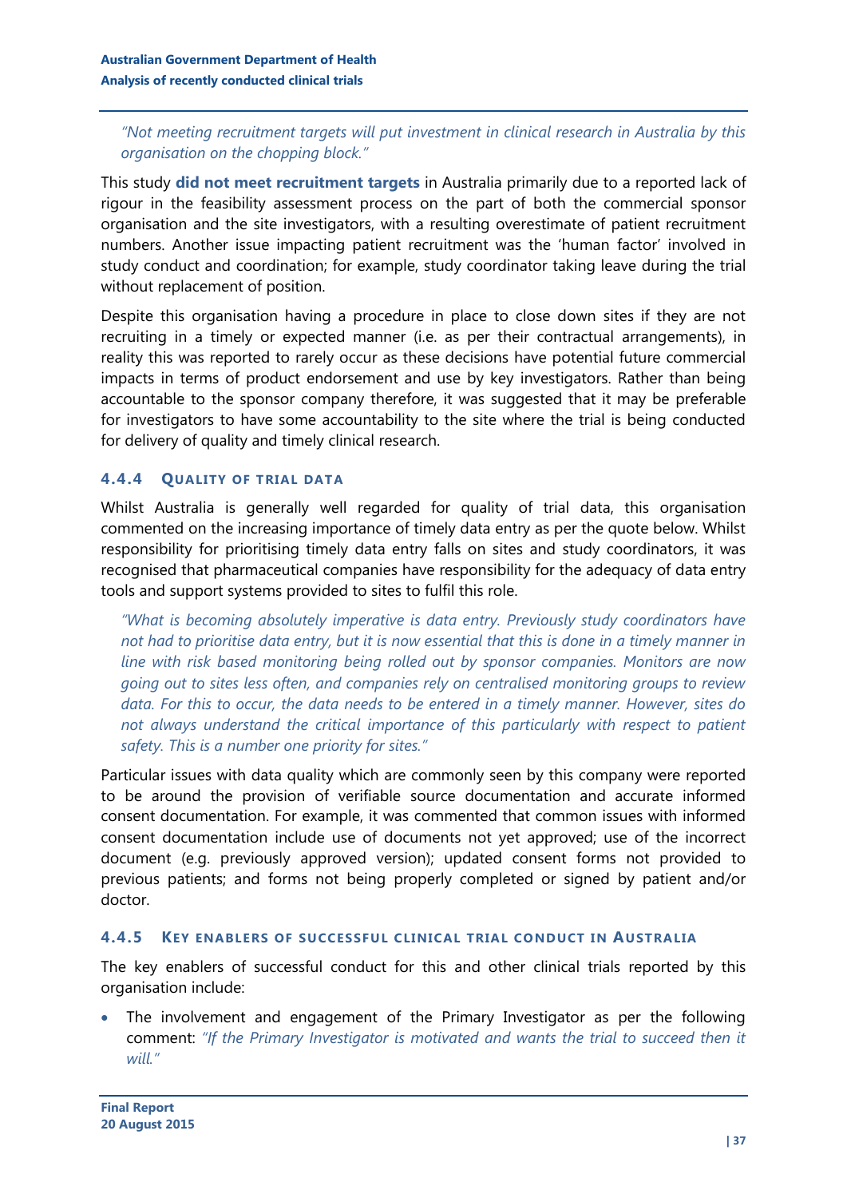*"Not meeting recruitment targets will put investment in clinical research in Australia by this organisation on the chopping block."*

This study **did not meet recruitment targets** in Australia primarily due to a reported lack of rigour in the feasibility assessment process on the part of both the commercial sponsor organisation and the site investigators, with a resulting overestimate of patient recruitment numbers. Another issue impacting patient recruitment was the 'human factor' involved in study conduct and coordination; for example, study coordinator taking leave during the trial without replacement of position.

Despite this organisation having a procedure in place to close down sites if they are not recruiting in a timely or expected manner (i.e. as per their contractual arrangements), in reality this was reported to rarely occur as these decisions have potential future commercial impacts in terms of product endorsement and use by key investigators. Rather than being accountable to the sponsor company therefore, it was suggested that it may be preferable for investigators to have some accountability to the site where the trial is being conducted for delivery of quality and timely clinical research.

### 4.4.4 Quality of trial data

Whilst Australia is generally well regarded for quality of trial data, this organisation commented on the increasing importance of timely data entry as per the quote below. Whilst responsibility for prioritising timely data entry falls on sites and study coordinators, it was recognised that pharmaceutical companies have responsibility for the adequacy of data entry tools and support systems provided to sites to fulfil this role.

*"What is becoming absolutely imperative is data entry. Previously study coordinators have not had to prioritise data entry, but it is now essential that this is done in a timely manner in line with risk based monitoring being rolled out by sponsor companies. Monitors are now going out to sites less often, and companies rely on centralised monitoring groups to review data. For this to occur, the data needs to be entered in a timely manner. However, sites do not always understand the critical importance of this particularly with respect to patient safety. This is a number one priority for sites."*

Particular issues with data quality which are commonly seen by this company were reported to be around the provision of verifiable source documentation and accurate informed consent documentation. For example, it was commented that common issues with informed consent documentation include use of documents not yet approved; use of the incorrect document (e.g. previously approved version); updated consent forms not provided to previous patients; and forms not being properly completed or signed by patient and/or doctor.

### 4.4.5 Key enablers of successful clinical trial conduct in Australia

The key enablers of successful conduct for this and other clinical trials reported by this organisation include:

- The involvement and engagement of the Primary Investigator as per the following comment: *"If the Primary Investigator is motivated and wants the trial to succeed then it will."*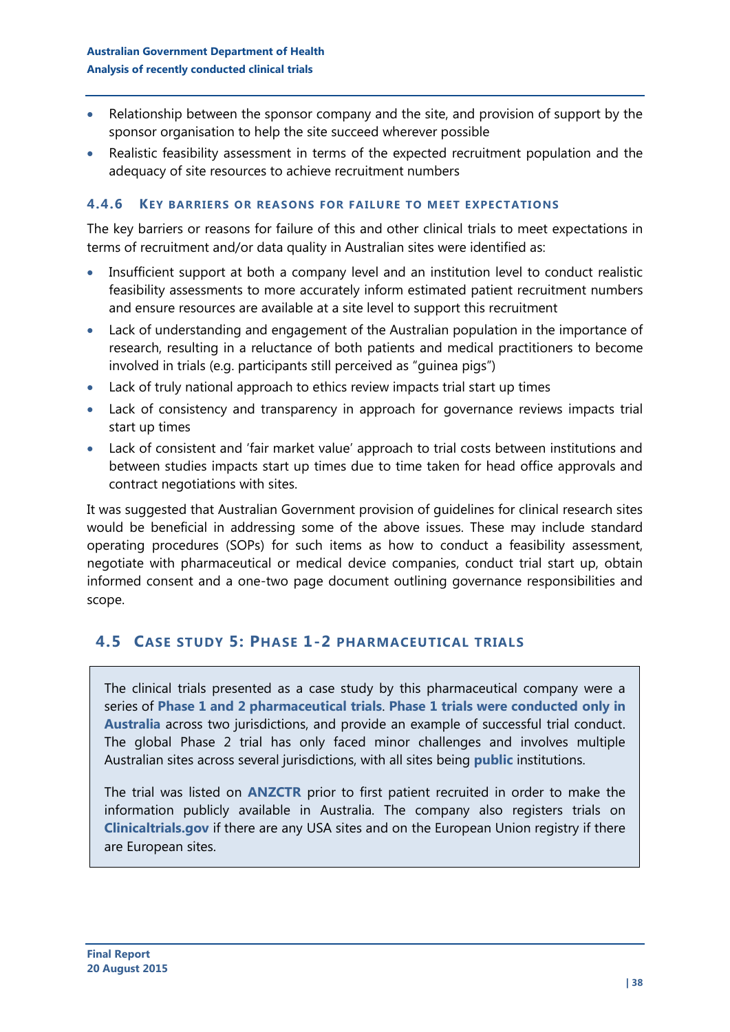- Relationship between the sponsor company and the site, and provision of support by the sponsor organisation to help the site succeed wherever possible
- Realistic feasibility assessment in terms of the expected recruitment population and the adequacy of site resources to achieve recruitment numbers

### 4.4.6 Key barriers or reasons for failure to meet expectations

The key barriers or reasons for failure of this and other clinical trials to meet expectations in terms of recruitment and/or data quality in Australian sites were identified as:

- Insufficient support at both a company level and an institution level to conduct realistic feasibility assessments to more accurately inform estimated patient recruitment numbers and ensure resources are available at a site level to support this recruitment
- Lack of understanding and engagement of the Australian population in the importance of research, resulting in a reluctance of both patients and medical practitioners to become involved in trials (e.g. participants still perceived as "guinea pigs")
- Lack of truly national approach to ethics review impacts trial start up times
- Lack of consistency and transparency in approach for governance reviews impacts trial start up times
- Lack of consistent and 'fair market value' approach to trial costs between institutions and between studies impacts start up times due to time taken for head office approvals and contract negotiations with sites.

It was suggested that Australian Government provision of guidelines for clinical research sites would be beneficial in addressing some of the above issues. These may include standard operating procedures (SOPs) for such items as how to conduct a feasibility assessment, negotiate with pharmaceutical or medical device companies, conduct trial start up, obtain informed consent and a one-two page document outlining governance responsibilities and scope.

## 4.5 Case study 5: Phase 1-2 pharmaceutical trials

The clinical trials presented as a case study by this pharmaceutical company were a series of **Phase 1 and 2 pharmaceutical trials**. **Phase 1 trials were conducted only in Australia** across two jurisdictions, and provide an example of successful trial conduct. The global Phase 2 trial has only faced minor challenges and involves multiple Australian sites across several jurisdictions, with all sites being **public** institutions.

The trial was listed on **ANZCTR** prior to first patient recruited in order to make the information publicly available in Australia. The company also registers trials on **Clinicaltrials.gov** if there are any USA sites and on the European Union registry if there are European sites.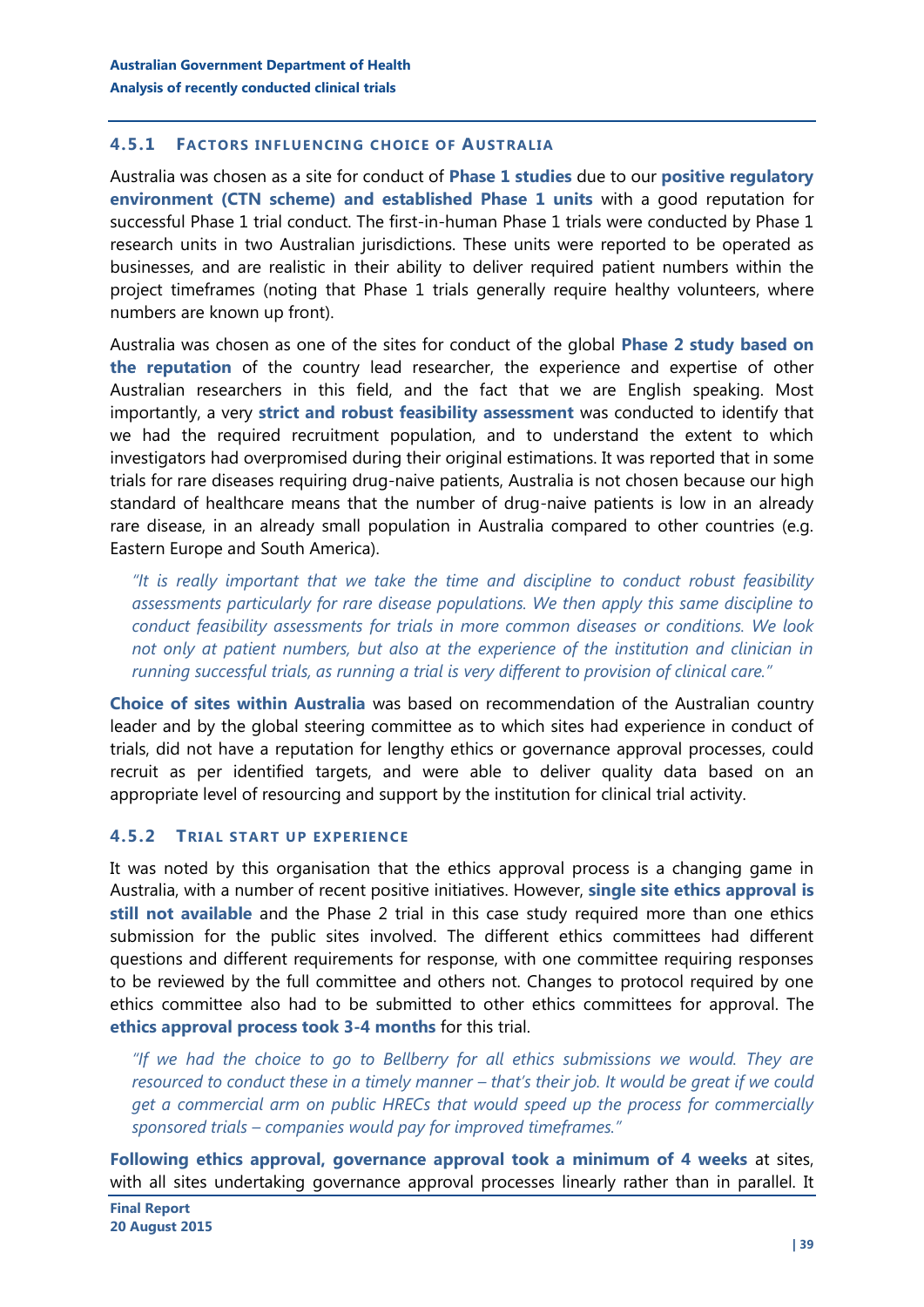### 4.5.1 Factors influencing choice of Australia

Australia was chosen as a site for conduct of **Phase 1 studies** due to our **positive regulatory environment (CTN scheme) and established Phase 1 units** with a good reputation for successful Phase 1 trial conduct. The first-in-human Phase 1 trials were conducted by Phase 1 research units in two Australian jurisdictions. These units were reported to be operated as businesses, and are realistic in their ability to deliver required patient numbers within the project timeframes (noting that Phase 1 trials generally require healthy volunteers, where numbers are known up front).

Australia was chosen as one of the sites for conduct of the global **Phase 2 study based on the reputation** of the country lead researcher, the experience and expertise of other Australian researchers in this field, and the fact that we are English speaking. Most importantly, a very **strict and robust feasibility assessment** was conducted to identify that we had the required recruitment population, and to understand the extent to which investigators had overpromised during their original estimations. It was reported that in some trials for rare diseases requiring drug-naive patients, Australia is not chosen because our high standard of healthcare means that the number of drug-naive patients is low in an already rare disease, in an already small population in Australia compared to other countries (e.g. Eastern Europe and South America).

> *"It is really important that we take the time and discipline to conduct robust feasibility assessments particularly for rare disease populations. We then apply this same discipline to conduct feasibility assessments for trials in more common diseases or conditions. We look not only at patient numbers, but also at the experience of the institution and clinician in running successful trials, as running a trial is very different to provision of clinical care."*

**Choice of sites within Australia** was based on recommendation of the Australian country leader and by the global steering committee as to which sites had experience in conduct of trials, did not have a reputation for lengthy ethics or governance approval processes, could recruit as per identified targets, and were able to deliver quality data based on an appropriate level of resourcing and support by the institution for clinical trial activity.

### 4.5.2 Trial start up experience

It was noted by this organisation that the ethics approval process is a changing game in Australia, with a number of recent positive initiatives. However, **single site ethics approval is still not available** and the Phase 2 trial in this case study required more than one ethics submission for the public sites involved. The different ethics committees had different questions and different requirements for response, with one committee requiring responses to be reviewed by the full committee and others not. Changes to protocol required by one ethics committee also had to be submitted to other ethics committees for approval. The **ethics approval process took 3-4 months** for this trial.

> *"If we had the choice to go to Bellberry for all ethics submissions we would. They are resourced to conduct these in a timely manner – that's their job. It would be great if we could get a commercial arm on public HRECs that would speed up the process for commercially sponsored trials – companies would pay for improved timeframes."*

**Following ethics approval, governance approval took a minimum of 4 weeks** at sites, with all sites undertaking governance approval processes linearly rather than in parallel. It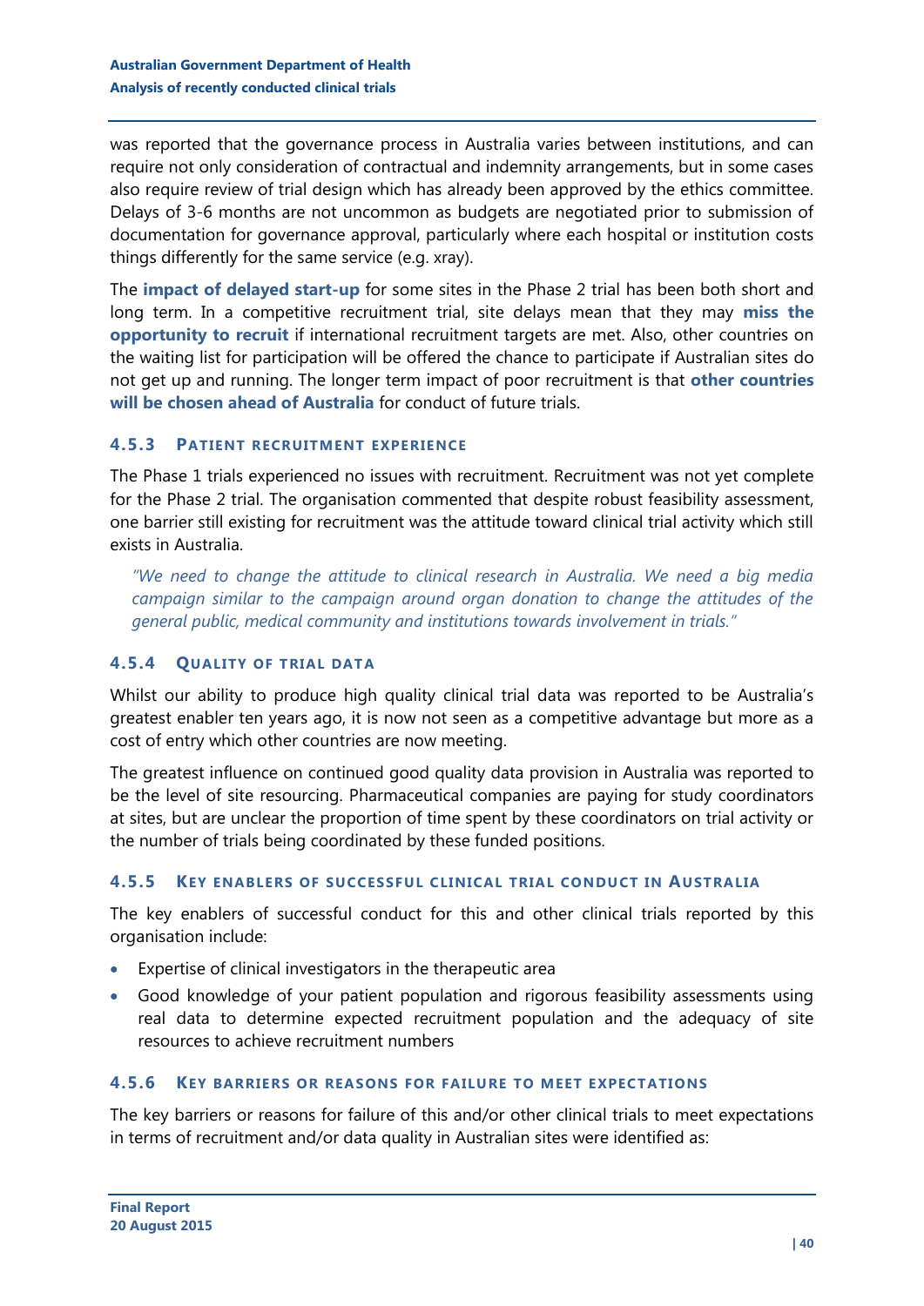was reported that the governance process in Australia varies between institutions, and can require not only consideration of contractual and indemnity arrangements, but in some cases also require review of trial design which has already been approved by the ethics committee. Delays of 3-6 months are not uncommon as budgets are negotiated prior to submission of documentation for governance approval, particularly where each hospital or institution costs things differently for the same service (e.g. xray).

The **impact of delayed start-up** for some sites in the Phase 2 trial has been both short and long term. In a competitive recruitment trial, site delays mean that they may **miss the opportunity to recruit** if international recruitment targets are met. Also, other countries on the waiting list for participation will be offered the chance to participate if Australian sites do not get up and running. The longer term impact of poor recruitment is that **other countries will be chosen ahead of Australia** for conduct of future trials.

### 4.5.3 Patient recruitment experience

The Phase 1 trials experienced no issues with recruitment. Recruitment was not yet complete for the Phase 2 trial. The organisation commented that despite robust feasibility assessment, one barrier still existing for recruitment was the attitude toward clinical trial activity which still exists in Australia.

> *"We need to change the attitude to clinical research in Australia. We need a big media campaign similar to the campaign around organ donation to change the attitudes of the general public, medical community and institutions towards involvement in trials."*

### 4.5.4 Quality of trial data

Whilst our ability to produce high quality clinical trial data was reported to be Australia's greatest enabler ten years ago, it is now not seen as a competitive advantage but more as a cost of entry which other countries are now meeting.

The greatest influence on continued good quality data provision in Australia was reported to be the level of site resourcing. Pharmaceutical companies are paying for study coordinators at sites, but are unclear the proportion of time spent by these coordinators on trial activity or the number of trials being coordinated by these funded positions.

### 4.5.5 Key enablers of successful clinical trial conduct in Australia

The key enablers of successful conduct for this and other clinical trials reported by this organisation include:

- Expertise of clinical investigators in the therapeutic area
- Good knowledge of your patient population and rigorous feasibility assessments using real data to determine expected recruitment population and the adequacy of site resources to achieve recruitment numbers

### 4.5.6 Key barriers or reasons for failure to meet expectations

The key barriers or reasons for failure of this and/or other clinical trials to meet expectations in terms of recruitment and/or data quality in Australian sites were identified as: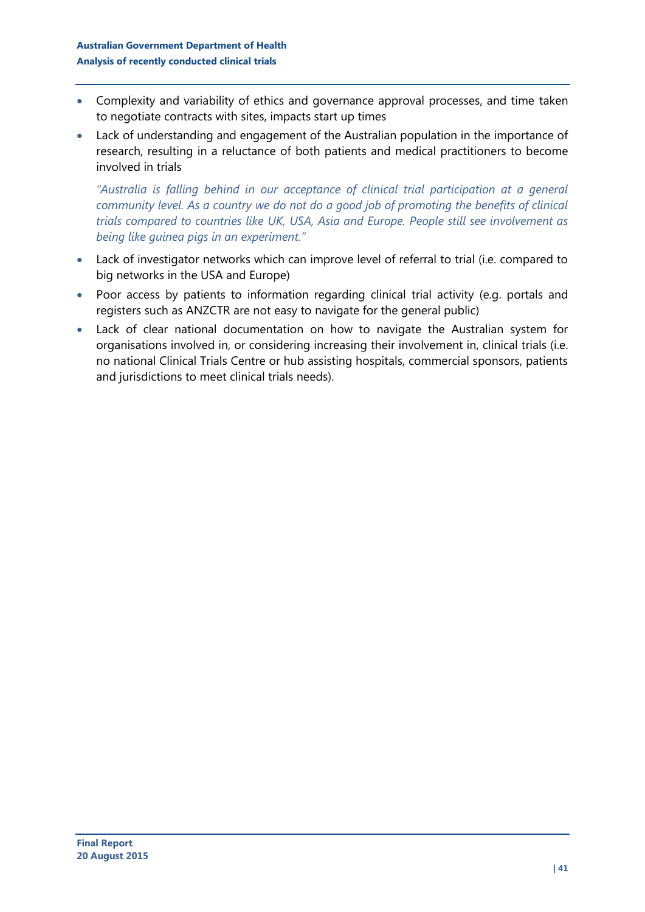- Complexity and variability of ethics and governance approval processes, and time taken to negotiate contracts with sites, impacts start up times
- Lack of understanding and engagement of the Australian population in the importance of research, resulting in a reluctance of both patients and medical practitioners to become involved in trials

  *"Australia is falling behind in our acceptance of clinical trial participation at a general community level. As a country we do not do a good job of promoting the benefits of clinical trials compared to countries like UK, USA, Asia and Europe. People still see involvement as being like guinea pigs in an experiment."*

- Lack of investigator networks which can improve level of referral to trial (i.e. compared to big networks in the USA and Europe)
- Poor access by patients to information regarding clinical trial activity (e.g. portals and registers such as ANZCTR are not easy to navigate for the general public)
- Lack of clear national documentation on how to navigate the Australian system for organisations involved in, or considering increasing their involvement in, clinical trials (i.e. no national Clinical Trials Centre or hub assisting hospitals, commercial sponsors, patients and jurisdictions to meet clinical trials needs).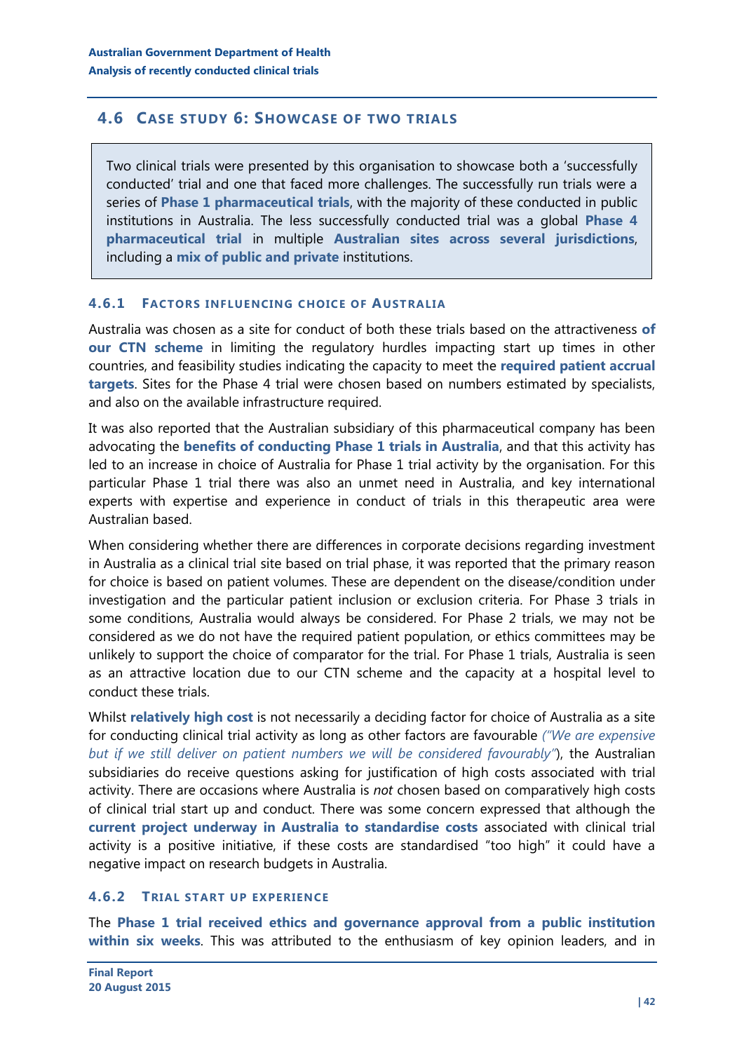## 4.6 Case study 6: Showcase of two trials

Two clinical trials were presented by this organisation to showcase both a 'successfully conducted' trial and one that faced more challenges. The successfully run trials were a series of **Phase 1 pharmaceutical trials**, with the majority of these conducted in public institutions in Australia. The less successfully conducted trial was a global **Phase 4 pharmaceutical trial** in multiple **Australian sites across several jurisdictions**, including a **mix of public and private** institutions.

### 4.6.1 Factors influencing choice of Australia

Australia was chosen as a site for conduct of both these trials based on the attractiveness **of our CTN scheme** in limiting the regulatory hurdles impacting start up times in other countries, and feasibility studies indicating the capacity to meet the **required patient accrual targets**. Sites for the Phase 4 trial were chosen based on numbers estimated by specialists, and also on the available infrastructure required.

It was also reported that the Australian subsidiary of this pharmaceutical company has been advocating the **benefits of conducting Phase 1 trials in Australia**, and that this activity has led to an increase in choice of Australia for Phase 1 trial activity by the organisation. For this particular Phase 1 trial there was also an unmet need in Australia, and key international experts with expertise and experience in conduct of trials in this therapeutic area were Australian based.

When considering whether there are differences in corporate decisions regarding investment in Australia as a clinical trial site based on trial phase, it was reported that the primary reason for choice is based on patient volumes. These are dependent on the disease/condition under investigation and the particular patient inclusion or exclusion criteria. For Phase 3 trials in some conditions, Australia would always be considered. For Phase 2 trials, we may not be considered as we do not have the required patient population, or ethics committees may be unlikely to support the choice of comparator for the trial. For Phase 1 trials, Australia is seen as an attractive location due to our CTN scheme and the capacity at a hospital level to conduct these trials.

Whilst **relatively high cost** is not necessarily a deciding factor for choice of Australia as a site for conducting clinical trial activity as long as other factors are favourable *("We are expensive but if we still deliver on patient numbers we will be considered favourably")*, the Australian subsidiaries do receive questions asking for justification of high costs associated with trial activity. There are occasions where Australia is *not* chosen based on comparatively high costs of clinical trial start up and conduct. There was some concern expressed that although the **current project underway in Australia to standardise costs** associated with clinical trial activity is a positive initiative, if these costs are standardised "too high" it could have a negative impact on research budgets in Australia.

### 4.6.2 Trial start up experience

The **Phase 1 trial received ethics and governance approval from a public institution within six weeks**. This was attributed to the enthusiasm of key opinion leaders, and in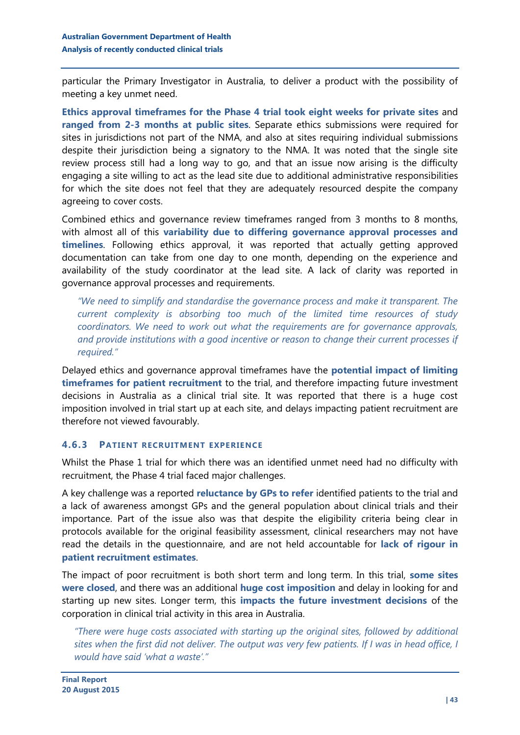particular the Primary Investigator in Australia, to deliver a product with the possibility of meeting a key unmet need.

**Ethics approval timeframes for the Phase 4 trial took eight weeks for private sites** and **ranged from 2-3 months at public sites**. Separate ethics submissions were required for sites in jurisdictions not part of the NMA, and also at sites requiring individual submissions despite their jurisdiction being a signatory to the NMA. It was noted that the single site review process still had a long way to go, and that an issue now arising is the difficulty engaging a site willing to act as the lead site due to additional administrative responsibilities for which the site does not feel that they are adequately resourced despite the company agreeing to cover costs.

Combined ethics and governance review timeframes ranged from 3 months to 8 months, with almost all of this **variability due to differing governance approval processes and timelines**. Following ethics approval, it was reported that actually getting approved documentation can take from one day to one month, depending on the experience and availability of the study coordinator at the lead site. A lack of clarity was reported in governance approval processes and requirements.

> *"We need to simplify and standardise the governance process and make it transparent. The current complexity is absorbing too much of the limited time resources of study coordinators. We need to work out what the requirements are for governance approvals, and provide institutions with a good incentive or reason to change their current processes if required."*

Delayed ethics and governance approval timeframes have the **potential impact of limiting timeframes for patient recruitment** to the trial, and therefore impacting future investment decisions in Australia as a clinical trial site. It was reported that there is a huge cost imposition involved in trial start up at each site, and delays impacting patient recruitment are therefore not viewed favourably.

### 4.6.3 Patient recruitment experience

Whilst the Phase 1 trial for which there was an identified unmet need had no difficulty with recruitment, the Phase 4 trial faced major challenges.

A key challenge was a reported **reluctance by GPs to refer** identified patients to the trial and a lack of awareness amongst GPs and the general population about clinical trials and their importance. Part of the issue also was that despite the eligibility criteria being clear in protocols available for the original feasibility assessment, clinical researchers may not have read the details in the questionnaire, and are not held accountable for **lack of rigour in patient recruitment estimates**.

The impact of poor recruitment is both short term and long term. In this trial, **some sites were closed**, and there was an additional **huge cost imposition** and delay in looking for and starting up new sites. Longer term, this **impacts the future investment decisions** of the corporation in clinical trial activity in this area in Australia.

> *"There were huge costs associated with starting up the original sites, followed by additional sites when the first did not deliver. The output was very few patients. If I was in head office, I would have said 'what a waste'."*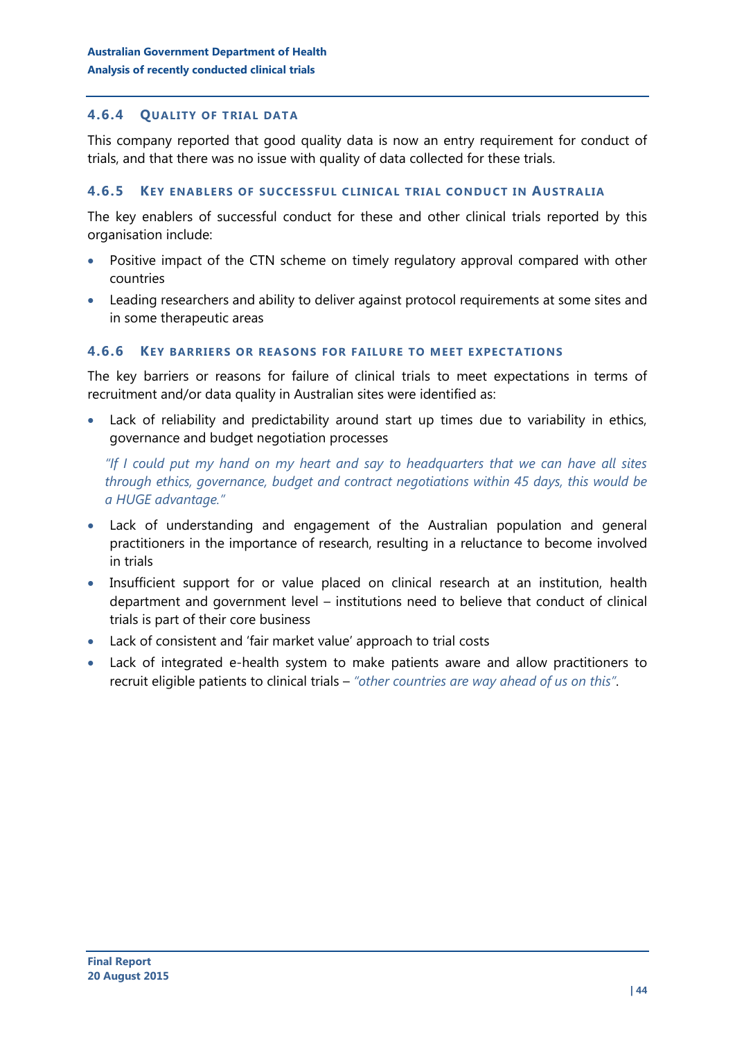### 4.6.4 Quality of trial data

This company reported that good quality data is now an entry requirement for conduct of trials, and that there was no issue with quality of data collected for these trials.

### 4.6.5 Key enablers of successful clinical trial conduct in Australia

The key enablers of successful conduct for these and other clinical trials reported by this organisation include:

- Positive impact of the CTN scheme on timely regulatory approval compared with other countries
- Leading researchers and ability to deliver against protocol requirements at some sites and in some therapeutic areas

### 4.6.6 Key barriers or reasons for failure to meet expectations

The key barriers or reasons for failure of clinical trials to meet expectations in terms of recruitment and/or data quality in Australian sites were identified as:

- Lack of reliability and predictability around start up times due to variability in ethics, governance and budget negotiation processes

  *"If I could put my hand on my heart and say to headquarters that we can have all sites through ethics, governance, budget and contract negotiations within 45 days, this would be a HUGE advantage."*

- Lack of understanding and engagement of the Australian population and general practitioners in the importance of research, resulting in a reluctance to become involved in trials
- Insufficient support for or value placed on clinical research at an institution, health department and government level – institutions need to believe that conduct of clinical trials is part of their core business
- Lack of consistent and 'fair market value' approach to trial costs
- Lack of integrated e-health system to make patients aware and allow practitioners to recruit eligible patients to clinical trials – *"other countries are way ahead of us on this"*.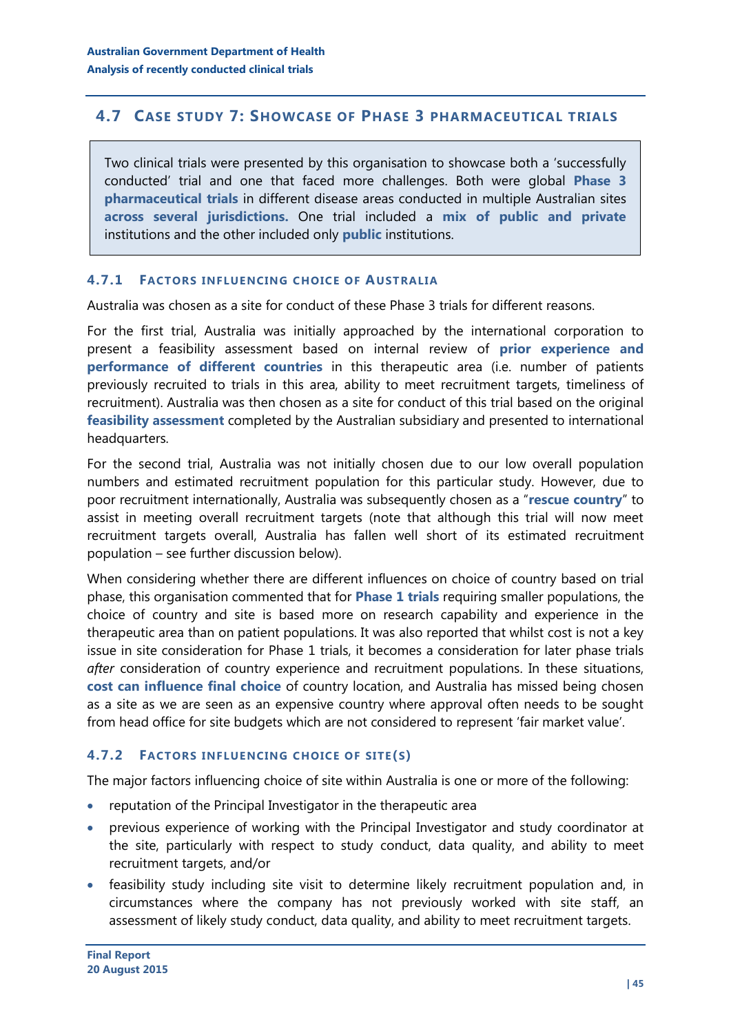## 4.7 Case study 7: Showcase of Phase 3 pharmaceutical trials

Two clinical trials were presented by this organisation to showcase both a 'successfully conducted' trial and one that faced more challenges. Both were global **Phase 3 pharmaceutical trials** in different disease areas conducted in multiple Australian sites **across several jurisdictions.** One trial included a **mix of public and private** institutions and the other included only **public** institutions.

### 4.7.1 Factors influencing choice of Australia

Australia was chosen as a site for conduct of these Phase 3 trials for different reasons.

For the first trial, Australia was initially approached by the international corporation to present a feasibility assessment based on internal review of **prior experience and performance of different countries** in this therapeutic area (i.e. number of patients previously recruited to trials in this area, ability to meet recruitment targets, timeliness of recruitment). Australia was then chosen as a site for conduct of this trial based on the original **feasibility assessment** completed by the Australian subsidiary and presented to international headquarters.

For the second trial, Australia was not initially chosen due to our low overall population numbers and estimated recruitment population for this particular study. However, due to poor recruitment internationally, Australia was subsequently chosen as a "**rescue country**" to assist in meeting overall recruitment targets (note that although this trial will now meet recruitment targets overall, Australia has fallen well short of its estimated recruitment population – see further discussion below).

When considering whether there are different influences on choice of country based on trial phase, this organisation commented that for **Phase 1 trials** requiring smaller populations, the choice of country and site is based more on research capability and experience in the therapeutic area than on patient populations. It was also reported that whilst cost is not a key issue in site consideration for Phase 1 trials, it becomes a consideration for later phase trials *after* consideration of country experience and recruitment populations. In these situations, **cost can influence final choice** of country location, and Australia has missed being chosen as a site as we are seen as an expensive country where approval often needs to be sought from head office for site budgets which are not considered to represent 'fair market value'.

### 4.7.2 Factors influencing choice of site(s)

The major factors influencing choice of site within Australia is one or more of the following:

- reputation of the Principal Investigator in the therapeutic area
- previous experience of working with the Principal Investigator and study coordinator at the site, particularly with respect to study conduct, data quality, and ability to meet recruitment targets, and/or
- feasibility study including site visit to determine likely recruitment population and, in circumstances where the company has not previously worked with site staff, an assessment of likely study conduct, data quality, and ability to meet recruitment targets.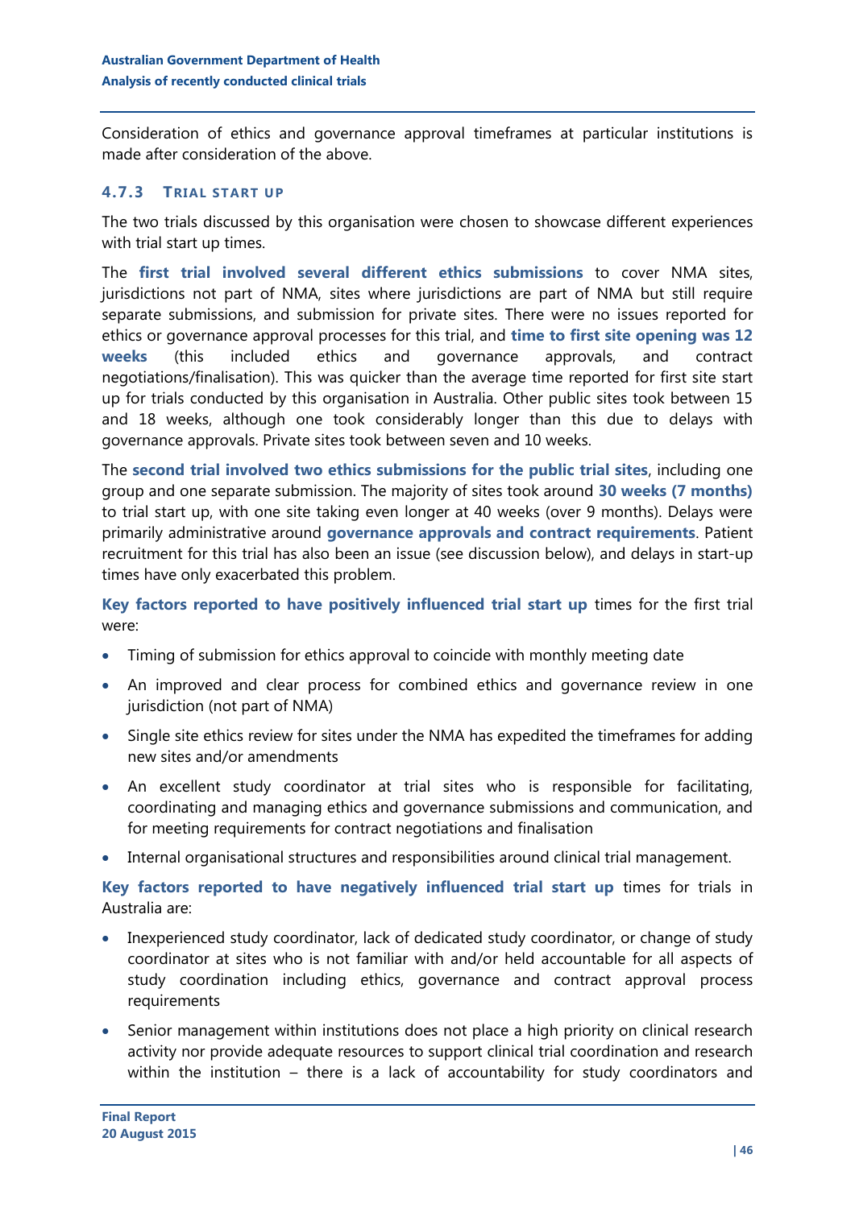Consideration of ethics and governance approval timeframes at particular institutions is made after consideration of the above.

### 4.7.3 Trial start up

The two trials discussed by this organisation were chosen to showcase different experiences with trial start up times.

The **first trial involved several different ethics submissions** to cover NMA sites, jurisdictions not part of NMA, sites where jurisdictions are part of NMA but still require separate submissions, and submission for private sites. There were no issues reported for ethics or governance approval processes for this trial, and **time to first site opening was 12 weeks** (this included ethics and governance approvals, and contract negotiations/finalisation). This was quicker than the average time reported for first site start up for trials conducted by this organisation in Australia. Other public sites took between 15 and 18 weeks, although one took considerably longer than this due to delays with governance approvals. Private sites took between seven and 10 weeks.

The **second trial involved two ethics submissions for the public trial sites**, including one group and one separate submission. The majority of sites took around **30 weeks (7 months)** to trial start up, with one site taking even longer at 40 weeks (over 9 months). Delays were primarily administrative around **governance approvals and contract requirements**. Patient recruitment for this trial has also been an issue (see discussion below), and delays in start-up times have only exacerbated this problem.

**Key factors reported to have positively influenced trial start up** times for the first trial were:

- Timing of submission for ethics approval to coincide with monthly meeting date
- An improved and clear process for combined ethics and governance review in one jurisdiction (not part of NMA)
- Single site ethics review for sites under the NMA has expedited the timeframes for adding new sites and/or amendments
- An excellent study coordinator at trial sites who is responsible for facilitating, coordinating and managing ethics and governance submissions and communication, and for meeting requirements for contract negotiations and finalisation
- Internal organisational structures and responsibilities around clinical trial management.

**Key factors reported to have negatively influenced trial start up** times for trials in Australia are:

- Inexperienced study coordinator, lack of dedicated study coordinator, or change of study coordinator at sites who is not familiar with and/or held accountable for all aspects of study coordination including ethics, governance and contract approval process requirements
- Senior management within institutions does not place a high priority on clinical research activity nor provide adequate resources to support clinical trial coordination and research within the institution – there is a lack of accountability for study coordinators and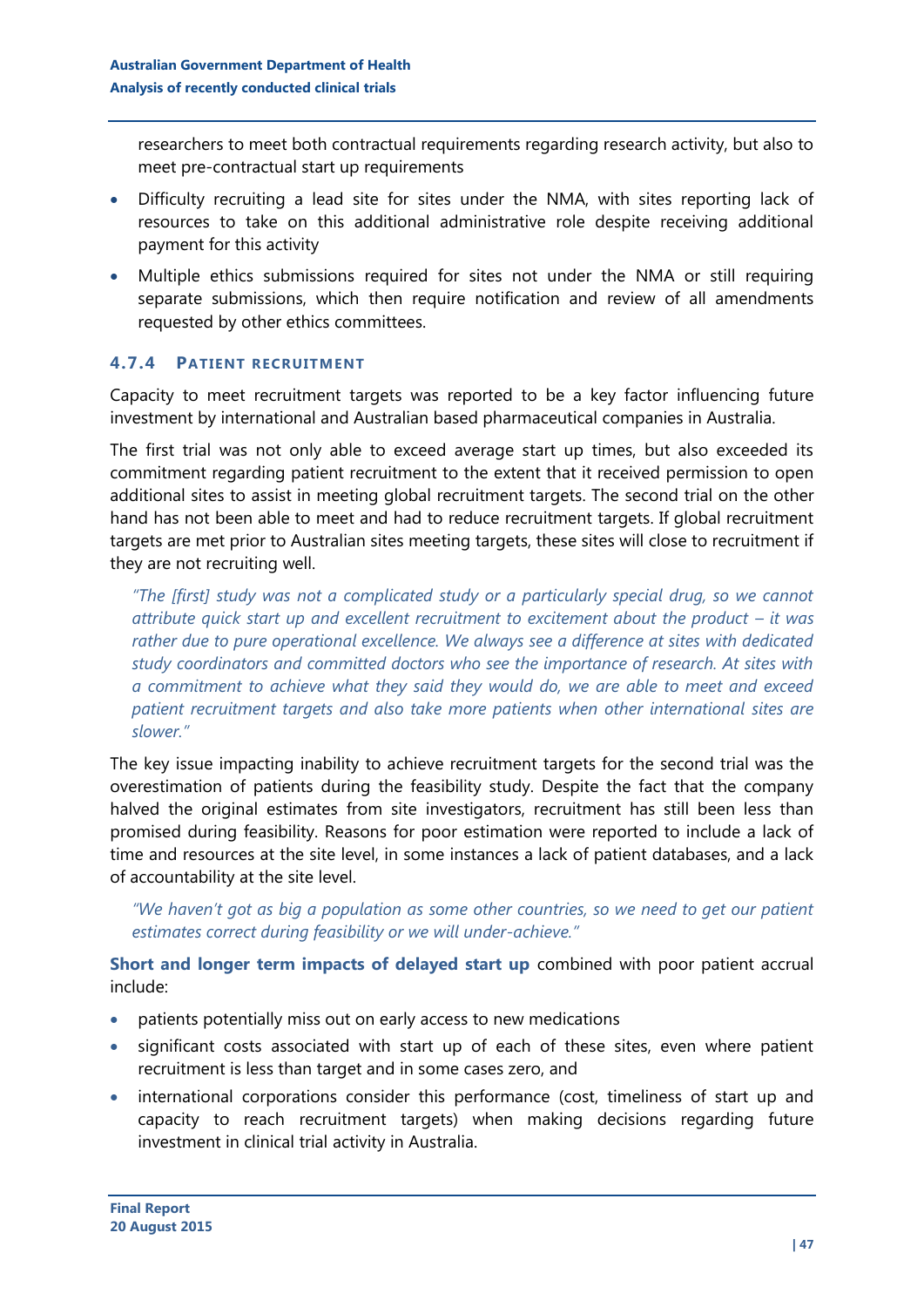researchers to meet both contractual requirements regarding research activity, but also to meet pre-contractual start up requirements

- Difficulty recruiting a lead site for sites under the NMA, with sites reporting lack of resources to take on this additional administrative role despite receiving additional payment for this activity
- Multiple ethics submissions required for sites not under the NMA or still requiring separate submissions, which then require notification and review of all amendments requested by other ethics committees.

### 4.7.4 Patient recruitment

Capacity to meet recruitment targets was reported to be a key factor influencing future investment by international and Australian based pharmaceutical companies in Australia.

The first trial was not only able to exceed average start up times, but also exceeded its commitment regarding patient recruitment to the extent that it received permission to open additional sites to assist in meeting global recruitment targets. The second trial on the other hand has not been able to meet and had to reduce recruitment targets. If global recruitment targets are met prior to Australian sites meeting targets, these sites will close to recruitment if they are not recruiting well.

> *"The [first] study was not a complicated study or a particularly special drug, so we cannot attribute quick start up and excellent recruitment to excitement about the product – it was rather due to pure operational excellence. We always see a difference at sites with dedicated study coordinators and committed doctors who see the importance of research. At sites with a commitment to achieve what they said they would do, we are able to meet and exceed patient recruitment targets and also take more patients when other international sites are slower."*

The key issue impacting inability to achieve recruitment targets for the second trial was the overestimation of patients during the feasibility study. Despite the fact that the company halved the original estimates from site investigators, recruitment has still been less than promised during feasibility. Reasons for poor estimation were reported to include a lack of time and resources at the site level, in some instances a lack of patient databases, and a lack of accountability at the site level.

> *"We haven't got as big a population as some other countries, so we need to get our patient estimates correct during feasibility or we will under-achieve."*

**Short and longer term impacts of delayed start up** combined with poor patient accrual include:

- patients potentially miss out on early access to new medications
- significant costs associated with start up of each of these sites, even where patient recruitment is less than target and in some cases zero, and
- international corporations consider this performance (cost, timeliness of start up and capacity to reach recruitment targets) when making decisions regarding future investment in clinical trial activity in Australia.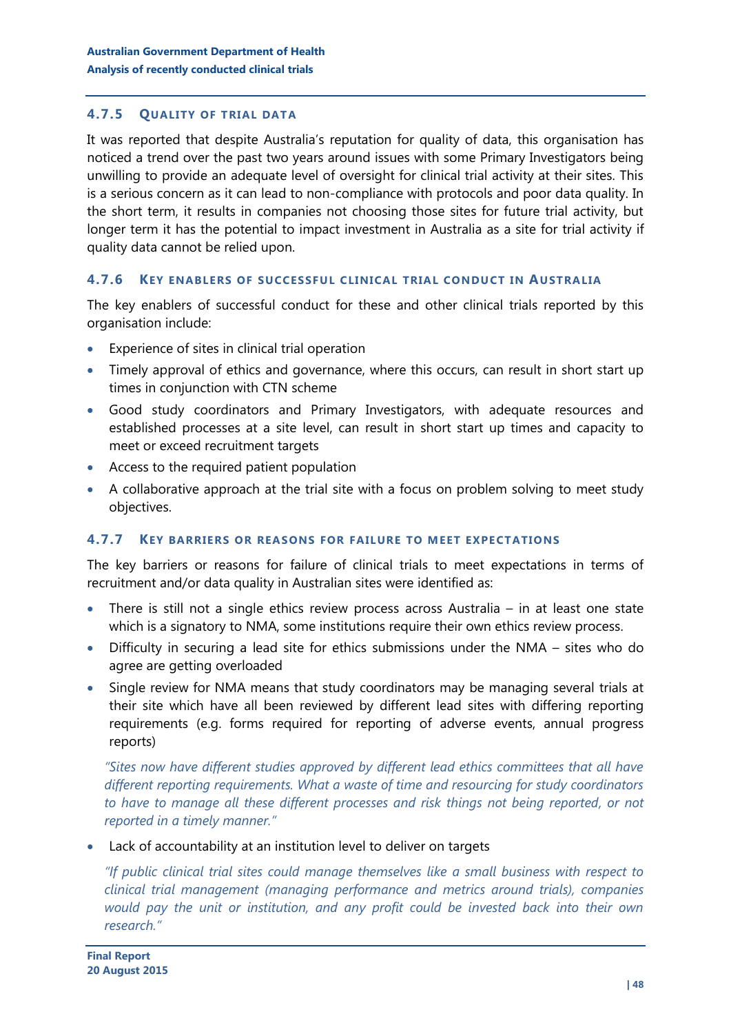### 4.7.5 Quality of trial data

It was reported that despite Australia's reputation for quality of data, this organisation has noticed a trend over the past two years around issues with some Primary Investigators being unwilling to provide an adequate level of oversight for clinical trial activity at their sites. This is a serious concern as it can lead to non-compliance with protocols and poor data quality. In the short term, it results in companies not choosing those sites for future trial activity, but longer term it has the potential to impact investment in Australia as a site for trial activity if quality data cannot be relied upon.

### 4.7.6 Key enablers of successful clinical trial conduct in Australia

The key enablers of successful conduct for these and other clinical trials reported by this organisation include:

- Experience of sites in clinical trial operation
- Timely approval of ethics and governance, where this occurs, can result in short start up times in conjunction with CTN scheme
- Good study coordinators and Primary Investigators, with adequate resources and established processes at a site level, can result in short start up times and capacity to meet or exceed recruitment targets
- Access to the required patient population
- A collaborative approach at the trial site with a focus on problem solving to meet study objectives.

### 4.7.7 Key barriers or reasons for failure to meet expectations

The key barriers or reasons for failure of clinical trials to meet expectations in terms of recruitment and/or data quality in Australian sites were identified as:

- There is still not a single ethics review process across Australia – in at least one state which is a signatory to NMA, some institutions require their own ethics review process.
- Difficulty in securing a lead site for ethics submissions under the NMA – sites who do agree are getting overloaded
- Single review for NMA means that study coordinators may be managing several trials at their site which have all been reviewed by different lead sites with differing reporting requirements (e.g. forms required for reporting of adverse events, annual progress reports)

  *"Sites now have different studies approved by different lead ethics committees that all have different reporting requirements. What a waste of time and resourcing for study coordinators to have to manage all these different processes and risk things not being reported, or not reported in a timely manner."*

- Lack of accountability at an institution level to deliver on targets

  *"If public clinical trial sites could manage themselves like a small business with respect to clinical trial management (managing performance and metrics around trials), companies would pay the unit or institution, and any profit could be invested back into their own research."*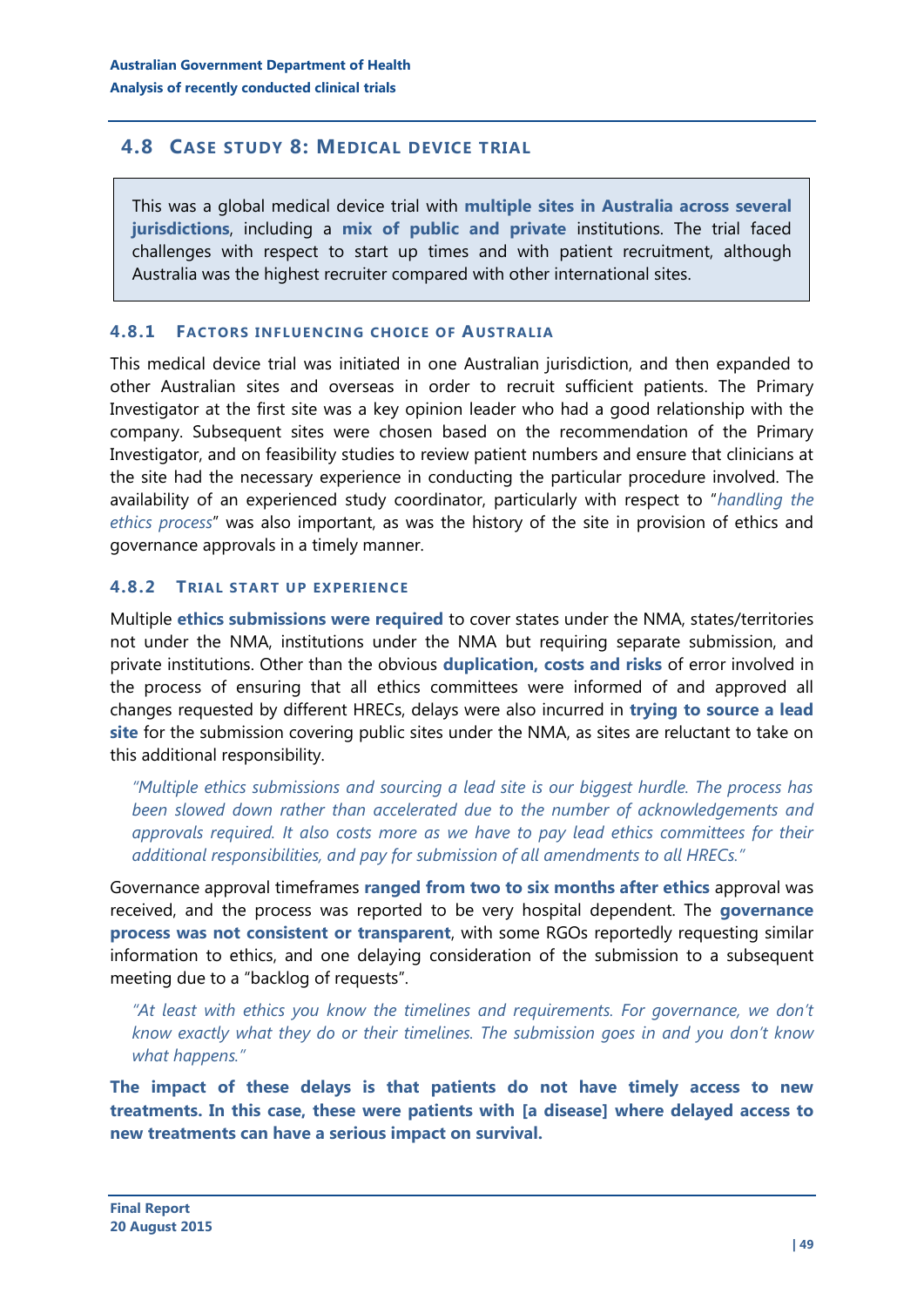## 4.8 Case study 8: Medical device trial

This was a global medical device trial with **multiple sites in Australia across several jurisdictions**, including a **mix of public and private** institutions. The trial faced challenges with respect to start up times and with patient recruitment, although Australia was the highest recruiter compared with other international sites.

### 4.8.1 Factors influencing choice of Australia

This medical device trial was initiated in one Australian jurisdiction, and then expanded to other Australian sites and overseas in order to recruit sufficient patients. The Primary Investigator at the first site was a key opinion leader who had a good relationship with the company. Subsequent sites were chosen based on the recommendation of the Primary Investigator, and on feasibility studies to review patient numbers and ensure that clinicians at the site had the necessary experience in conducting the particular procedure involved. The availability of an experienced study coordinator, particularly with respect to "*handling the ethics process*" was also important, as was the history of the site in provision of ethics and governance approvals in a timely manner.

### 4.8.2 Trial start up experience

Multiple **ethics submissions were required** to cover states under the NMA, states/territories not under the NMA, institutions under the NMA but requiring separate submission, and private institutions. Other than the obvious **duplication, costs and risks** of error involved in the process of ensuring that all ethics committees were informed of and approved all changes requested by different HRECs, delays were also incurred in **trying to source a lead site** for the submission covering public sites under the NMA, as sites are reluctant to take on this additional responsibility.

> *"Multiple ethics submissions and sourcing a lead site is our biggest hurdle. The process has been slowed down rather than accelerated due to the number of acknowledgements and approvals required. It also costs more as we have to pay lead ethics committees for their additional responsibilities, and pay for submission of all amendments to all HRECs."*

Governance approval timeframes **ranged from two to six months after ethics** approval was received, and the process was reported to be very hospital dependent. The **governance process was not consistent or transparent**, with some RGOs reportedly requesting similar information to ethics, and one delaying consideration of the submission to a subsequent meeting due to a "backlog of requests".

> *"At least with ethics you know the timelines and requirements. For governance, we don't know exactly what they do or their timelines. The submission goes in and you don't know what happens."*

**The impact of these delays is that patients do not have timely access to new treatments. In this case, these were patients with [a disease] where delayed access to new treatments can have a serious impact on survival.**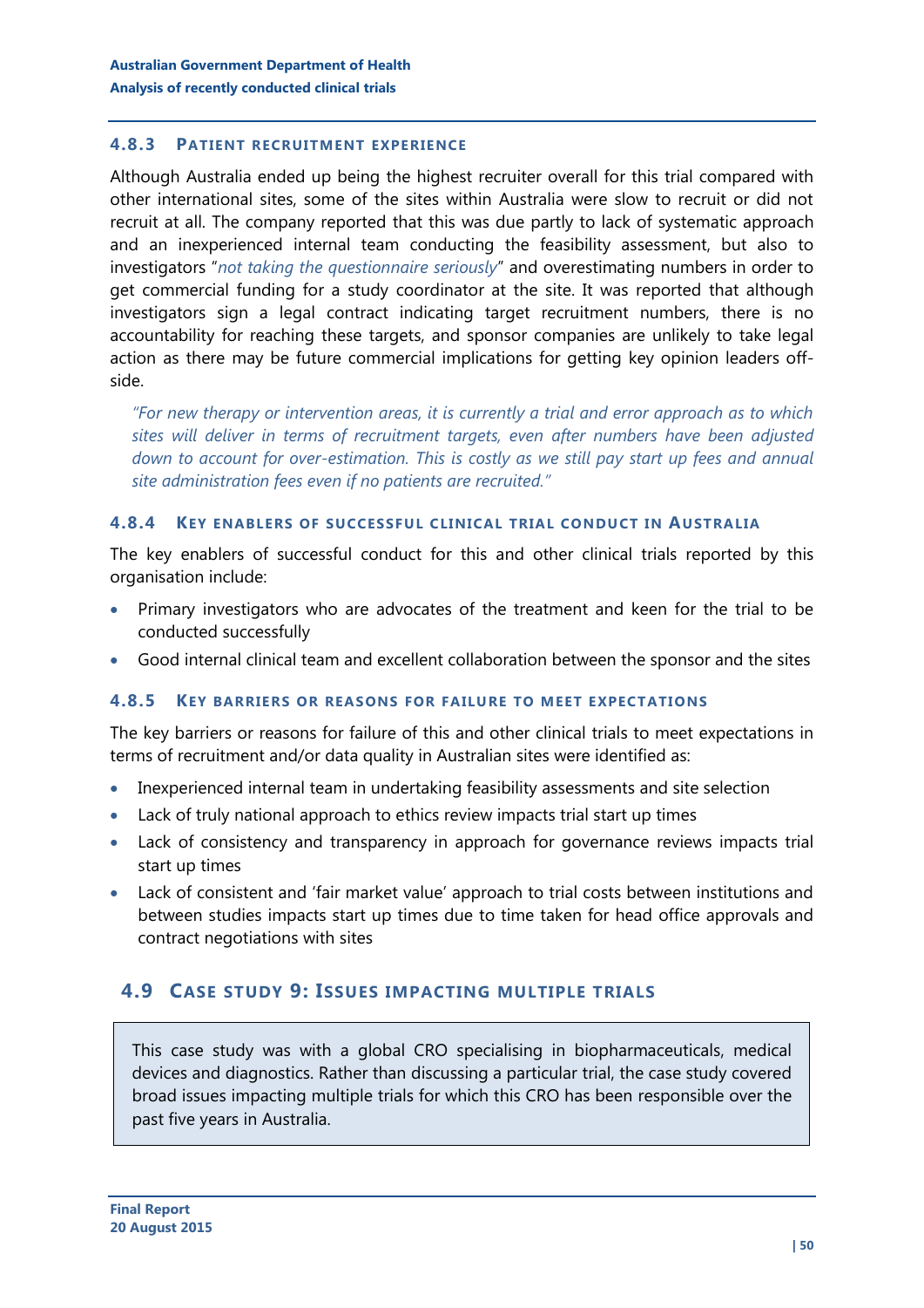### 4.8.3 Patient recruitment experience

Although Australia ended up being the highest recruiter overall for this trial compared with other international sites, some of the sites within Australia were slow to recruit or did not recruit at all. The company reported that this was due partly to lack of systematic approach and an inexperienced internal team conducting the feasibility assessment, but also to investigators "*not taking the questionnaire seriously*" and overestimating numbers in order to get commercial funding for a study coordinator at the site. It was reported that although investigators sign a legal contract indicating target recruitment numbers, there is no accountability for reaching these targets, and sponsor companies are unlikely to take legal action as there may be future commercial implications for getting key opinion leaders off-side.

> *"For new therapy or intervention areas, it is currently a trial and error approach as to which sites will deliver in terms of recruitment targets, even after numbers have been adjusted down to account for over-estimation. This is costly as we still pay start up fees and annual site administration fees even if no patients are recruited."*

### 4.8.4 Key enablers of successful clinical trial conduct in Australia

The key enablers of successful conduct for this and other clinical trials reported by this organisation include:

- Primary investigators who are advocates of the treatment and keen for the trial to be conducted successfully
- Good internal clinical team and excellent collaboration between the sponsor and the sites

### 4.8.5 Key barriers or reasons for failure to meet expectations

The key barriers or reasons for failure of this and other clinical trials to meet expectations in terms of recruitment and/or data quality in Australian sites were identified as:

- Inexperienced internal team in undertaking feasibility assessments and site selection
- Lack of truly national approach to ethics review impacts trial start up times
- Lack of consistency and transparency in approach for governance reviews impacts trial start up times
- Lack of consistent and 'fair market value' approach to trial costs between institutions and between studies impacts start up times due to time taken for head office approvals and contract negotiations with sites

## 4.9 Case study 9: Issues impacting multiple trials

This case study was with a global CRO specialising in biopharmaceuticals, medical devices and diagnostics. Rather than discussing a particular trial, the case study covered broad issues impacting multiple trials for which this CRO has been responsible over the past five years in Australia.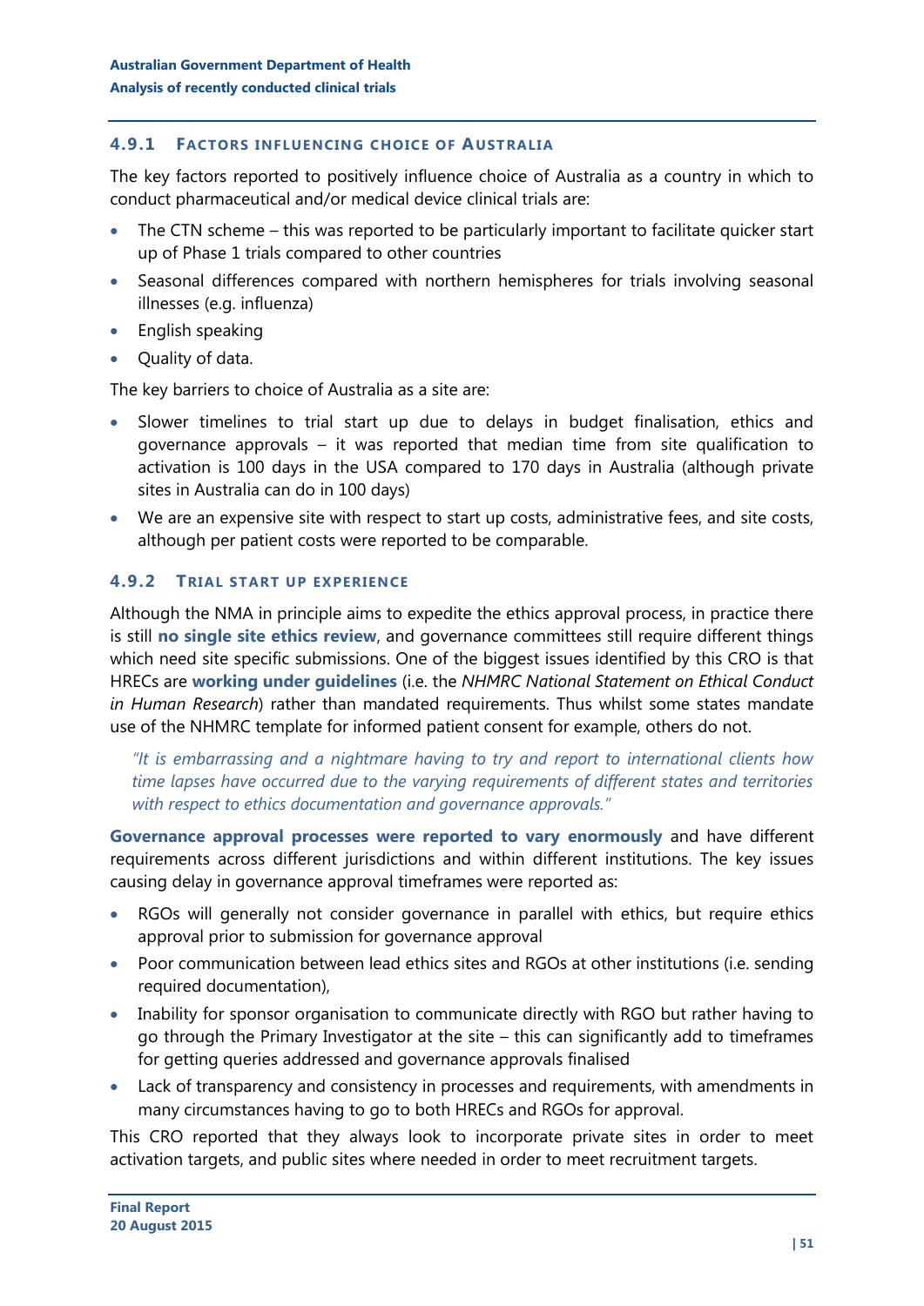### 4.9.1 Factors influencing choice of Australia

The key factors reported to positively influence choice of Australia as a country in which to conduct pharmaceutical and/or medical device clinical trials are:

- The CTN scheme – this was reported to be particularly important to facilitate quicker start up of Phase 1 trials compared to other countries
- Seasonal differences compared with northern hemispheres for trials involving seasonal illnesses (e.g. influenza)
- English speaking
- Quality of data.

The key barriers to choice of Australia as a site are:

- Slower timelines to trial start up due to delays in budget finalisation, ethics and governance approvals – it was reported that median time from site qualification to activation is 100 days in the USA compared to 170 days in Australia (although private sites in Australia can do in 100 days)
- We are an expensive site with respect to start up costs, administrative fees, and site costs, although per patient costs were reported to be comparable.

### 4.9.2 Trial start up experience

Although the NMA in principle aims to expedite the ethics approval process, in practice there is still **no single site ethics review**, and governance committees still require different things which need site specific submissions. One of the biggest issues identified by this CRO is that HRECs are **working under guidelines** (i.e. the *NHMRC National Statement on Ethical Conduct in Human Research*) rather than mandated requirements. Thus whilst some states mandate use of the NHMRC template for informed patient consent for example, others do not.

> *"It is embarrassing and a nightmare having to try and report to international clients how time lapses have occurred due to the varying requirements of different states and territories with respect to ethics documentation and governance approvals."*

**Governance approval processes were reported to vary enormously** and have different requirements across different jurisdictions and within different institutions. The key issues causing delay in governance approval timeframes were reported as:

- RGOs will generally not consider governance in parallel with ethics, but require ethics approval prior to submission for governance approval
- Poor communication between lead ethics sites and RGOs at other institutions (i.e. sending required documentation),
- Inability for sponsor organisation to communicate directly with RGO but rather having to go through the Primary Investigator at the site – this can significantly add to timeframes for getting queries addressed and governance approvals finalised
- Lack of transparency and consistency in processes and requirements, with amendments in many circumstances having to go to both HRECs and RGOs for approval.

This CRO reported that they always look to incorporate private sites in order to meet activation targets, and public sites where needed in order to meet recruitment targets.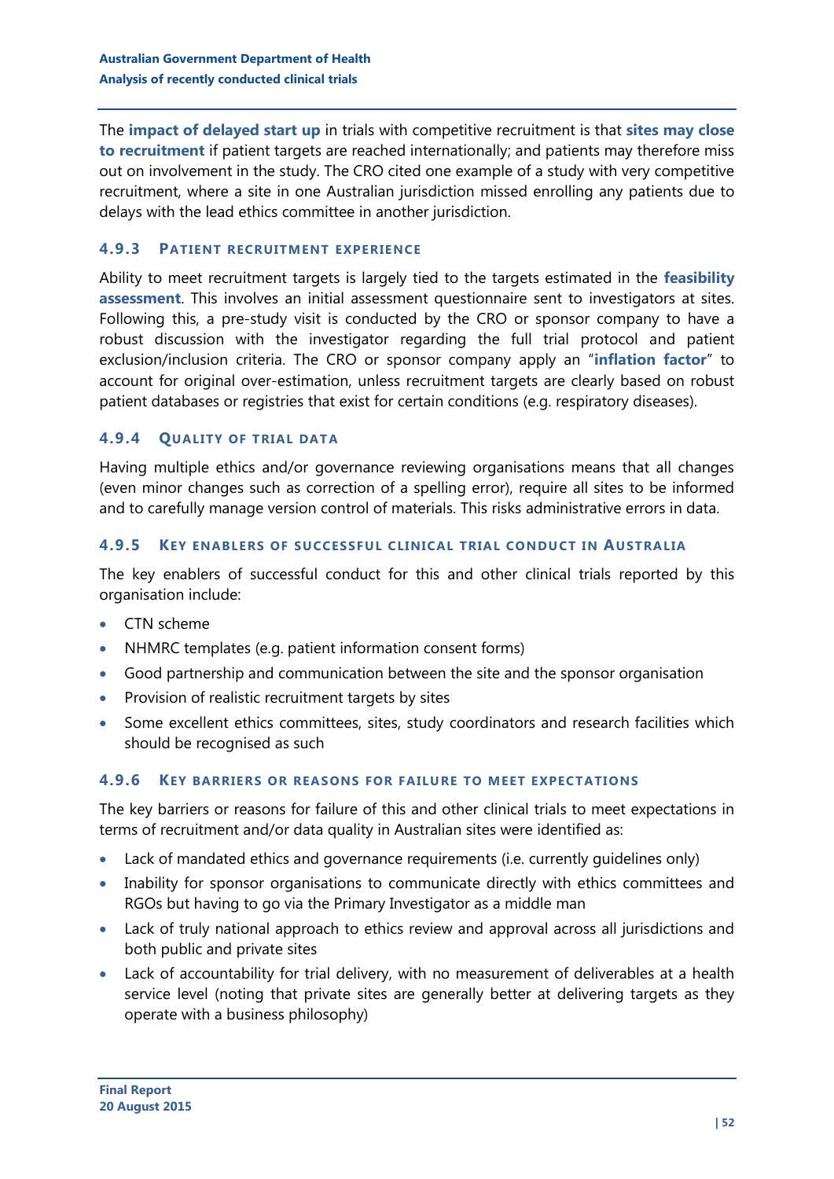The **impact of delayed start up** in trials with competitive recruitment is that **sites may close to recruitment** if patient targets are reached internationally; and patients may therefore miss out on involvement in the study. The CRO cited one example of a study with very competitive recruitment, where a site in one Australian jurisdiction missed enrolling any patients due to delays with the lead ethics committee in another jurisdiction.

### 4.9.3 Patient recruitment experience

Ability to meet recruitment targets is largely tied to the targets estimated in the **feasibility assessment**. This involves an initial assessment questionnaire sent to investigators at sites. Following this, a pre-study visit is conducted by the CRO or sponsor company to have a robust discussion with the investigator regarding the full trial protocol and patient exclusion/inclusion criteria. The CRO or sponsor company apply an "**inflation factor**" to account for original over-estimation, unless recruitment targets are clearly based on robust patient databases or registries that exist for certain conditions (e.g. respiratory diseases).

### 4.9.4 Quality of trial data

Having multiple ethics and/or governance reviewing organisations means that all changes (even minor changes such as correction of a spelling error), require all sites to be informed and to carefully manage version control of materials. This risks administrative errors in data.

### 4.9.5 Key enablers of successful clinical trial conduct in Australia

The key enablers of successful conduct for this and other clinical trials reported by this organisation include:

- CTN scheme
- NHMRC templates (e.g. patient information consent forms)
- Good partnership and communication between the site and the sponsor organisation
- Provision of realistic recruitment targets by sites
- Some excellent ethics committees, sites, study coordinators and research facilities which should be recognised as such

### 4.9.6 Key barriers or reasons for failure to meet expectations

The key barriers or reasons for failure of this and other clinical trials to meet expectations in terms of recruitment and/or data quality in Australian sites were identified as:

- Lack of mandated ethics and governance requirements (i.e. currently guidelines only)
- Inability for sponsor organisations to communicate directly with ethics committees and RGOs but having to go via the Primary Investigator as a middle man
- Lack of truly national approach to ethics review and approval across all jurisdictions and both public and private sites
- Lack of accountability for trial delivery, with no measurement of deliverables at a health service level (noting that private sites are generally better at delivering targets as they operate with a business philosophy)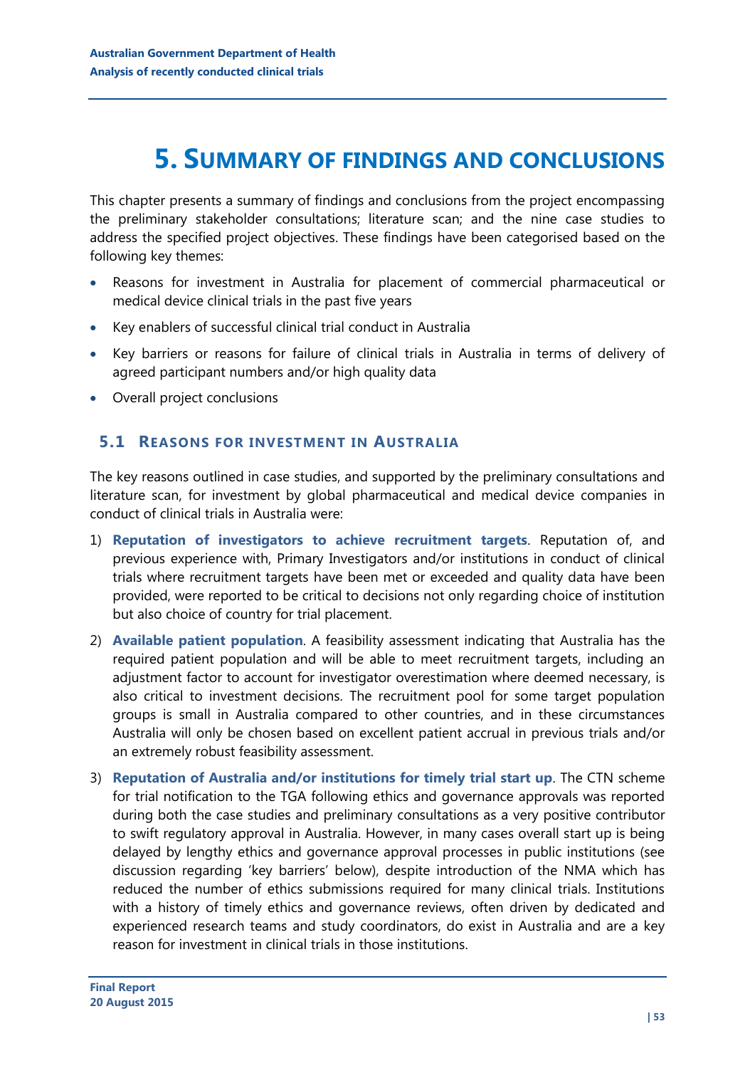# 5. Summary of findings and conclusions

This chapter presents a summary of findings and conclusions from the project encompassing the preliminary stakeholder consultations; literature scan; and the nine case studies to address the specified project objectives. These findings have been categorised based on the following key themes:

- Reasons for investment in Australia for placement of commercial pharmaceutical or medical device clinical trials in the past five years
- Key enablers of successful clinical trial conduct in Australia
- Key barriers or reasons for failure of clinical trials in Australia in terms of delivery of agreed participant numbers and/or high quality data
- Overall project conclusions

## 5.1 Reasons for investment in Australia

The key reasons outlined in case studies, and supported by the preliminary consultations and literature scan, for investment by global pharmaceutical and medical device companies in conduct of clinical trials in Australia were:

1) **Reputation of investigators to achieve recruitment targets**. Reputation of, and previous experience with, Primary Investigators and/or institutions in conduct of clinical trials where recruitment targets have been met or exceeded and quality data have been provided, were reported to be critical to decisions not only regarding choice of institution but also choice of country for trial placement.
2) **Available patient population**. A feasibility assessment indicating that Australia has the required patient population and will be able to meet recruitment targets, including an adjustment factor to account for investigator overestimation where deemed necessary, is also critical to investment decisions. The recruitment pool for some target population groups is small in Australia compared to other countries, and in these circumstances Australia will only be chosen based on excellent patient accrual in previous trials and/or an extremely robust feasibility assessment.
3) **Reputation of Australia and/or institutions for timely trial start up**. The CTN scheme for trial notification to the TGA following ethics and governance approvals was reported during both the case studies and preliminary consultations as a very positive contributor to swift regulatory approval in Australia. However, in many cases overall start up is being delayed by lengthy ethics and governance approval processes in public institutions (see discussion regarding 'key barriers' below), despite introduction of the NMA which has reduced the number of ethics submissions required for many clinical trials. Institutions with a history of timely ethics and governance reviews, often driven by dedicated and experienced research teams and study coordinators, do exist in Australia and are a key reason for investment in clinical trials in those institutions.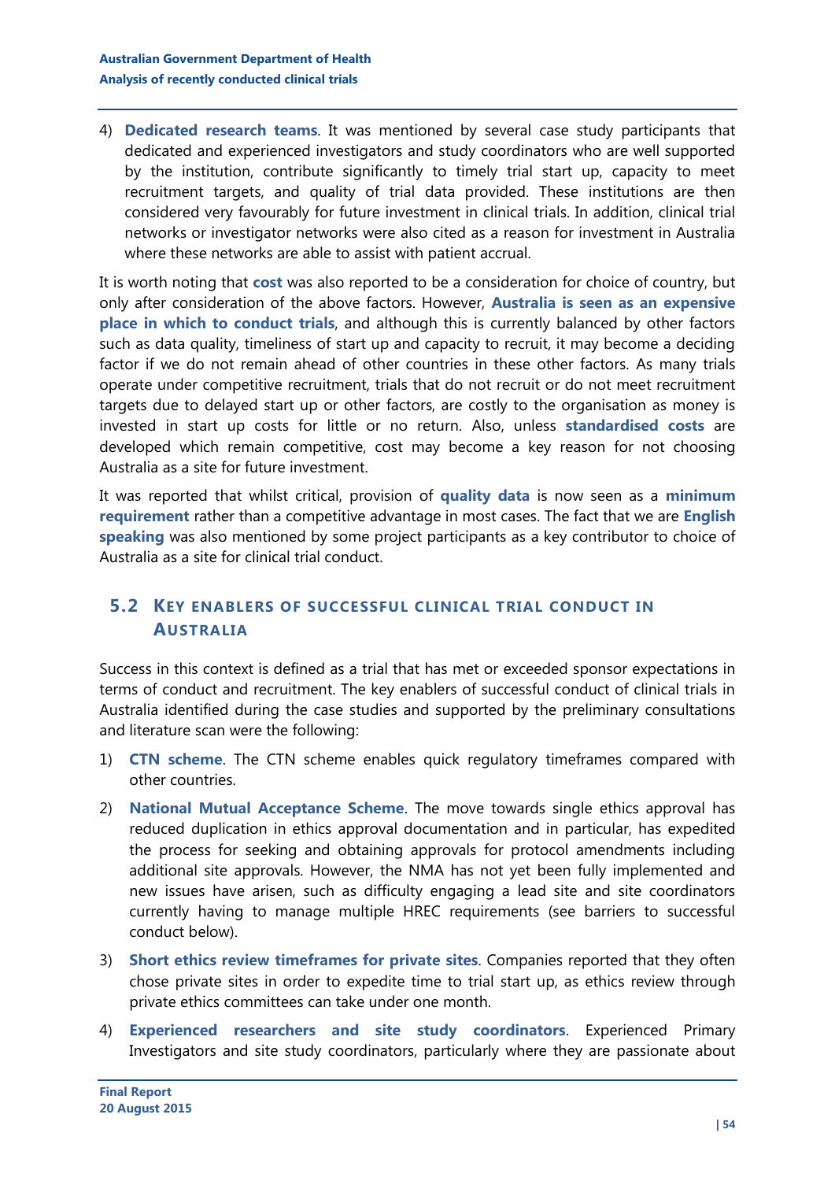4) **Dedicated research teams**. It was mentioned by several case study participants that dedicated and experienced investigators and study coordinators who are well supported by the institution, contribute significantly to timely trial start up, capacity to meet recruitment targets, and quality of trial data provided. These institutions are then considered very favourably for future investment in clinical trials. In addition, clinical trial networks or investigator networks were also cited as a reason for investment in Australia where these networks are able to assist with patient accrual.

It is worth noting that **cost** was also reported to be a consideration for choice of country, but only after consideration of the above factors. However, **Australia is seen as an expensive place in which to conduct trials**, and although this is currently balanced by other factors such as data quality, timeliness of start up and capacity to recruit, it may become a deciding factor if we do not remain ahead of other countries in these other factors. As many trials operate under competitive recruitment, trials that do not recruit or do not meet recruitment targets due to delayed start up or other factors, are costly to the organisation as money is invested in start up costs for little or no return. Also, unless **standardised costs** are developed which remain competitive, cost may become a key reason for not choosing Australia as a site for future investment.

It was reported that whilst critical, provision of **quality data** is now seen as a **minimum requirement** rather than a competitive advantage in most cases. The fact that we are **English speaking** was also mentioned by some project participants as a key contributor to choice of Australia as a site for clinical trial conduct.

## 5.2 Key enablers of successful clinical trial conduct in Australia

Success in this context is defined as a trial that has met or exceeded sponsor expectations in terms of conduct and recruitment. The key enablers of successful conduct of clinical trials in Australia identified during the case studies and supported by the preliminary consultations and literature scan were the following:

1) **CTN scheme**. The CTN scheme enables quick regulatory timeframes compared with other countries.
2) **National Mutual Acceptance Scheme**. The move towards single ethics approval has reduced duplication in ethics approval documentation and in particular, has expedited the process for seeking and obtaining approvals for protocol amendments including additional site approvals. However, the NMA has not yet been fully implemented and new issues have arisen, such as difficulty engaging a lead site and site coordinators currently having to manage multiple HREC requirements (see barriers to successful conduct below).
3) **Short ethics review timeframes for private sites**. Companies reported that they often chose private sites in order to expedite time to trial start up, as ethics review through private ethics committees can take under one month.
4) **Experienced researchers and site study coordinators**. Experienced Primary Investigators and site study coordinators, particularly where they are passionate about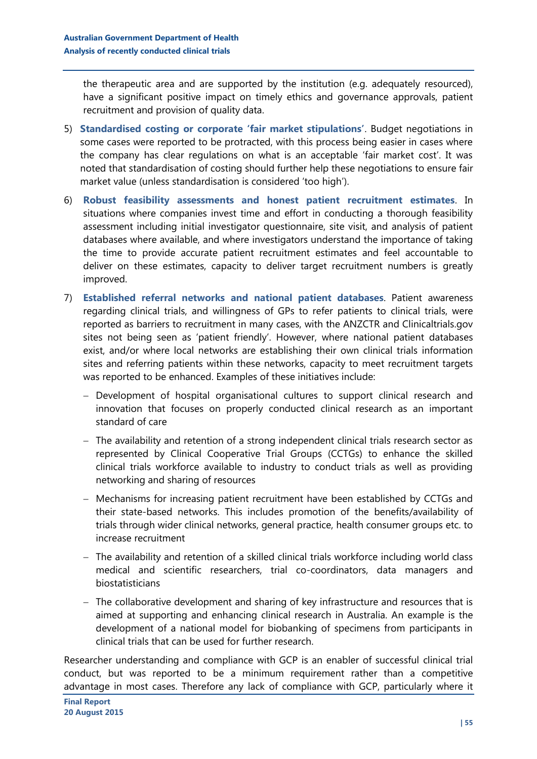the therapeutic area and are supported by the institution (e.g. adequately resourced), have a significant positive impact on timely ethics and governance approvals, patient recruitment and provision of quality data.

5) **Standardised costing or corporate 'fair market stipulations'**. Budget negotiations in some cases were reported to be protracted, with this process being easier in cases where the company has clear regulations on what is an acceptable 'fair market cost'. It was noted that standardisation of costing should further help these negotiations to ensure fair market value (unless standardisation is considered 'too high').

6) **Robust feasibility assessments and honest patient recruitment estimates**. In situations where companies invest time and effort in conducting a thorough feasibility assessment including initial investigator questionnaire, site visit, and analysis of patient databases where available, and where investigators understand the importance of taking the time to provide accurate patient recruitment estimates and feel accountable to deliver on these estimates, capacity to deliver target recruitment numbers is greatly improved.

7) **Established referral networks and national patient databases**. Patient awareness regarding clinical trials, and willingness of GPs to refer patients to clinical trials, were reported as barriers to recruitment in many cases, with the ANZCTR and Clinicaltrials.gov sites not being seen as 'patient friendly'. However, where national patient databases exist, and/or where local networks are establishing their own clinical trials information sites and referring patients within these networks, capacity to meet recruitment targets was reported to be enhanced. Examples of these initiatives include:

   - Development of hospital organisational cultures to support clinical research and innovation that focuses on properly conducted clinical research as an important standard of care
   - The availability and retention of a strong independent clinical trials research sector as represented by Clinical Cooperative Trial Groups (CCTGs) to enhance the skilled clinical trials workforce available to industry to conduct trials as well as providing networking and sharing of resources
   - Mechanisms for increasing patient recruitment have been established by CCTGs and their state-based networks. This includes promotion of the benefits/availability of trials through wider clinical networks, general practice, health consumer groups etc. to increase recruitment
   - The availability and retention of a skilled clinical trials workforce including world class medical and scientific researchers, trial co-coordinators, data managers and biostatisticians
   - The collaborative development and sharing of key infrastructure and resources that is aimed at supporting and enhancing clinical research in Australia. An example is the development of a national model for biobanking of specimens from participants in clinical trials that can be used for further research.

Researcher understanding and compliance with GCP is an enabler of successful clinical trial conduct, but was reported to be a minimum requirement rather than a competitive advantage in most cases. Therefore any lack of compliance with GCP, particularly where it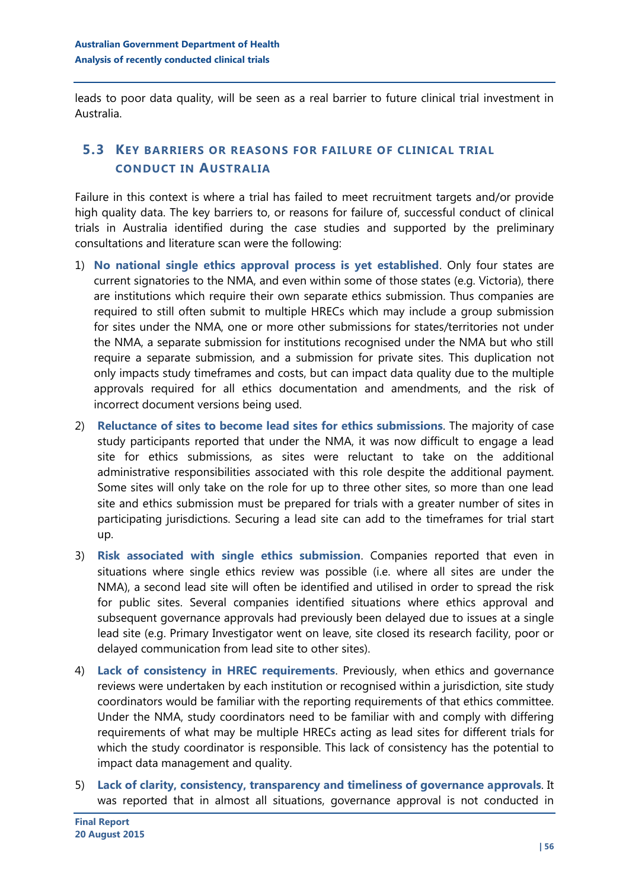leads to poor data quality, will be seen as a real barrier to future clinical trial investment in Australia.

## 5.3 Key barriers or reasons for failure of clinical trial conduct in Australia

Failure in this context is where a trial has failed to meet recruitment targets and/or provide high quality data. The key barriers to, or reasons for failure of, successful conduct of clinical trials in Australia identified during the case studies and supported by the preliminary consultations and literature scan were the following:

1) **No national single ethics approval process is yet established**. Only four states are current signatories to the NMA, and even within some of those states (e.g. Victoria), there are institutions which require their own separate ethics submission. Thus companies are required to still often submit to multiple HRECs which may include a group submission for sites under the NMA, one or more other submissions for states/territories not under the NMA, a separate submission for institutions recognised under the NMA but who still require a separate submission, and a submission for private sites. This duplication not only impacts study timeframes and costs, but can impact data quality due to the multiple approvals required for all ethics documentation and amendments, and the risk of incorrect document versions being used.

2) **Reluctance of sites to become lead sites for ethics submissions**. The majority of case study participants reported that under the NMA, it was now difficult to engage a lead site for ethics submissions, as sites were reluctant to take on the additional administrative responsibilities associated with this role despite the additional payment. Some sites will only take on the role for up to three other sites, so more than one lead site and ethics submission must be prepared for trials with a greater number of sites in participating jurisdictions. Securing a lead site can add to the timeframes for trial start up.

3) **Risk associated with single ethics submission**. Companies reported that even in situations where single ethics review was possible (i.e. where all sites are under the NMA), a second lead site will often be identified and utilised in order to spread the risk for public sites. Several companies identified situations where ethics approval and subsequent governance approvals had previously been delayed due to issues at a single lead site (e.g. Primary Investigator went on leave, site closed its research facility, poor or delayed communication from lead site to other sites).

4) **Lack of consistency in HREC requirements**. Previously, when ethics and governance reviews were undertaken by each institution or recognised within a jurisdiction, site study coordinators would be familiar with the reporting requirements of that ethics committee. Under the NMA, study coordinators need to be familiar with and comply with differing requirements of what may be multiple HRECs acting as lead sites for different trials for which the study coordinator is responsible. This lack of consistency has the potential to impact data management and quality.

5) **Lack of clarity, consistency, transparency and timeliness of governance approvals**. It was reported that in almost all situations, governance approval is not conducted in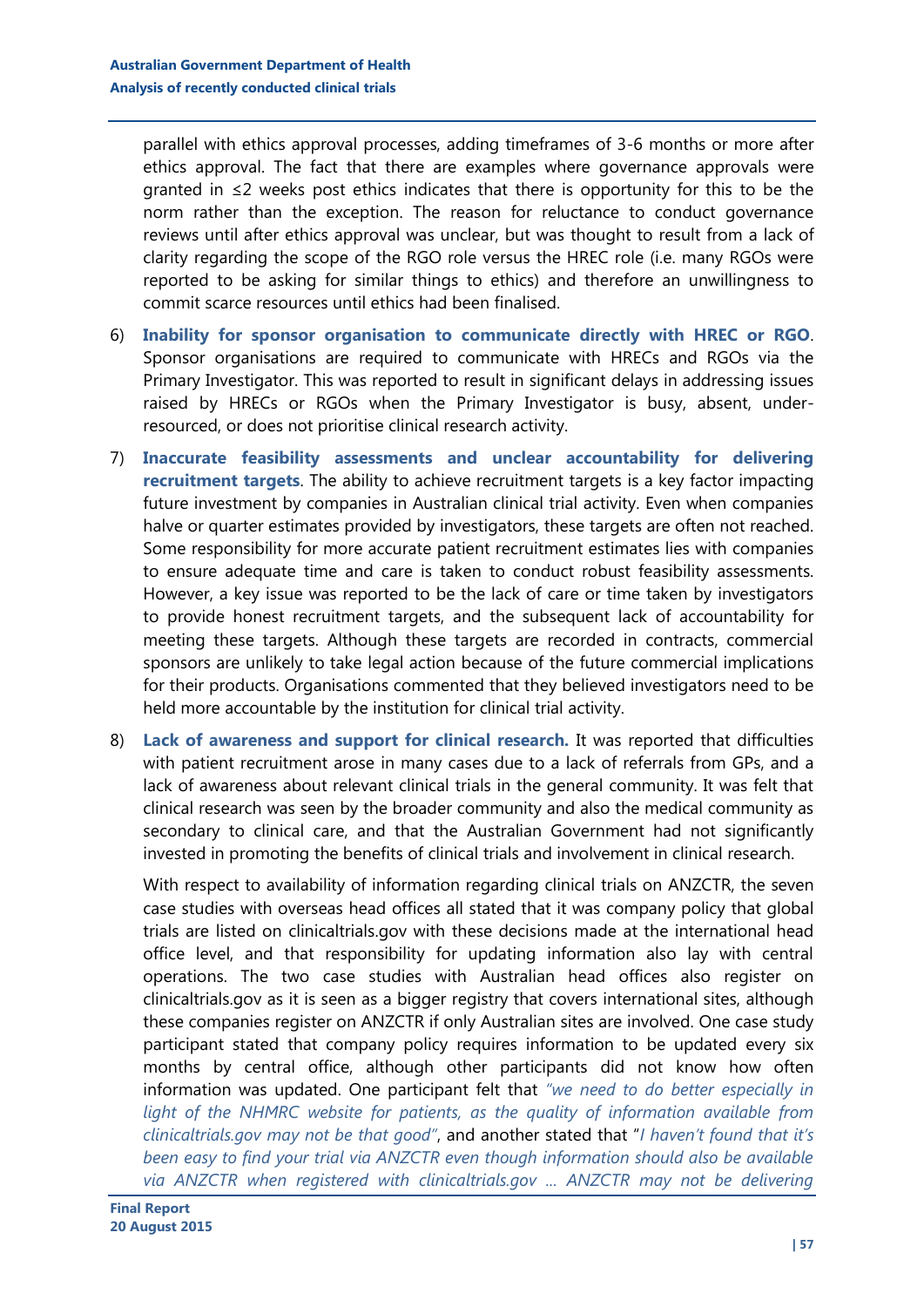parallel with ethics approval processes, adding timeframes of 3-6 months or more after ethics approval. The fact that there are examples where governance approvals were granted in ≤2 weeks post ethics indicates that there is opportunity for this to be the norm rather than the exception. The reason for reluctance to conduct governance reviews until after ethics approval was unclear, but was thought to result from a lack of clarity regarding the scope of the RGO role versus the HREC role (i.e. many RGOs were reported to be asking for similar things to ethics) and therefore an unwillingness to commit scarce resources until ethics had been finalised.

6) **Inability for sponsor organisation to communicate directly with HREC or RGO**. Sponsor organisations are required to communicate with HRECs and RGOs via the Primary Investigator. This was reported to result in significant delays in addressing issues raised by HRECs or RGOs when the Primary Investigator is busy, absent, under-resourced, or does not prioritise clinical research activity.

7) **Inaccurate feasibility assessments and unclear accountability for delivering recruitment targets**. The ability to achieve recruitment targets is a key factor impacting future investment by companies in Australian clinical trial activity. Even when companies halve or quarter estimates provided by investigators, these targets are often not reached. Some responsibility for more accurate patient recruitment estimates lies with companies to ensure adequate time and care is taken to conduct robust feasibility assessments. However, a key issue was reported to be the lack of care or time taken by investigators to provide honest recruitment targets, and the subsequent lack of accountability for meeting these targets. Although these targets are recorded in contracts, commercial sponsors are unlikely to take legal action because of the future commercial implications for their products. Organisations commented that they believed investigators need to be held more accountable by the institution for clinical trial activity.

8) **Lack of awareness and support for clinical research.** It was reported that difficulties with patient recruitment arose in many cases due to a lack of referrals from GPs, and a lack of awareness about relevant clinical trials in the general community. It was felt that clinical research was seen by the broader community and also the medical community as secondary to clinical care, and that the Australian Government had not significantly invested in promoting the benefits of clinical trials and involvement in clinical research.

   With respect to availability of information regarding clinical trials on ANZCTR, the seven case studies with overseas head offices all stated that it was company policy that global trials are listed on clinicaltrials.gov with these decisions made at the international head office level, and that responsibility for updating information also lay with central operations. The two case studies with Australian head offices also register on clinicaltrials.gov as it is seen as a bigger registry that covers international sites, although these companies register on ANZCTR if only Australian sites are involved. One case study participant stated that company policy requires information to be updated every six months by central office, although other participants did not know how often information was updated. One participant felt that *"we need to do better especially in light of the NHMRC website for patients, as the quality of information available from clinicaltrials.gov may not be that good"*, and another stated that "*I haven't found that it's been easy to find your trial via ANZCTR even though information should also be available via ANZCTR when registered with clinicaltrials.gov … ANZCTR may not be delivering*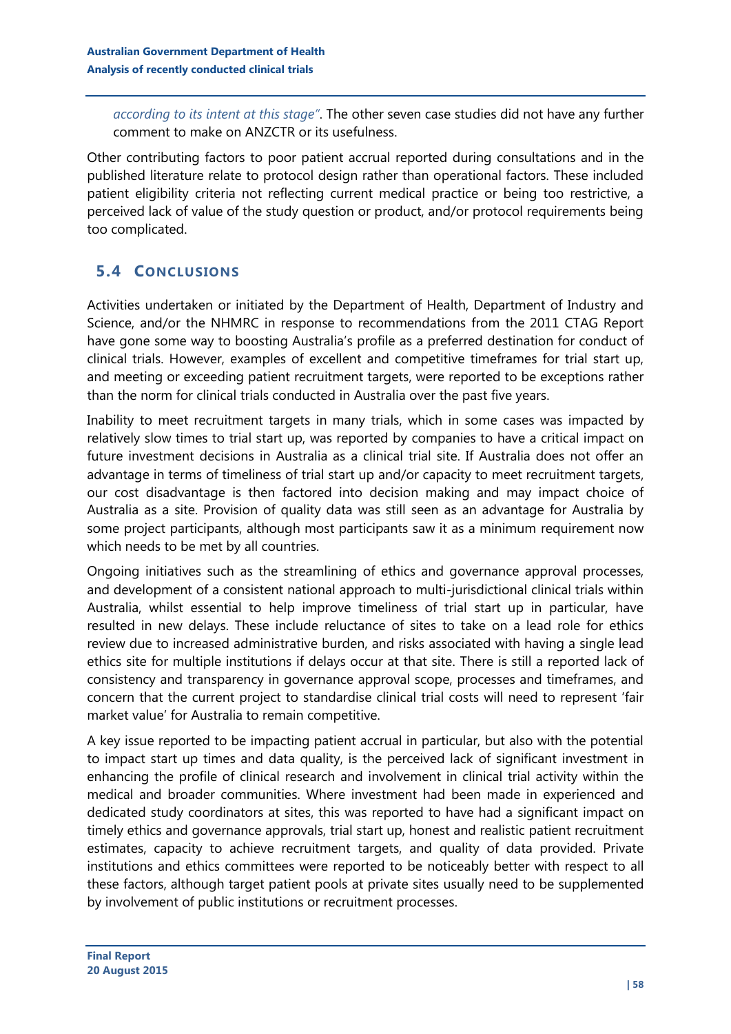*according to its intent at this stage"*. The other seven case studies did not have any further comment to make on ANZCTR or its usefulness.

Other contributing factors to poor patient accrual reported during consultations and in the published literature relate to protocol design rather than operational factors. These included patient eligibility criteria not reflecting current medical practice or being too restrictive, a perceived lack of value of the study question or product, and/or protocol requirements being too complicated.

## 5.4 Conclusions

Activities undertaken or initiated by the Department of Health, Department of Industry and Science, and/or the NHMRC in response to recommendations from the 2011 CTAG Report have gone some way to boosting Australia's profile as a preferred destination for conduct of clinical trials. However, examples of excellent and competitive timeframes for trial start up, and meeting or exceeding patient recruitment targets, were reported to be exceptions rather than the norm for clinical trials conducted in Australia over the past five years.

Inability to meet recruitment targets in many trials, which in some cases was impacted by relatively slow times to trial start up, was reported by companies to have a critical impact on future investment decisions in Australia as a clinical trial site. If Australia does not offer an advantage in terms of timeliness of trial start up and/or capacity to meet recruitment targets, our cost disadvantage is then factored into decision making and may impact choice of Australia as a site. Provision of quality data was still seen as an advantage for Australia by some project participants, although most participants saw it as a minimum requirement now which needs to be met by all countries.

Ongoing initiatives such as the streamlining of ethics and governance approval processes, and development of a consistent national approach to multi-jurisdictional clinical trials within Australia, whilst essential to help improve timeliness of trial start up in particular, have resulted in new delays. These include reluctance of sites to take on a lead role for ethics review due to increased administrative burden, and risks associated with having a single lead ethics site for multiple institutions if delays occur at that site. There is still a reported lack of consistency and transparency in governance approval scope, processes and timeframes, and concern that the current project to standardise clinical trial costs will need to represent 'fair market value' for Australia to remain competitive.

A key issue reported to be impacting patient accrual in particular, but also with the potential to impact start up times and data quality, is the perceived lack of significant investment in enhancing the profile of clinical research and involvement in clinical trial activity within the medical and broader communities. Where investment had been made in experienced and dedicated study coordinators at sites, this was reported to have had a significant impact on timely ethics and governance approvals, trial start up, honest and realistic patient recruitment estimates, capacity to achieve recruitment targets, and quality of data provided. Private institutions and ethics committees were reported to be noticeably better with respect to all these factors, although target patient pools at private sites usually need to be supplemented by involvement of public institutions or recruitment processes.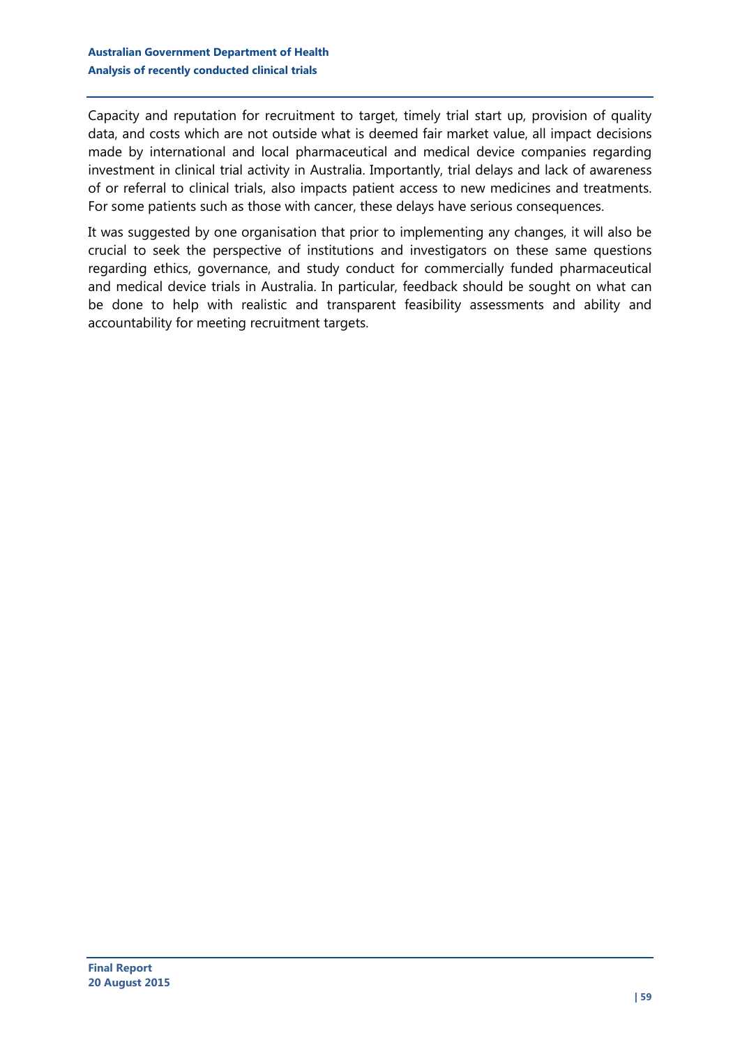Capacity and reputation for recruitment to target, timely trial start up, provision of quality data, and costs which are not outside what is deemed fair market value, all impact decisions made by international and local pharmaceutical and medical device companies regarding investment in clinical trial activity in Australia. Importantly, trial delays and lack of awareness of or referral to clinical trials, also impacts patient access to new medicines and treatments. For some patients such as those with cancer, these delays have serious consequences.

It was suggested by one organisation that prior to implementing any changes, it will also be crucial to seek the perspective of institutions and investigators on these same questions regarding ethics, governance, and study conduct for commercially funded pharmaceutical and medical device trials in Australia. In particular, feedback should be sought on what can be done to help with realistic and transparent feasibility assessments and ability and accountability for meeting recruitment targets.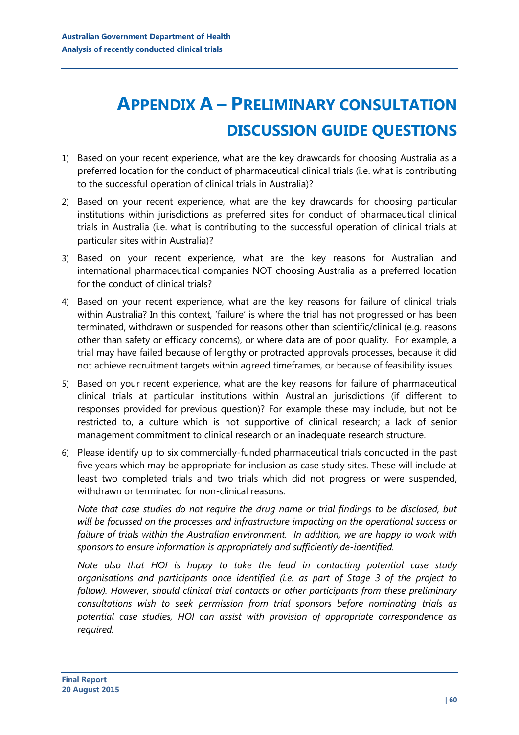# Appendix A – Preliminary consultation discussion guide questions

1) Based on your recent experience, what are the key drawcards for choosing Australia as a preferred location for the conduct of pharmaceutical clinical trials (i.e. what is contributing to the successful operation of clinical trials in Australia)?

2) Based on your recent experience, what are the key drawcards for choosing particular institutions within jurisdictions as preferred sites for conduct of pharmaceutical clinical trials in Australia (i.e. what is contributing to the successful operation of clinical trials at particular sites within Australia)?

3) Based on your recent experience, what are the key reasons for Australian and international pharmaceutical companies NOT choosing Australia as a preferred location for the conduct of clinical trials?

4) Based on your recent experience, what are the key reasons for failure of clinical trials within Australia? In this context, 'failure' is where the trial has not progressed or has been terminated, withdrawn or suspended for reasons other than scientific/clinical (e.g. reasons other than safety or efficacy concerns), or where data are of poor quality. For example, a trial may have failed because of lengthy or protracted approvals processes, because it did not achieve recruitment targets within agreed timeframes, or because of feasibility issues.

5) Based on your recent experience, what are the key reasons for failure of pharmaceutical clinical trials at particular institutions within Australian jurisdictions (if different to responses provided for previous question)? For example these may include, but not be restricted to, a culture which is not supportive of clinical research; a lack of senior management commitment to clinical research or an inadequate research structure.

6) Please identify up to six commercially-funded pharmaceutical trials conducted in the past five years which may be appropriate for inclusion as case study sites. These will include at least two completed trials and two trials which did not progress or were suspended, withdrawn or terminated for non-clinical reasons.

   *Note that case studies do not require the drug name or trial findings to be disclosed, but will be focussed on the processes and infrastructure impacting on the operational success or failure of trials within the Australian environment. In addition, we are happy to work with sponsors to ensure information is appropriately and sufficiently de-identified.*

   *Note also that HOI is happy to take the lead in contacting potential case study organisations and participants once identified (i.e. as part of Stage 3 of the project to follow). However, should clinical trial contacts or other participants from these preliminary consultations wish to seek permission from trial sponsors before nominating trials as potential case studies, HOI can assist with provision of appropriate correspondence as required.*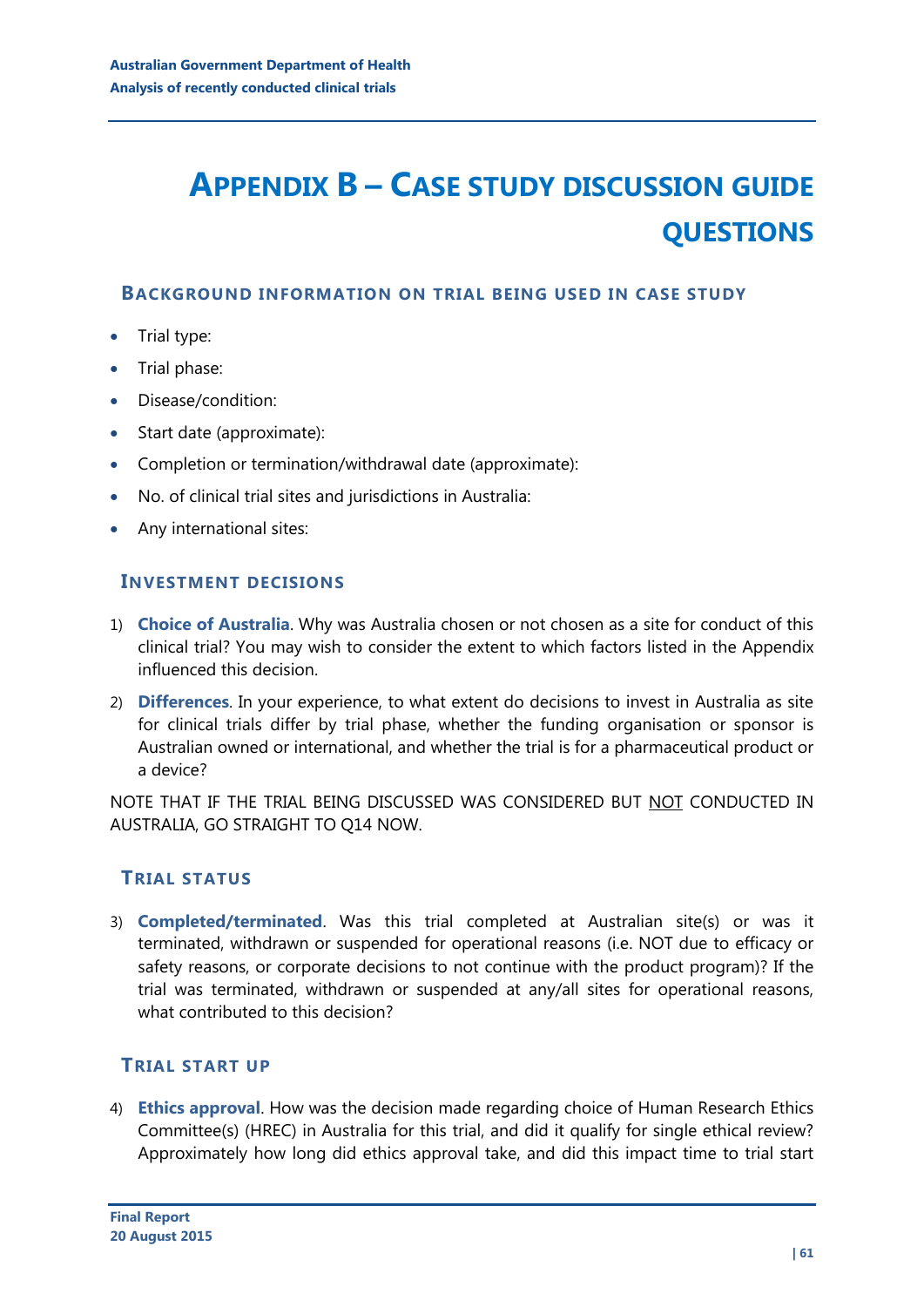# Appendix B – Case study discussion guide questions

## Background information on trial being used in case study

- Trial type:
- Trial phase:
- Disease/condition:
- Start date (approximate):
- Completion or termination/withdrawal date (approximate):
- No. of clinical trial sites and jurisdictions in Australia:
- Any international sites:

## Investment decisions

1) **Choice of Australia**. Why was Australia chosen or not chosen as a site for conduct of this clinical trial? You may wish to consider the extent to which factors listed in the Appendix influenced this decision.
2) **Differences**. In your experience, to what extent do decisions to invest in Australia as site for clinical trials differ by trial phase, whether the funding organisation or sponsor is Australian owned or international, and whether the trial is for a pharmaceutical product or a device?

NOTE THAT IF THE TRIAL BEING DISCUSSED WAS CONSIDERED BUT NOT CONDUCTED IN AUSTRALIA, GO STRAIGHT TO Q14 NOW.

## Trial status

3) **Completed/terminated**. Was this trial completed at Australian site(s) or was it terminated, withdrawn or suspended for operational reasons (i.e. NOT due to efficacy or safety reasons, or corporate decisions to not continue with the product program)? If the trial was terminated, withdrawn or suspended at any/all sites for operational reasons, what contributed to this decision?

## Trial start up

4) **Ethics approval**. How was the decision made regarding choice of Human Research Ethics Committee(s) (HREC) in Australia for this trial, and did it qualify for single ethical review? Approximately how long did ethics approval take, and did this impact time to trial start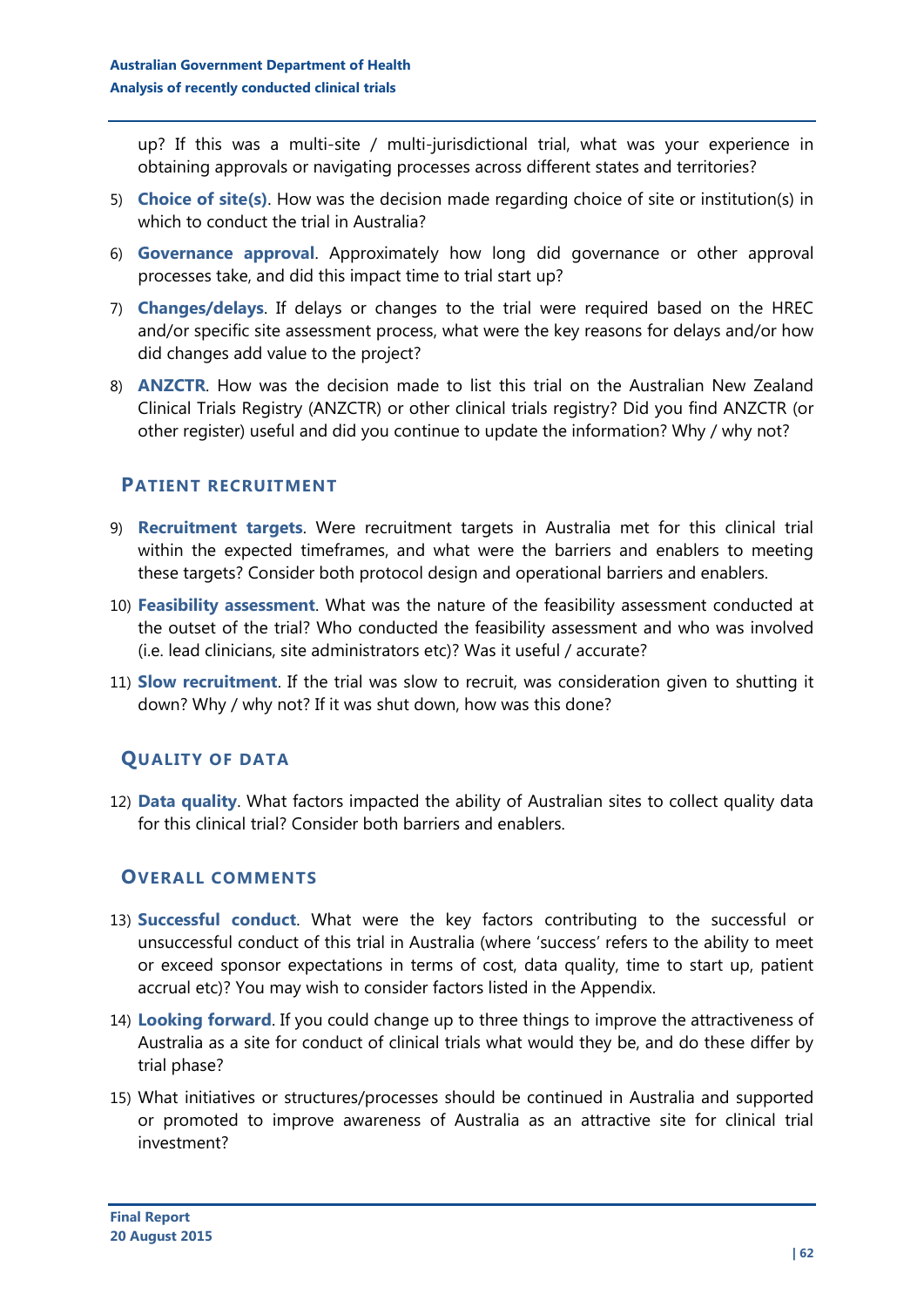up? If this was a multi-site / multi-jurisdictional trial, what was your experience in obtaining approvals or navigating processes across different states and territories?

5) **Choice of site(s)**. How was the decision made regarding choice of site or institution(s) in which to conduct the trial in Australia?

6) **Governance approval**. Approximately how long did governance or other approval processes take, and did this impact time to trial start up?

7) **Changes/delays**. If delays or changes to the trial were required based on the HREC and/or specific site assessment process, what were the key reasons for delays and/or how did changes add value to the project?

8) **ANZCTR**. How was the decision made to list this trial on the Australian New Zealand Clinical Trials Registry (ANZCTR) or other clinical trials registry? Did you find ANZCTR (or other register) useful and did you continue to update the information? Why / why not?

## Patient recruitment

9) **Recruitment targets**. Were recruitment targets in Australia met for this clinical trial within the expected timeframes, and what were the barriers and enablers to meeting these targets? Consider both protocol design and operational barriers and enablers.

10) **Feasibility assessment**. What was the nature of the feasibility assessment conducted at the outset of the trial? Who conducted the feasibility assessment and who was involved (i.e. lead clinicians, site administrators etc)? Was it useful / accurate?

11) **Slow recruitment**. If the trial was slow to recruit, was consideration given to shutting it down? Why / why not? If it was shut down, how was this done?

## Quality of data

12) **Data quality**. What factors impacted the ability of Australian sites to collect quality data for this clinical trial? Consider both barriers and enablers.

## Overall comments

13) **Successful conduct**. What were the key factors contributing to the successful or unsuccessful conduct of this trial in Australia (where 'success' refers to the ability to meet or exceed sponsor expectations in terms of cost, data quality, time to start up, patient accrual etc)? You may wish to consider factors listed in the Appendix.

14) **Looking forward**. If you could change up to three things to improve the attractiveness of Australia as a site for conduct of clinical trials what would they be, and do these differ by trial phase?

15) What initiatives or structures/processes should be continued in Australia and supported or promoted to improve awareness of Australia as an attractive site for clinical trial investment?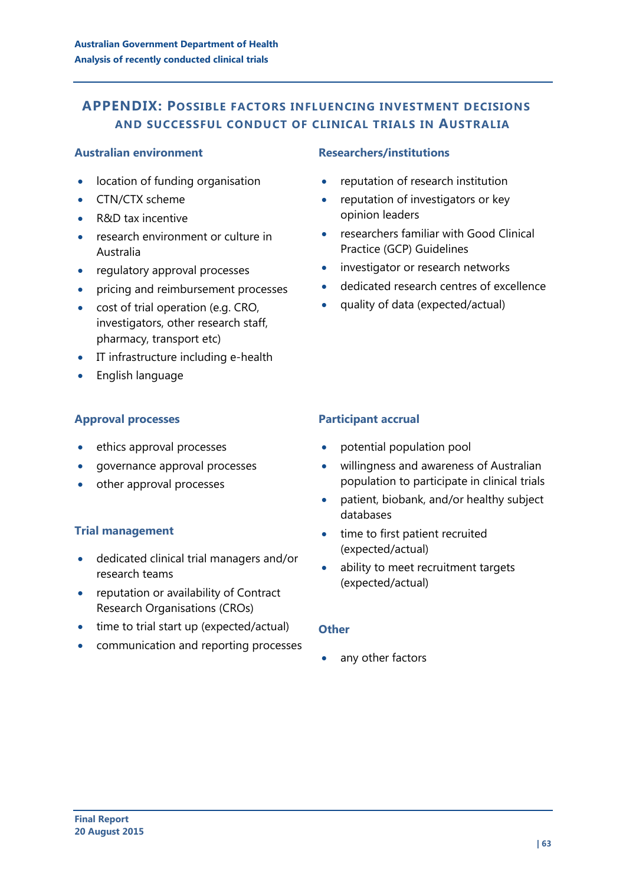## APPENDIX: Possible factors influencing investment decisions and successful conduct of clinical trials in Australia

### Australian environment

- location of funding organisation
- CTN/CTX scheme
- R&D tax incentive
- research environment or culture in Australia
- regulatory approval processes
- pricing and reimbursement processes
- cost of trial operation (e.g. CRO, investigators, other research staff, pharmacy, transport etc)
- IT infrastructure including e-health
- English language

### Researchers/institutions

- reputation of research institution
- reputation of investigators or key opinion leaders
- researchers familiar with Good Clinical Practice (GCP) Guidelines
- investigator or research networks
- dedicated research centres of excellence
- quality of data (expected/actual)

### Approval processes

- ethics approval processes
- governance approval processes
- other approval processes

### Trial management

- dedicated clinical trial managers and/or research teams
- reputation or availability of Contract Research Organisations (CROs)
- time to trial start up (expected/actual)
- communication and reporting processes

### Participant accrual

- potential population pool
- willingness and awareness of Australian population to participate in clinical trials
- patient, biobank, and/or healthy subject databases
- time to first patient recruited (expected/actual)
- ability to meet recruitment targets (expected/actual)

### Other

- any other factors